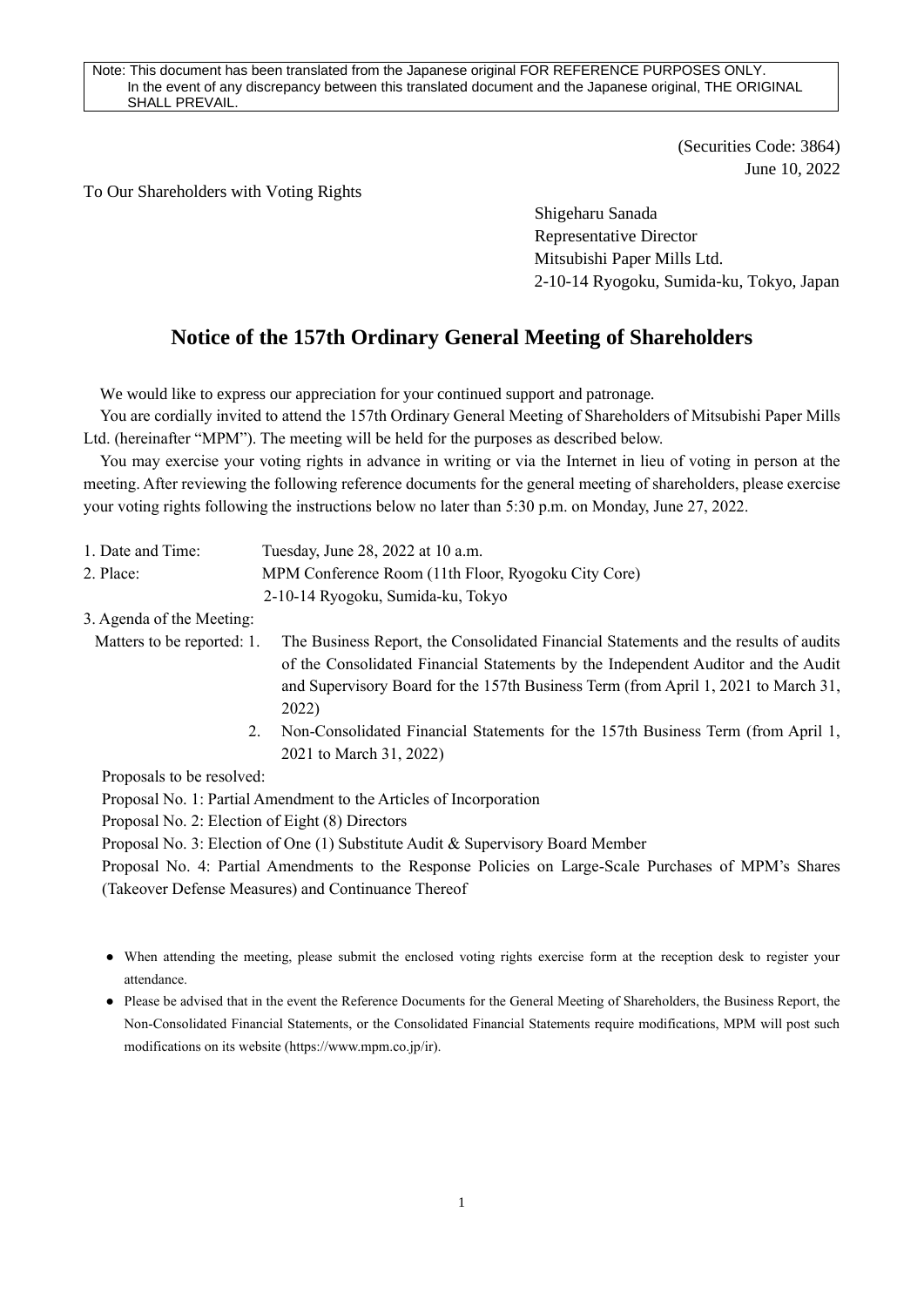Note: This document has been translated from the Japanese original FOR REFERENCE PURPOSES ONLY. In the event of any discrepancy between this translated document and the Japanese original, THE ORIGINAL SHALL PREVAIL.

(Securities Code: 3864)
June 10, 2022

To Our Shareholders with Voting Rights

Shigeharu Sanada
Representative Director
Mitsubishi Paper Mills Ltd.
2-10-14 Ryogoku, Sumida-ku, Tokyo, Japan

# Notice of the 157th Ordinary General Meeting of Shareholders

We would like to express our appreciation for your continued support and patronage.

You are cordially invited to attend the 157th Ordinary General Meeting of Shareholders of Mitsubishi Paper Mills Ltd. (hereinafter "MPM"). The meeting will be held for the purposes as described below.

You may exercise your voting rights in advance in writing or via the Internet in lieu of voting in person at the meeting. After reviewing the following reference documents for the general meeting of shareholders, please exercise your voting rights following the instructions below no later than 5:30 p.m. on Monday, June 27, 2022.

1. Date and Time: Tuesday, June 28, 2022 at 10 a.m.
2. Place: MPM Conference Room (11th Floor, Ryogoku City Core)
   2-10-14 Ryogoku, Sumida-ku, Tokyo
3. Agenda of the Meeting:

Matters to be reported:

1. The Business Report, the Consolidated Financial Statements and the results of audits of the Consolidated Financial Statements by the Independent Auditor and the Audit and Supervisory Board for the 157th Business Term (from April 1, 2021 to March 31, 2022)
2. Non-Consolidated Financial Statements for the 157th Business Term (from April 1, 2021 to March 31, 2022)

Proposals to be resolved:

Proposal No. 1: Partial Amendment to the Articles of Incorporation

Proposal No. 2: Election of Eight (8) Directors

Proposal No. 3: Election of One (1) Substitute Audit & Supervisory Board Member

Proposal No. 4: Partial Amendments to the Response Policies on Large-Scale Purchases of MPM's Shares (Takeover Defense Measures) and Continuance Thereof

- When attending the meeting, please submit the enclosed voting rights exercise form at the reception desk to register your attendance.
- Please be advised that in the event the Reference Documents for the General Meeting of Shareholders, the Business Report, the Non-Consolidated Financial Statements, or the Consolidated Financial Statements require modifications, MPM will post such modifications on its website (https://www.mpm.co.jp/ir).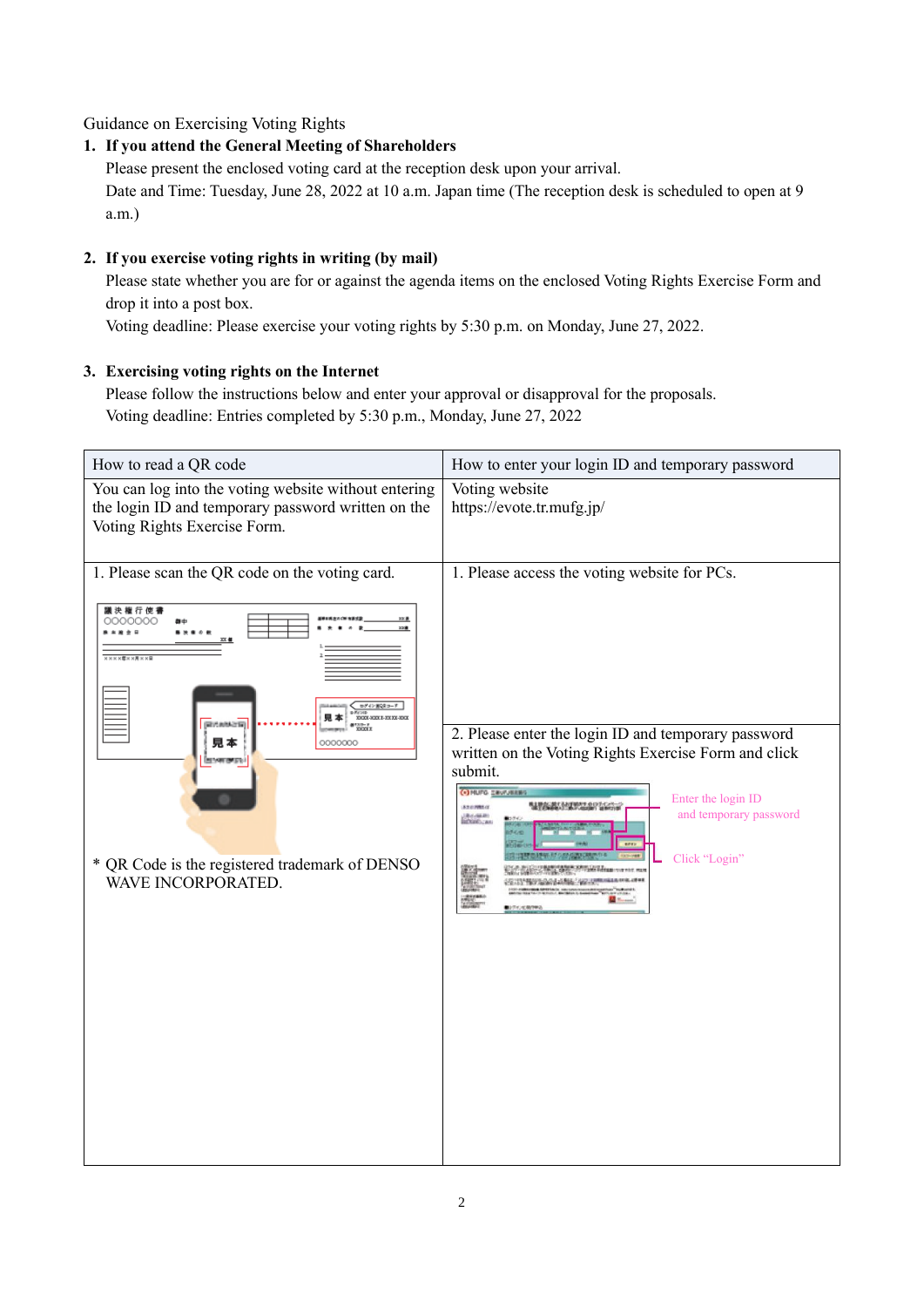Guidance on Exercising Voting Rights

1. **If you attend the General Meeting of Shareholders**

   Please present the enclosed voting card at the reception desk upon your arrival.

   Date and Time: Tuesday, June 28, 2022 at 10 a.m. Japan time (The reception desk is scheduled to open at 9 a.m.)

2. **If you exercise voting rights in writing (by mail)**

   Please state whether you are for or against the agenda items on the enclosed Voting Rights Exercise Form and drop it into a post box.

   Voting deadline: Please exercise your voting rights by 5:30 p.m. on Monday, June 27, 2022.

3. **Exercising voting rights on the Internet**

   Please follow the instructions below and enter your approval or disapproval for the proposals.

   Voting deadline: Entries completed by 5:30 p.m., Monday, June 27, 2022

| How to read a QR code | How to enter your login ID and temporary password |
|---|---|
| You can log into the voting website without entering the login ID and temporary password written on the Voting Rights Exercise Form. | Voting website https://evote.tr.mufg.jp/ |
| 1. Please scan the QR code on the voting card. | 1. Please access the voting website for PCs. |
| * QR Code is the registered trademark of DENSO WAVE INCORPORATED. | 2. Please enter the login ID and temporary password written on the Voting Rights Exercise Form and click submit.<br>Enter the login ID and temporary password<br>Click "Login" |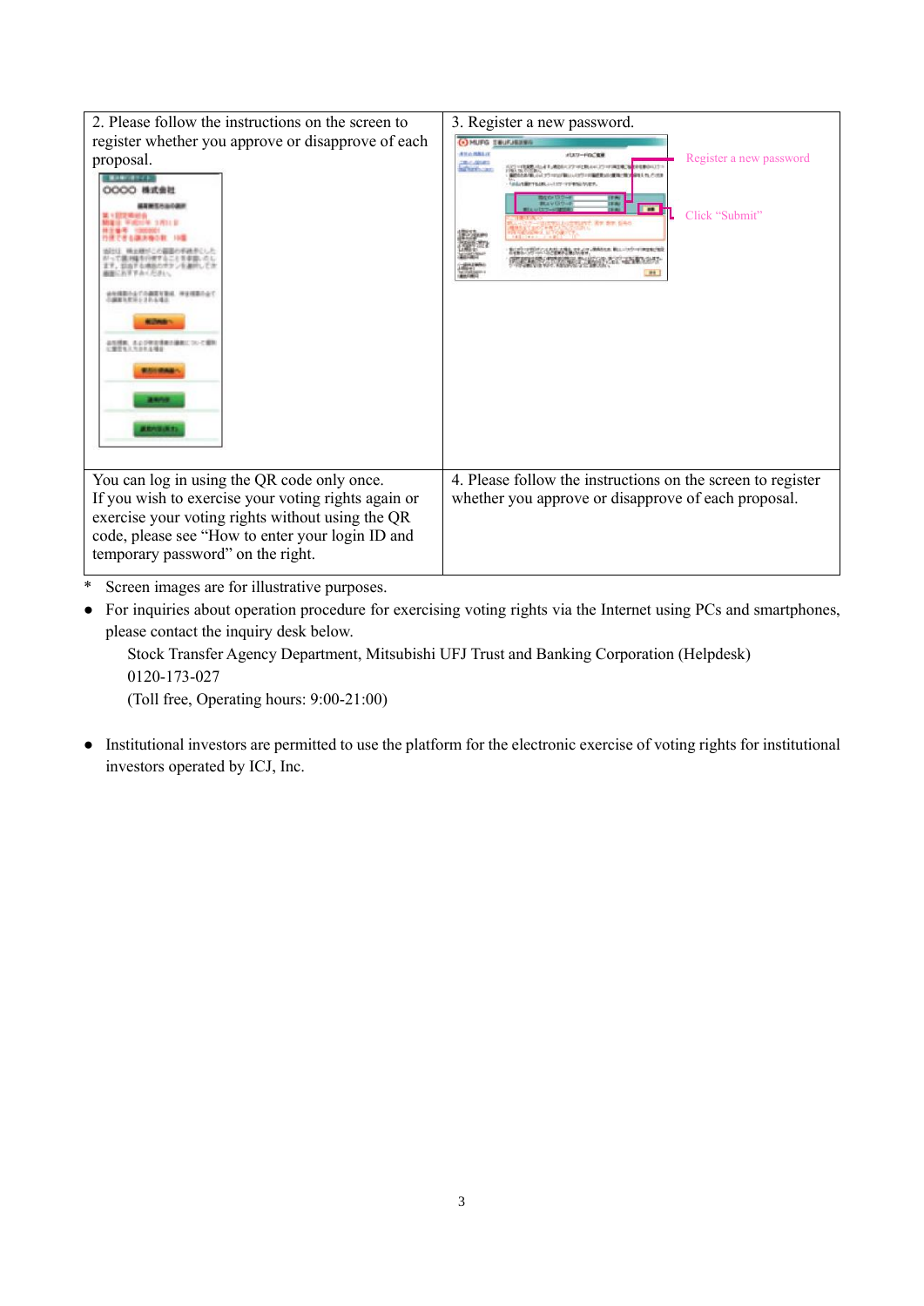| | |
|---|---|
| 2. Please follow the instructions on the screen to register whether you approve or disapprove of each proposal. | 3. Register a new password.<br>Register a new password<br>Click "Submit" |
| You can log in using the QR code only once.<br>If you wish to exercise your voting rights again or exercise your voting rights without using the QR code, please see "How to enter your login ID and temporary password" on the right. | 4. Please follow the instructions on the screen to register whether you approve or disapprove of each proposal. |

\* Screen images are for illustrative purposes.

- For inquiries about operation procedure for exercising voting rights via the Internet using PCs and smartphones, please contact the inquiry desk below.

  Stock Transfer Agency Department, Mitsubishi UFJ Trust and Banking Corporation (Helpdesk)
  0120-173-027
  (Toll free, Operating hours: 9:00-21:00)

- Institutional investors are permitted to use the platform for the electronic exercise of voting rights for institutional investors operated by ICJ, Inc.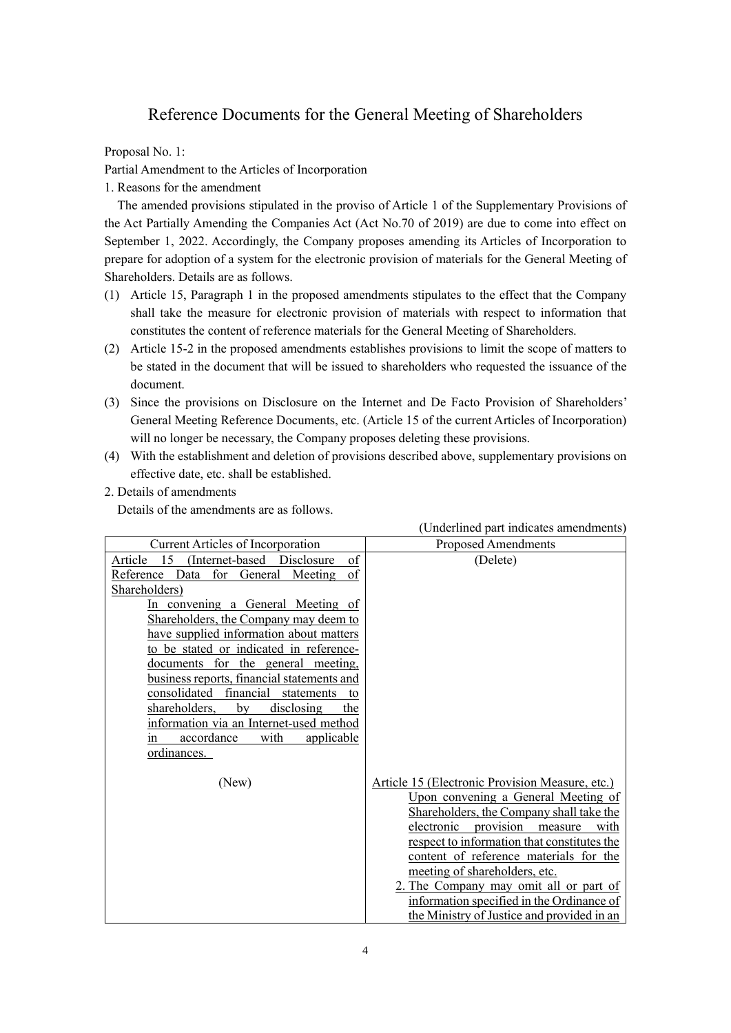# Reference Documents for the General Meeting of Shareholders

Proposal No. 1:

Partial Amendment to the Articles of Incorporation

1. Reasons for the amendment

The amended provisions stipulated in the proviso of Article 1 of the Supplementary Provisions of the Act Partially Amending the Companies Act (Act No.70 of 2019) are due to come into effect on September 1, 2022. Accordingly, the Company proposes amending its Articles of Incorporation to prepare for adoption of a system for the electronic provision of materials for the General Meeting of Shareholders. Details are as follows.

(1) Article 15, Paragraph 1 in the proposed amendments stipulates to the effect that the Company shall take the measure for electronic provision of materials with respect to information that constitutes the content of reference materials for the General Meeting of Shareholders.

(2) Article 15-2 in the proposed amendments establishes provisions to limit the scope of matters to be stated in the document that will be issued to shareholders who requested the issuance of the document.

(3) Since the provisions on Disclosure on the Internet and De Facto Provision of Shareholders' General Meeting Reference Documents, etc. (Article 15 of the current Articles of Incorporation) will no longer be necessary, the Company proposes deleting these provisions.

(4) With the establishment and deletion of provisions described above, supplementary provisions on effective date, etc. shall be established.

2. Details of amendments

Details of the amendments are as follows.

(Underlined part indicates amendments)

| Current Articles of Incorporation | Proposed Amendments |
|---|---|
| Article 15 (Internet-based Disclosure of Reference Data for General Meeting of Shareholders)<br>In convening a General Meeting of Shareholders, the Company may deem to have supplied information about matters to be stated or indicated in reference-documents for the general meeting, business reports, financial statements and consolidated financial statements to shareholders, by disclosing the information via an Internet-used method in accordance with applicable ordinances. | (Delete) |
| (New) | Article 15 (Electronic Provision Measure, etc.)<br>Upon convening a General Meeting of Shareholders, the Company shall take the electronic provision measure with respect to information that constitutes the content of reference materials for the meeting of shareholders, etc.<br>2. The Company may omit all or part of information specified in the Ordinance of the Ministry of Justice and provided in an |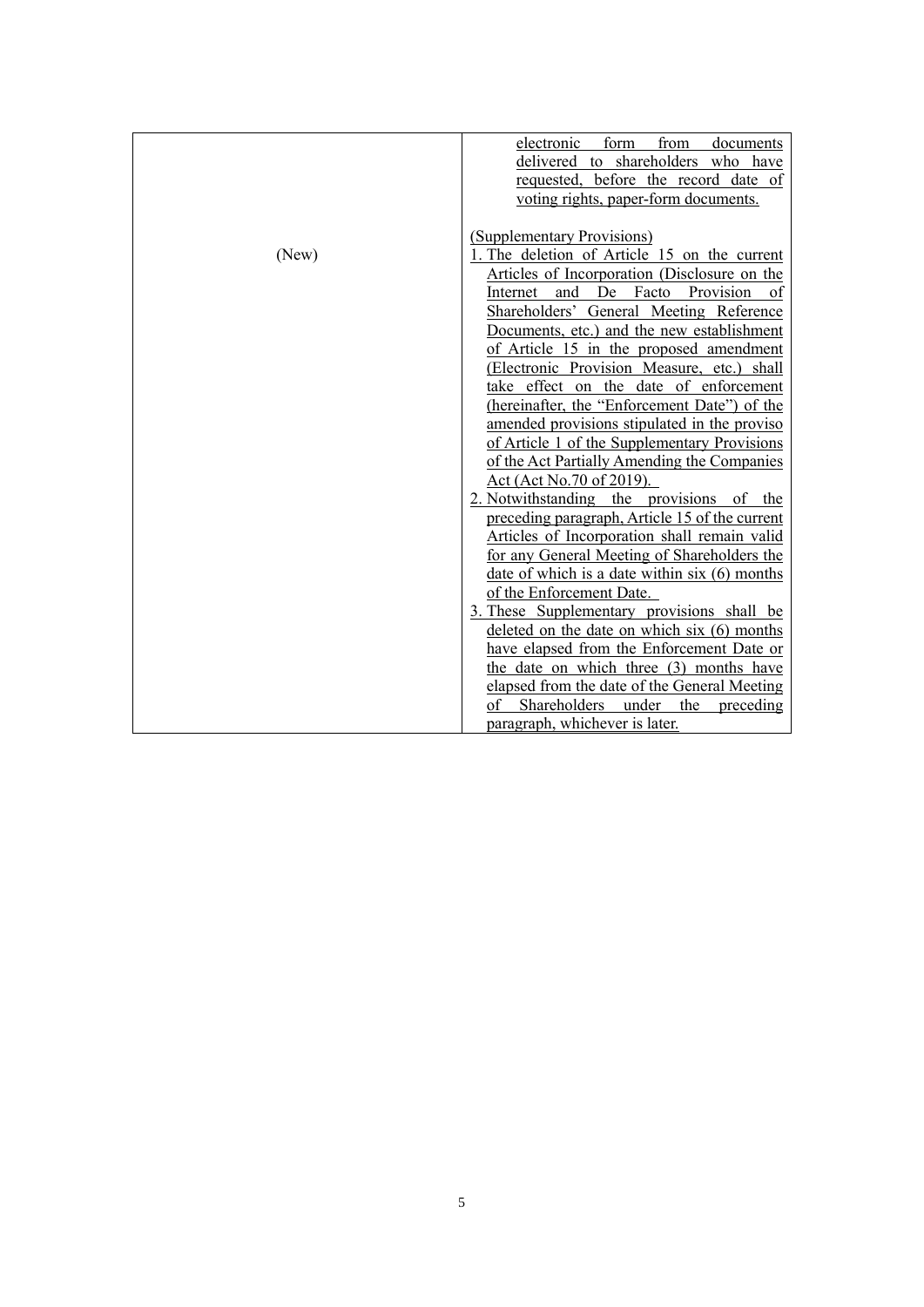| | |
|---|---|
| | electronic form from documents delivered to shareholders who have requested, before the record date of voting rights, paper-form documents. |
| (New) | (Supplementary Provisions)<br>1. The deletion of Article 15 on the current Articles of Incorporation (Disclosure on the Internet and De Facto Provision of Shareholders' General Meeting Reference Documents, etc.) and the new establishment of Article 15 in the proposed amendment (Electronic Provision Measure, etc.) shall take effect on the date of enforcement (hereinafter, the "Enforcement Date") of the amended provisions stipulated in the proviso of Article 1 of the Supplementary Provisions of the Act Partially Amending the Companies Act (Act No.70 of 2019).<br>2. Notwithstanding the provisions of the preceding paragraph, Article 15 of the current Articles of Incorporation shall remain valid for any General Meeting of Shareholders the date of which is a date within six (6) months of the Enforcement Date.<br>3. These Supplementary provisions shall be deleted on the date on which six (6) months have elapsed from the Enforcement Date or the date on which three (3) months have elapsed from the date of the General Meeting of Shareholders under the preceding paragraph, whichever is later. |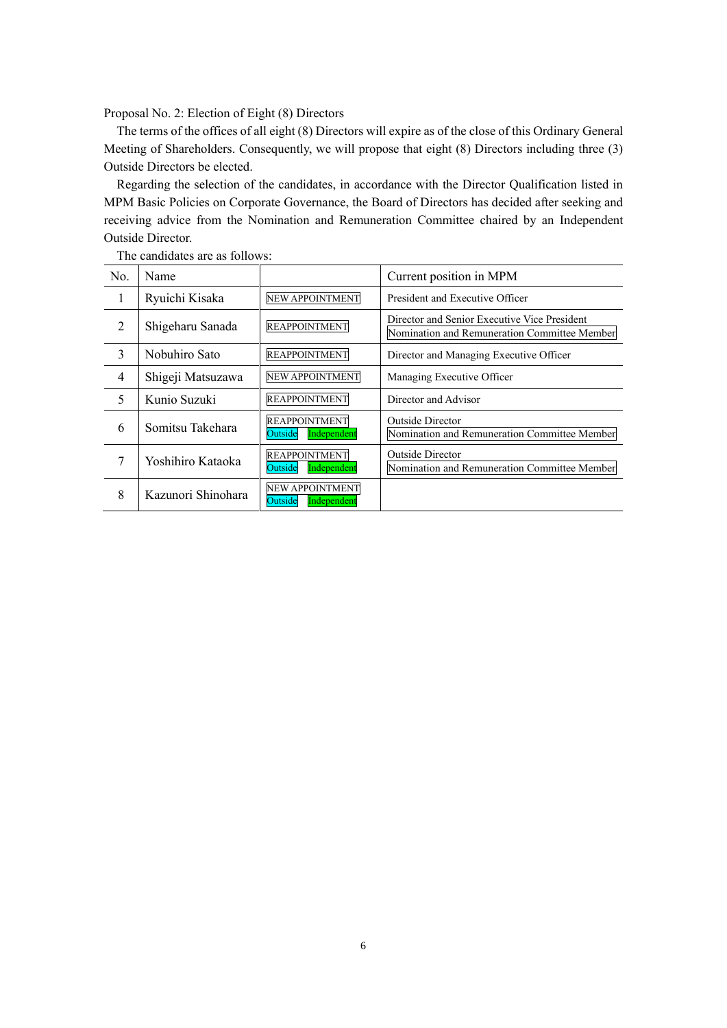Proposal No. 2: Election of Eight (8) Directors

The terms of the offices of all eight (8) Directors will expire as of the close of this Ordinary General Meeting of Shareholders. Consequently, we will propose that eight (8) Directors including three (3) Outside Directors be elected.

Regarding the selection of the candidates, in accordance with the Director Qualification listed in MPM Basic Policies on Corporate Governance, the Board of Directors has decided after seeking and receiving advice from the Nomination and Remuneration Committee chaired by an Independent Outside Director.

The candidates are as follows:

| No. | Name | | Current position in MPM |
|---|---|---|---|
| 1 | Ryuichi Kisaka | NEW APPOINTMENT | President and Executive Officer |
| 2 | Shigeharu Sanada | REAPPOINTMENT | Director and Senior Executive Vice President<br>Nomination and Remuneration Committee Member |
| 3 | Nobuhiro Sato | REAPPOINTMENT | Director and Managing Executive Officer |
| 4 | Shigeji Matsuzawa | NEW APPOINTMENT | Managing Executive Officer |
| 5 | Kunio Suzuki | REAPPOINTMENT | Director and Advisor |
| 6 | Somitsu Takehara | REAPPOINTMENT<br>Outside Independent | Outside Director<br>Nomination and Remuneration Committee Member |
| 7 | Yoshihiro Kataoka | REAPPOINTMENT<br>Outside Independent | Outside Director<br>Nomination and Remuneration Committee Member |
| 8 | Kazunori Shinohara | NEW APPOINTMENT<br>Outside Independent | |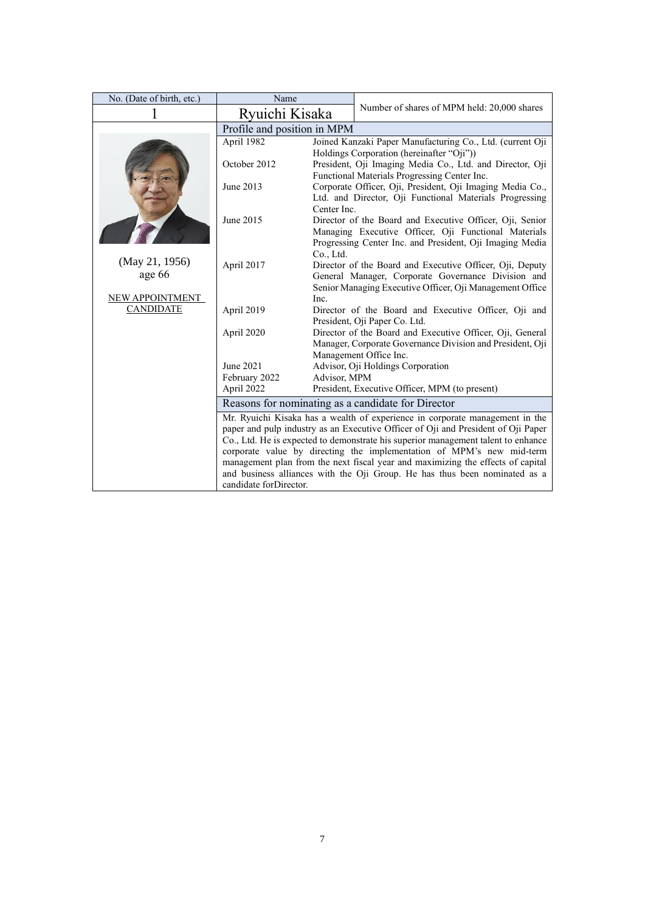| No. (Date of birth, etc.) | Name | Number of shares of MPM held: 20,000 shares |
| --- | --- | --- |
| 1 | Ryuichi Kisaka | |

| (May 21, 1956) age 66 NEW APPOINTMENT CANDIDATE | Profile and position in MPM | |
| --- | --- | --- |
| | April 1982 | Joined Kanzaki Paper Manufacturing Co., Ltd. (current Oji Holdings Corporation (hereinafter "Oji")) |
| | October 2012 | President, Oji Imaging Media Co., Ltd. and Director, Oji Functional Materials Progressing Center Inc. |
| | June 2013 | Corporate Officer, Oji, President, Oji Imaging Media Co., Ltd. and Director, Oji Functional Materials Progressing Center Inc. |
| | June 2015 | Director of the Board and Executive Officer, Oji, Senior Managing Executive Officer, Oji Functional Materials Progressing Center Inc. and President, Oji Imaging Media Co., Ltd. |
| | April 2017 | Director of the Board and Executive Officer, Oji, Deputy General Manager, Corporate Governance Division and Senior Managing Executive Officer, Oji Management Office Inc. |
| | April 2019 | Director of the Board and Executive Officer, Oji and President, Oji Paper Co. Ltd. |
| | April 2020 | Director of the Board and Executive Officer, Oji, General Manager, Corporate Governance Division and President, Oji Management Office Inc. |
| | June 2021 | Advisor, Oji Holdings Corporation |
| | February 2022 | Advisor, MPM |
| | April 2022 | President, Executive Officer, MPM (to present) |
| | Reasons for nominating as a candidate for Director | |
| | Mr. Ryuichi Kisaka has a wealth of experience in corporate management in the paper and pulp industry as an Executive Officer of Oji and President of Oji Paper Co., Ltd. He is expected to demonstrate his superior management talent to enhance corporate value by directing the implementation of MPM's new mid-term management plan from the next fiscal year and maximizing the effects of capital and business alliances with the Oji Group. He has thus been nominated as a candidate forDirector. | |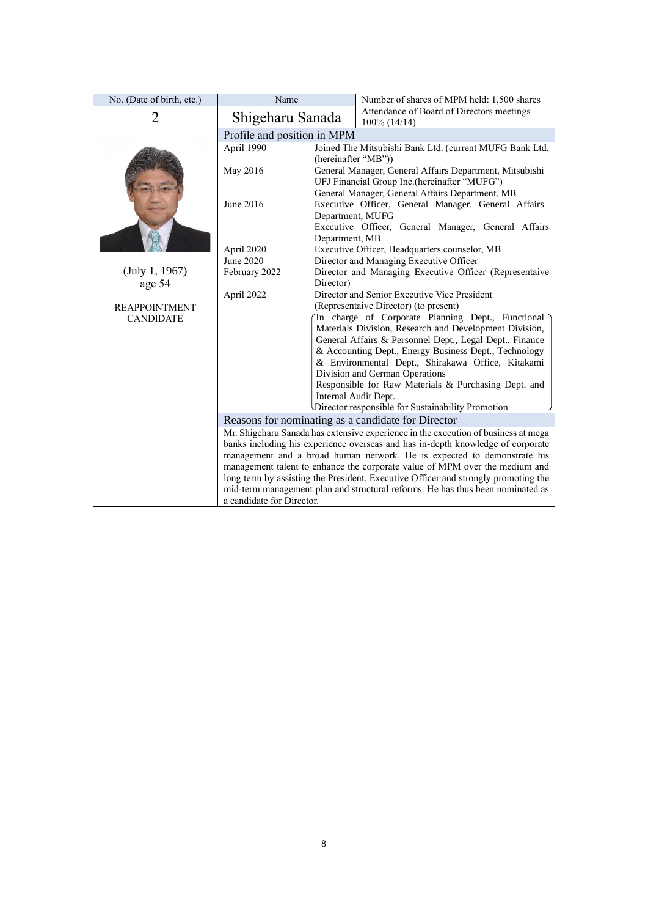| No. (Date of birth, etc.) | Name | Number of shares of MPM held: 1,500 shares |
|---|---|---|
| 2 | Shigeharu Sanada | Attendance of Board of Directors meetings 100% (14/14) |

| (July 1, 1967) age 54 REAPPOINTMENT CANDIDATE | Profile and position in MPM | |
|---|---|---|
| | April 1990 | Joined The Mitsubishi Bank Ltd. (current MUFG Bank Ltd. (hereinafter "MB")) |
| | May 2016 | General Manager, General Affairs Department, Mitsubishi UFJ Financial Group Inc.(hereinafter "MUFG") General Manager, General Affairs Department, MB |
| | June 2016 | Executive Officer, General Manager, General Affairs Department, MUFG Executive Officer, General Manager, General Affairs Department, MB |
| | April 2020 | Executive Officer, Headquarters counselor, MB |
| | June 2020 | Director and Managing Executive Officer |
| | February 2022 | Director and Managing Executive Officer (Representaive Director) |
| | April 2022 | Director and Senior Executive Vice President (Representaive Director) (to present) |
| | | (In charge of Corporate Planning Dept., Functional Materials Division, Research and Development Division, General Affairs & Personnel Dept., Legal Dept., Finance & Accounting Dept., Energy Business Dept., Technology & Environmental Dept., Shirakawa Office, Kitakami Division and German Operations Responsible for Raw Materials & Purchasing Dept. and Internal Audit Dept. Director responsible for Sustainability Promotion) |
| | Reasons for nominating as a candidate for Director | |
| | Mr. Shigeharu Sanada has extensive experience in the execution of business at mega banks including his experience overseas and has in-depth knowledge of corporate management and a broad human network. He is expected to demonstrate his management talent to enhance the corporate value of MPM over the medium and long term by assisting the President, Executive Officer and strongly promoting the mid-term management plan and structural reforms. He has thus been nominated as a candidate for Director. | |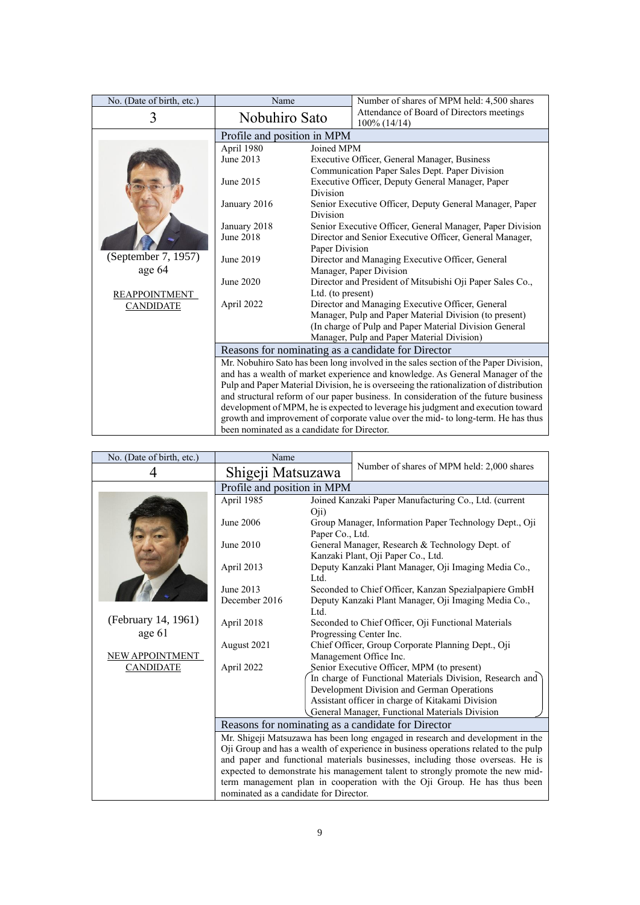| No. (Date of birth, etc.) | Name | Number of shares of MPM held: 4,500 shares |
|---|---|---|
| 3 | Nobuhiro Sato | Attendance of Board of Directors meetings 100% (14/14) |

(September 7, 1957)
age 64

REAPPOINTMENT CANDIDATE

**Profile and position in MPM**

| | |
|---|---|
| April 1980 | Joined MPM |
| June 2013 | Executive Officer, General Manager, Business Communication Paper Sales Dept. Paper Division |
| June 2015 | Executive Officer, Deputy General Manager, Paper Division |
| January 2016 | Senior Executive Officer, Deputy General Manager, Paper Division |
| January 2018 | Senior Executive Officer, General Manager, Paper Division |
| June 2018 | Director and Senior Executive Officer, General Manager, Paper Division |
| June 2019 | Director and Managing Executive Officer, General Manager, Paper Division |
| June 2020 | Director and President of Mitsubishi Oji Paper Sales Co., Ltd. (to present) |
| April 2022 | Director and Managing Executive Officer, General Manager, Pulp and Paper Material Division (to present) (In charge of Pulp and Paper Material Division General Manager, Pulp and Paper Material Division) |

**Reasons for nominating as a candidate for Director**

Mr. Nobuhiro Sato has been long involved in the sales section of the Paper Division, and has a wealth of market experience and knowledge. As General Manager of the Pulp and Paper Material Division, he is overseeing the rationalization of distribution and structural reform of our paper business. In consideration of the future business development of MPM, he is expected to leverage his judgment and execution toward growth and improvement of corporate value over the mid- to long-term. He has thus been nominated as a candidate for Director.

| No. (Date of birth, etc.) | Name | Number of shares of MPM held: 2,000 shares |
|---|---|---|
| 4 | Shigeji Matsuzawa | |

(February 14, 1961)
age 61

NEW APPOINTMENT CANDIDATE

**Profile and position in MPM**

| | |
|---|---|
| April 1985 | Joined Kanzaki Paper Manufacturing Co., Ltd. (current Oji) |
| June 2006 | Group Manager, Information Paper Technology Dept., Oji Paper Co., Ltd. |
| June 2010 | General Manager, Research & Technology Dept. of Kanzaki Plant, Oji Paper Co., Ltd. |
| April 2013 | Deputy Kanzaki Plant Manager, Oji Imaging Media Co., Ltd. |
| June 2013 | Seconded to Chief Officer, Kanzan Spezialpapiere GmbH |
| December 2016 | Deputy Kanzaki Plant Manager, Oji Imaging Media Co., Ltd. |
| April 2018 | Seconded to Chief Officer, Oji Functional Materials Progressing Center Inc. |
| August 2021 | Chief Officer, Group Corporate Planning Dept., Oji Management Office Inc. |
| April 2022 | Senior Executive Officer, MPM (to present) (In charge of Functional Materials Division, Research and Development Division and German Operations; Assistant officer in charge of Kitakami Division; General Manager, Functional Materials Division) |

**Reasons for nominating as a candidate for Director**

Mr. Shigeji Matsuzawa has been long engaged in research and development in the Oji Group and has a wealth of experience in business operations related to the pulp and paper and functional materials businesses, including those overseas. He is expected to demonstrate his management talent to strongly promote the new mid-term management plan in cooperation with the Oji Group. He has thus been nominated as a candidate for Director.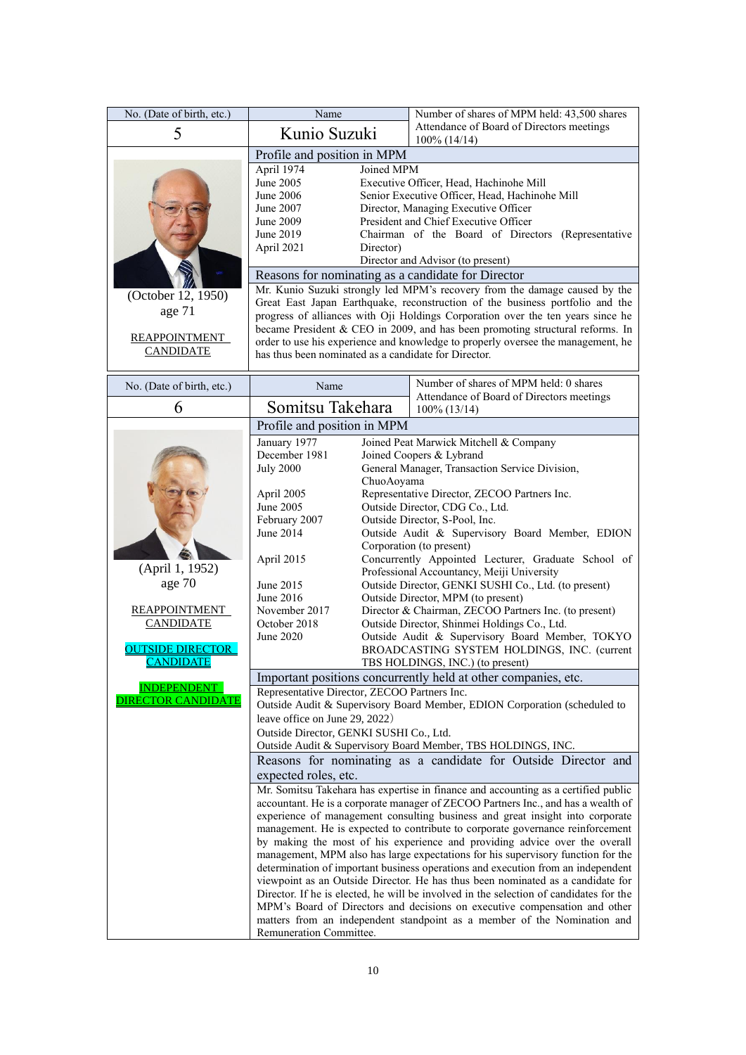| No. (Date of birth, etc.) | Name | Number of shares of MPM held: 43,500 shares |
|---|---|---|
| 5 | Kunio Suzuki | Attendance of Board of Directors meetings 100% (14/14) |

(October 12, 1950)
age 71

REAPPOINTMENT CANDIDATE

**Profile and position in MPM**

| | |
|---|---|
| April 1974 | Joined MPM |
| June 2005 | Executive Officer, Head, Hachinohe Mill |
| June 2006 | Senior Executive Officer, Head, Hachinohe Mill |
| June 2007 | Director, Managing Executive Officer |
| June 2009 | President and Chief Executive Officer |
| June 2019 | Chairman of the Board of Directors (Representative Director) |
| April 2021 | Director and Advisor (to present) |

**Reasons for nominating as a candidate for Director**

Mr. Kunio Suzuki strongly led MPM's recovery from the damage caused by the Great East Japan Earthquake, reconstruction of the business portfolio and the progress of alliances with Oji Holdings Corporation over the ten years since he became President & CEO in 2009, and has been promoting structural reforms. In order to use his experience and knowledge to properly oversee the management, he has thus been nominated as a candidate for Director.

| No. (Date of birth, etc.) | Name | Number of shares of MPM held: 0 shares |
|---|---|---|
| 6 | Somitsu Takehara | Attendance of Board of Directors meetings 100% (13/14) |

(April 1, 1952)
age 70

REAPPOINTMENT CANDIDATE

OUTSIDE DIRECTOR CANDIDATE

INDEPENDENT DIRECTOR CANDIDATE

**Profile and position in MPM**

| | |
|---|---|
| January 1977 | Joined Peat Marwick Mitchell & Company |
| December 1981 | Joined Coopers & Lybrand |
| July 2000 | General Manager, Transaction Service Division, ChuoAoyama |
| April 2005 | Representative Director, ZECOO Partners Inc. |
| June 2005 | Outside Director, CDG Co., Ltd. |
| February 2007 | Outside Director, S-Pool, Inc. |
| June 2014 | Outside Audit & Supervisory Board Member, EDION Corporation (to present) |
| April 2015 | Concurrently Appointed Lecturer, Graduate School of Professional Accountancy, Meiji University |
| June 2015 | Outside Director, GENKI SUSHI Co., Ltd. (to present) |
| June 2016 | Outside Director, MPM (to present) |
| November 2017 | Director & Chairman, ZECOO Partners Inc. (to present) |
| October 2018 | Outside Director, Shinmei Holdings Co., Ltd. |
| June 2020 | Outside Audit & Supervisory Board Member, TOKYO BROADCASTING SYSTEM HOLDINGS, INC. (current TBS HOLDINGS, INC.) (to present) |

**Important positions concurrently held at other companies, etc.**

Representative Director, ZECOO Partners Inc.
Outside Audit & Supervisory Board Member, EDION Corporation (scheduled to leave office on June 29, 2022)
Outside Director, GENKI SUSHI Co., Ltd.
Outside Audit & Supervisory Board Member, TBS HOLDINGS, INC.

**Reasons for nominating as a candidate for Outside Director and expected roles, etc.**

Mr. Somitsu Takehara has expertise in finance and accounting as a certified public accountant. He is a corporate manager of ZECOO Partners Inc., and has a wealth of experience of management consulting business and great insight into corporate management. He is expected to contribute to corporate governance reinforcement by making the most of his experience and providing advice over the overall management, MPM also has large expectations for his supervisory function for the determination of important business operations and execution from an independent viewpoint as an Outside Director. He has thus been nominated as a candidate for Director. If he is elected, he will be involved in the selection of candidates for the MPM's Board of Directors and decisions on executive compensation and other matters from an independent standpoint as a member of the Nomination and Remuneration Committee.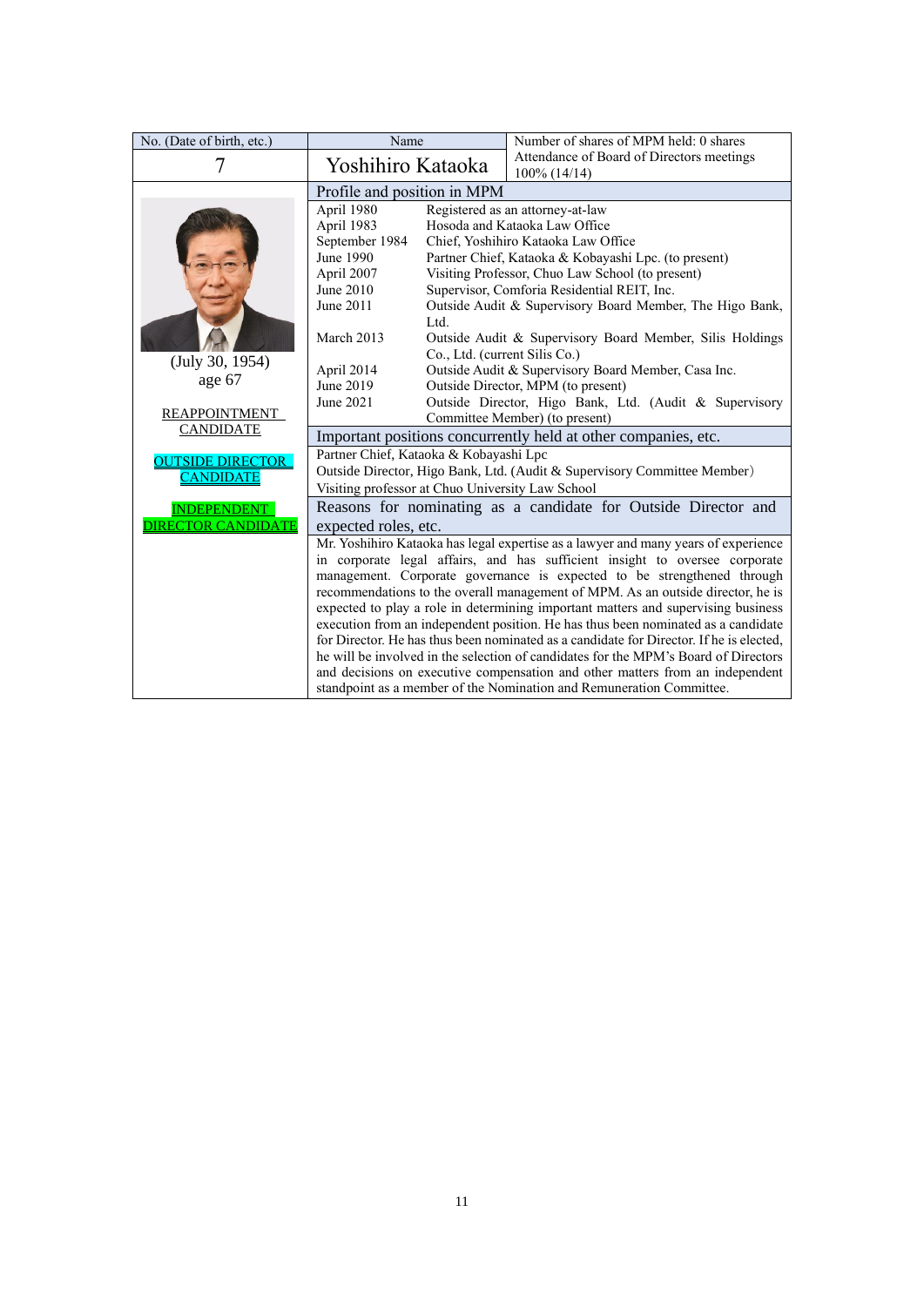| No. (Date of birth, etc.) | Name | Number of shares of MPM held: 0 shares |
| --- | --- | --- |
| 7 | Yoshihiro Kataoka | Attendance of Board of Directors meetings 100% (14/14) |

(July 30, 1954)
age 67

REAPPOINTMENT CANDIDATE

OUTSIDE DIRECTOR CANDIDATE

INDEPENDENT DIRECTOR CANDIDATE

**Profile and position in MPM**

| | |
| --- | --- |
| April 1980 | Registered as an attorney-at-law |
| April 1983 | Hosoda and Kataoka Law Office |
| September 1984 | Chief, Yoshihiro Kataoka Law Office |
| June 1990 | Partner Chief, Kataoka & Kobayashi Lpc. (to present) |
| April 2007 | Visiting Professor, Chuo Law School (to present) |
| June 2010 | Supervisor, Comforia Residential REIT, Inc. |
| June 2011 | Outside Audit & Supervisory Board Member, The Higo Bank, Ltd. |
| March 2013 | Outside Audit & Supervisory Board Member, Silis Holdings Co., Ltd. (current Silis Co.) |
| April 2014 | Outside Audit & Supervisory Board Member, Casa Inc. |
| June 2019 | Outside Director, MPM (to present) |
| June 2021 | Outside Director, Higo Bank, Ltd. (Audit & Supervisory Committee Member) (to present) |

**Important positions concurrently held at other companies, etc.**

Partner Chief, Kataoka & Kobayashi Lpc
Outside Director, Higo Bank, Ltd. (Audit & Supervisory Committee Member）
Visiting professor at Chuo University Law School

**Reasons for nominating as a candidate for Outside Director and expected roles, etc.**

Mr. Yoshihiro Kataoka has legal expertise as a lawyer and many years of experience in corporate legal affairs, and has sufficient insight to oversee corporate management. Corporate governance is expected to be strengthened through recommendations to the overall management of MPM. As an outside director, he is expected to play a role in determining important matters and supervising business execution from an independent position. He has thus been nominated as a candidate for Director. He has thus been nominated as a candidate for Director. If he is elected, he will be involved in the selection of candidates for the MPM's Board of Directors and decisions on executive compensation and other matters from an independent standpoint as a member of the Nomination and Remuneration Committee.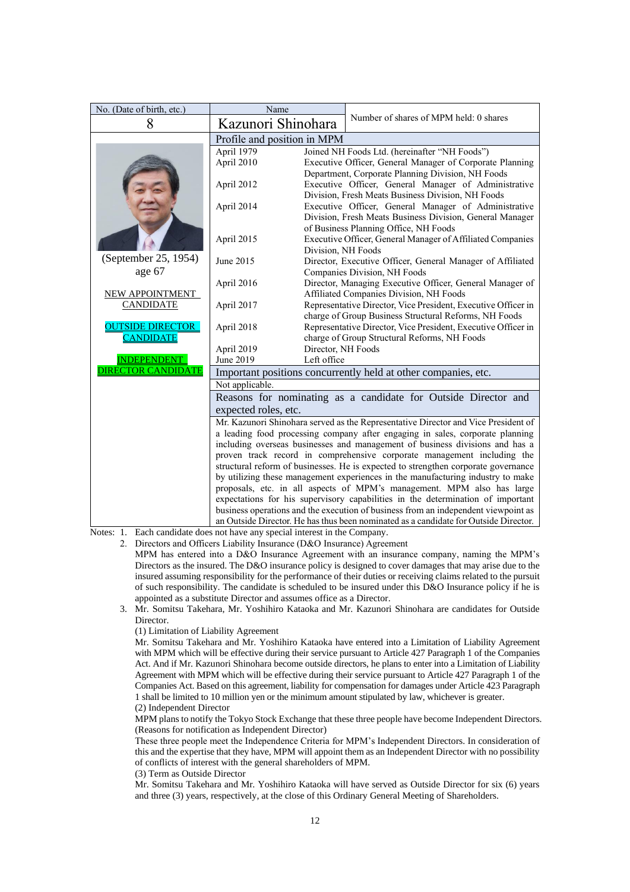| No. (Date of birth, etc.) | Name | Number of shares of MPM held: 0 shares |
|---|---|---|
| 8 | Kazunori Shinohara | |
| (September 25, 1954) age 67<br><br>NEW APPOINTMENT CANDIDATE<br><br>OUTSIDE DIRECTOR CANDIDATE<br><br>INDEPENDENT DIRECTOR CANDIDATE | **Profile and position in MPM** | |
| | April 1979 | Joined NH Foods Ltd. (hereinafter "NH Foods") |
| | April 2010 | Executive Officer, General Manager of Corporate Planning Department, Corporate Planning Division, NH Foods |
| | April 2012 | Executive Officer, General Manager of Administrative Division, Fresh Meats Business Division, NH Foods |
| | April 2014 | Executive Officer, General Manager of Administrative Division, Fresh Meats Business Division, General Manager of Business Planning Office, NH Foods |
| | April 2015 | Executive Officer, General Manager of Affiliated Companies Division, NH Foods |
| | June 2015 | Director, Executive Officer, General Manager of Affiliated Companies Division, NH Foods |
| | April 2016 | Director, Managing Executive Officer, General Manager of Affiliated Companies Division, NH Foods |
| | April 2017 | Representative Director, Vice President, Executive Officer in charge of Group Business Structural Reforms, NH Foods |
| | April 2018 | Representative Director, Vice President, Executive Officer in charge of Group Structural Reforms, NH Foods |
| | April 2019 | Director, NH Foods |
| | June 2019 | Left office |
| | **Important positions concurrently held at other companies, etc.** | |
| | Not applicable. | |
| | **Reasons for nominating as a candidate for Outside Director and expected roles, etc.** | |
| | Mr. Kazunori Shinohara served as the Representative Director and Vice President of a leading food processing company after engaging in sales, corporate planning including overseas businesses and management of business divisions and has a proven track record in comprehensive corporate management including the structural reform of businesses. He is expected to strengthen corporate governance by utilizing these management experiences in the manufacturing industry to make proposals, etc. in all aspects of MPM's management. MPM also has large expectations for his supervisory capabilities in the determination of important business operations and the execution of business from an independent viewpoint as an Outside Director. He has thus been nominated as a candidate for Outside Director. | |

Notes: 1. Each candidate does not have any special interest in the Company.

2. Directors and Officers Liability Insurance (D&O Insurance) Agreement

MPM has entered into a D&O Insurance Agreement with an insurance company, naming the MPM's Directors as the insured. The D&O insurance policy is designed to cover damages that may arise due to the insured assuming responsibility for the performance of their duties or receiving claims related to the pursuit of such responsibility. The candidate is scheduled to be insured under this D&O Insurance policy if he is appointed as a substitute Director and assumes office as a Director.

3. Mr. Somitsu Takehara, Mr. Yoshihiro Kataoka and Mr. Kazunori Shinohara are candidates for Outside Director.

(1) Limitation of Liability Agreement

Mr. Somitsu Takehara and Mr. Yoshihiro Kataoka have entered into a Limitation of Liability Agreement with MPM which will be effective during their service pursuant to Article 427 Paragraph 1 of the Companies Act. And if Mr. Kazunori Shinohara become outside directors, he plans to enter into a Limitation of Liability Agreement with MPM which will be effective during their service pursuant to Article 427 Paragraph 1 of the Companies Act. Based on this agreement, liability for compensation for damages under Article 423 Paragraph 1 shall be limited to 10 million yen or the minimum amount stipulated by law, whichever is greater.

(2) Independent Director

MPM plans to notify the Tokyo Stock Exchange that these three people have become Independent Directors.

(Reasons for notification as Independent Director)

These three people meet the Independence Criteria for MPM's Independent Directors. In consideration of this and the expertise that they have, MPM will appoint them as an Independent Director with no possibility of conflicts of interest with the general shareholders of MPM.

(3) Term as Outside Director

Mr. Somitsu Takehara and Mr. Yoshihiro Kataoka will have served as Outside Director for six (6) years and three (3) years, respectively, at the close of this Ordinary General Meeting of Shareholders.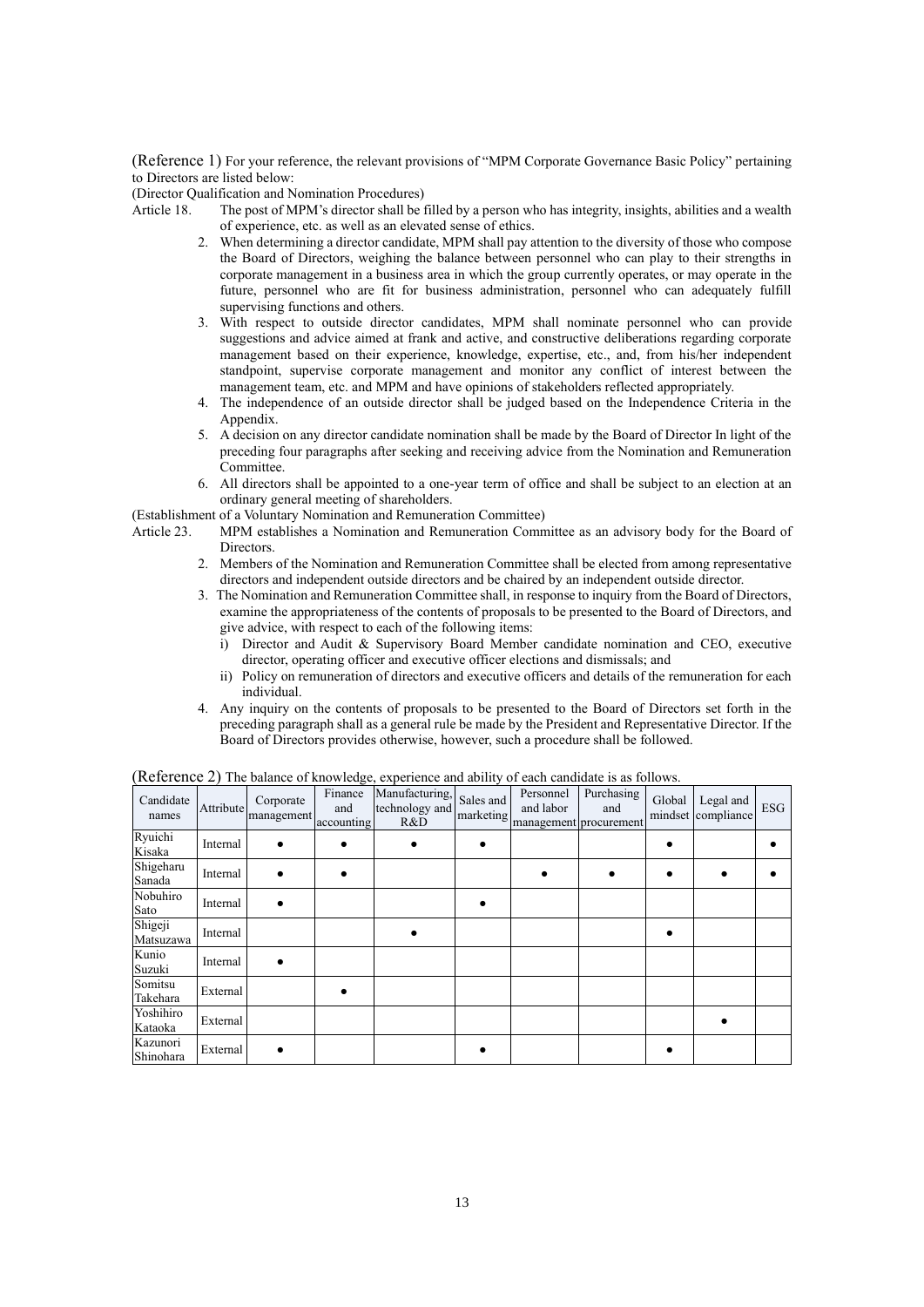(Reference 1) For your reference, the relevant provisions of "MPM Corporate Governance Basic Policy" pertaining to Directors are listed below:

(Director Qualification and Nomination Procedures)

Article 18. The post of MPM's director shall be filled by a person who has integrity, insights, abilities and a wealth of experience, etc. as well as an elevated sense of ethics.

2. When determining a director candidate, MPM shall pay attention to the diversity of those who compose the Board of Directors, weighing the balance between personnel who can play to their strengths in corporate management in a business area in which the group currently operates, or may operate in the future, personnel who are fit for business administration, personnel who can adequately fulfill supervising functions and others.
3. With respect to outside director candidates, MPM shall nominate personnel who can provide suggestions and advice aimed at frank and active, and constructive deliberations regarding corporate management based on their experience, knowledge, expertise, etc., and, from his/her independent standpoint, supervise corporate management and monitor any conflict of interest between the management team, etc. and MPM and have opinions of stakeholders reflected appropriately.
4. The independence of an outside director shall be judged based on the Independence Criteria in the Appendix.
5. A decision on any director candidate nomination shall be made by the Board of Director In light of the preceding four paragraphs after seeking and receiving advice from the Nomination and Remuneration Committee.
6. All directors shall be appointed to a one-year term of office and shall be subject to an election at an ordinary general meeting of shareholders.

(Establishment of a Voluntary Nomination and Remuneration Committee)

Article 23. MPM establishes a Nomination and Remuneration Committee as an advisory body for the Board of Directors.

2. Members of the Nomination and Remuneration Committee shall be elected from among representative directors and independent outside directors and be chaired by an independent outside director.
3. The Nomination and Remuneration Committee shall, in response to inquiry from the Board of Directors, examine the appropriateness of the contents of proposals to be presented to the Board of Directors, and give advice, with respect to each of the following items:
   i) Director and Audit & Supervisory Board Member candidate nomination and CEO, executive director, operating officer and executive officer elections and dismissals; and
   ii) Policy on remuneration of directors and executive officers and details of the remuneration for each individual.
4. Any inquiry on the contents of proposals to be presented to the Board of Directors set forth in the preceding paragraph shall as a general rule be made by the President and Representative Director. If the Board of Directors provides otherwise, however, such a procedure shall be followed.

(Reference 2) The balance of knowledge, experience and ability of each candidate is as follows.

| Candidate names | Attribute | Corporate management | Finance and accounting | Manufacturing, technology and R&D | Sales and marketing | Personnel and labor management | Purchasing and procurement | Global mindset | Legal and compliance | ESG |
|---|---|---|---|---|---|---|---|---|---|---|
| Ryuichi Kisaka | Internal | ● | ● | ● | ● | | | ● | | ● |
| Shigeharu Sanada | Internal | ● | ● | | | ● | ● | ● | ● | ● |
| Nobuhiro Sato | Internal | ● | | | ● | | | | | |
| Shigeji Matsuzawa | Internal | | | ● | | | | ● | | |
| Kunio Suzuki | Internal | ● | | | | | | | | |
| Somitsu Takehara | External | | ● | | | | | | | |
| Yoshihiro Kataoka | External | | | | | | | | ● | |
| Kazunori Shinohara | External | ● | | | ● | | | ● | | |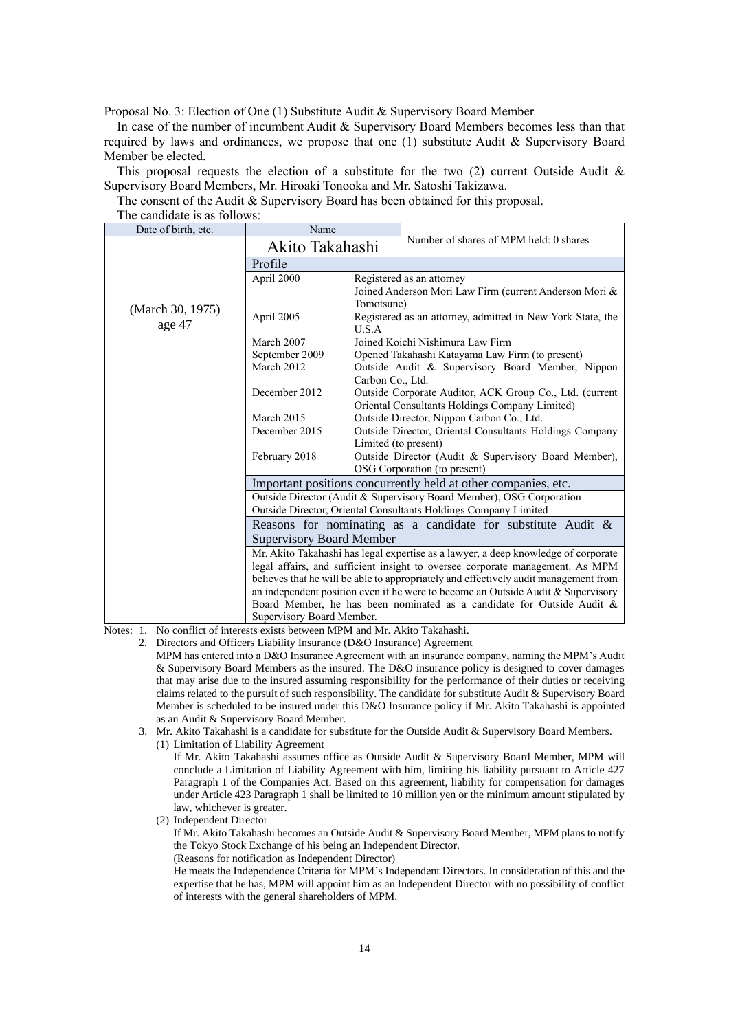Proposal No. 3: Election of One (1) Substitute Audit & Supervisory Board Member

In case of the number of incumbent Audit & Supervisory Board Members becomes less than that required by laws and ordinances, we propose that one (1) substitute Audit & Supervisory Board Member be elected.

This proposal requests the election of a substitute for the two (2) current Outside Audit & Supervisory Board Members, Mr. Hiroaki Tonooka and Mr. Satoshi Takizawa.

The consent of the Audit & Supervisory Board has been obtained for this proposal.

The candidate is as follows:

| Date of birth, etc. | Name | | |
|---|---|---|---|
| (March 30, 1975) age 47 | Akito Takahashi | | Number of shares of MPM held: 0 shares |
| | Profile | | |
| | April 2000 | Registered as an attorney<br>Joined Anderson Mori Law Firm (current Anderson Mori & Tomotsune) | |
| | April 2005 | Registered as an attorney, admitted in New York State, the U.S.A | |
| | March 2007 | Joined Koichi Nishimura Law Firm | |
| | September 2009 | Opened Takahashi Katayama Law Firm (to present) | |
| | March 2012 | Outside Audit & Supervisory Board Member, Nippon Carbon Co., Ltd. | |
| | December 2012 | Outside Corporate Auditor, ACK Group Co., Ltd. (current Oriental Consultants Holdings Company Limited) | |
| | March 2015 | Outside Director, Nippon Carbon Co., Ltd. | |
| | December 2015 | Outside Director, Oriental Consultants Holdings Company Limited (to present) | |
| | February 2018 | Outside Director (Audit & Supervisory Board Member), OSG Corporation (to present) | |
| | Important positions concurrently held at other companies, etc. | | |
| | Outside Director (Audit & Supervisory Board Member), OSG Corporation<br>Outside Director, Oriental Consultants Holdings Company Limited | | |
| | Reasons for nominating as a candidate for substitute Audit & Supervisory Board Member | | |
| | Mr. Akito Takahashi has legal expertise as a lawyer, a deep knowledge of corporate legal affairs, and sufficient insight to oversee corporate management. As MPM believes that he will be able to appropriately and effectively audit management from an independent position even if he were to become an Outside Audit & Supervisory Board Member, he has been nominated as a candidate for Outside Audit & Supervisory Board Member. | | |

Notes:
1. No conflict of interests exists between MPM and Mr. Akito Takahashi.
2. Directors and Officers Liability Insurance (D&O Insurance) Agreement
   MPM has entered into a D&O Insurance Agreement with an insurance company, naming the MPM's Audit & Supervisory Board Members as the insured. The D&O insurance policy is designed to cover damages that may arise due to the insured assuming responsibility for the performance of their duties or receiving claims related to the pursuit of such responsibility. The candidate for substitute Audit & Supervisory Board Member is scheduled to be insured under this D&O Insurance policy if Mr. Akito Takahashi is appointed as an Audit & Supervisory Board Member.
3. Mr. Akito Takahashi is a candidate for substitute for the Outside Audit & Supervisory Board Members.
   (1) Limitation of Liability Agreement
   If Mr. Akito Takahashi assumes office as Outside Audit & Supervisory Board Member, MPM will conclude a Limitation of Liability Agreement with him, limiting his liability pursuant to Article 427 Paragraph 1 of the Companies Act. Based on this agreement, liability for compensation for damages under Article 423 Paragraph 1 shall be limited to 10 million yen or the minimum amount stipulated by law, whichever is greater.
   (2) Independent Director
   If Mr. Akito Takahashi becomes an Outside Audit & Supervisory Board Member, MPM plans to notify the Tokyo Stock Exchange of his being an Independent Director.
   (Reasons for notification as Independent Director)
   He meets the Independence Criteria for MPM's Independent Directors. In consideration of this and the expertise that he has, MPM will appoint him as an Independent Director with no possibility of conflict of interests with the general shareholders of MPM.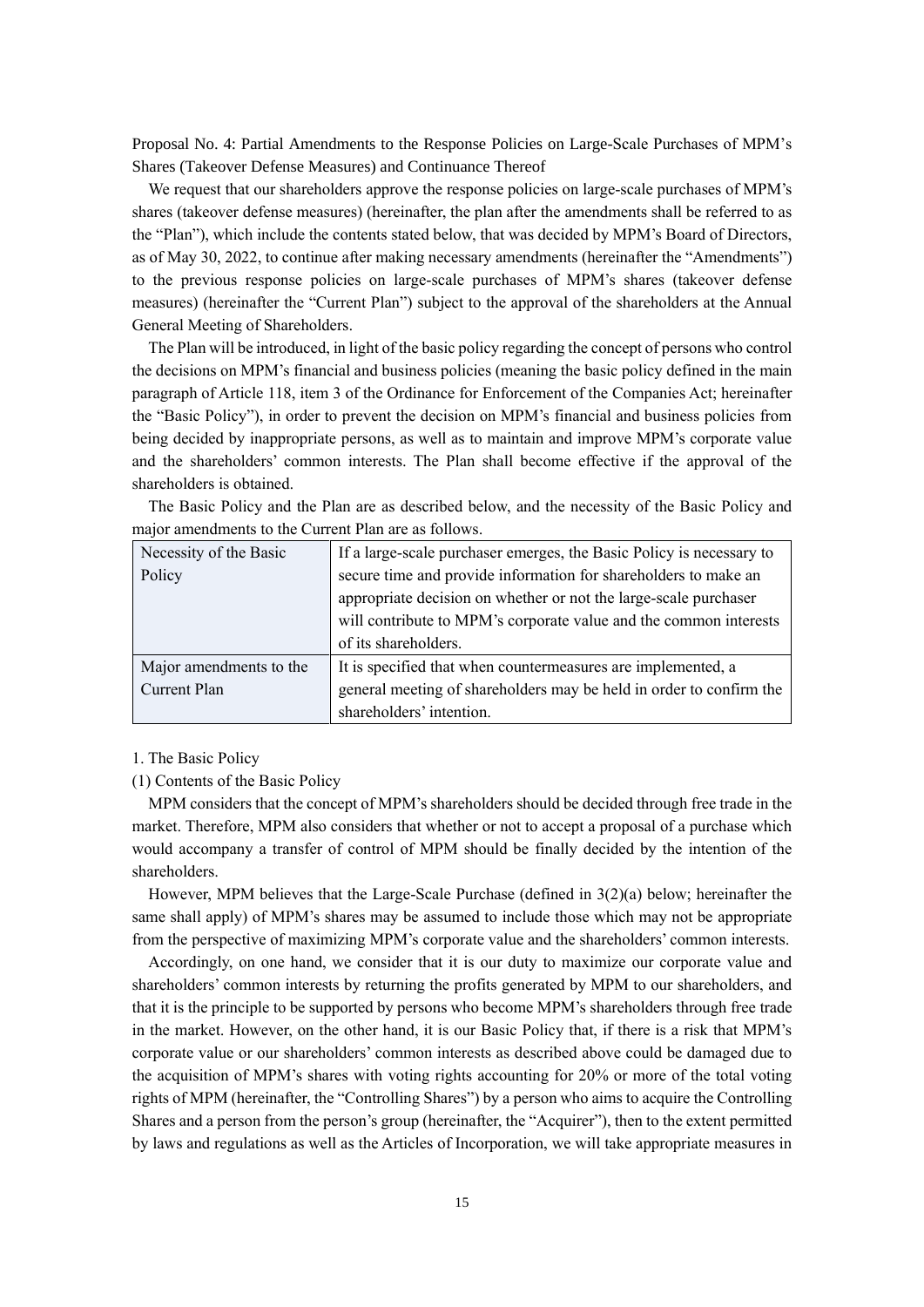Proposal No. 4: Partial Amendments to the Response Policies on Large-Scale Purchases of MPM's Shares (Takeover Defense Measures) and Continuance Thereof

We request that our shareholders approve the response policies on large-scale purchases of MPM's shares (takeover defense measures) (hereinafter, the plan after the amendments shall be referred to as the "Plan"), which include the contents stated below, that was decided by MPM's Board of Directors, as of May 30, 2022, to continue after making necessary amendments (hereinafter the "Amendments") to the previous response policies on large-scale purchases of MPM's shares (takeover defense measures) (hereinafter the "Current Plan") subject to the approval of the shareholders at the Annual General Meeting of Shareholders.

The Plan will be introduced, in light of the basic policy regarding the concept of persons who control the decisions on MPM's financial and business policies (meaning the basic policy defined in the main paragraph of Article 118, item 3 of the Ordinance for Enforcement of the Companies Act; hereinafter the "Basic Policy"), in order to prevent the decision on MPM's financial and business policies from being decided by inappropriate persons, as well as to maintain and improve MPM's corporate value and the shareholders' common interests. The Plan shall become effective if the approval of the shareholders is obtained.

The Basic Policy and the Plan are as described below, and the necessity of the Basic Policy and major amendments to the Current Plan are as follows.

| | |
|---|---|
| Necessity of the Basic Policy | If a large-scale purchaser emerges, the Basic Policy is necessary to secure time and provide information for shareholders to make an appropriate decision on whether or not the large-scale purchaser will contribute to MPM's corporate value and the common interests of its shareholders. |
| Major amendments to the Current Plan | It is specified that when countermeasures are implemented, a general meeting of shareholders may be held in order to confirm the shareholders' intention. |

1. The Basic Policy

(1) Contents of the Basic Policy

MPM considers that the concept of MPM's shareholders should be decided through free trade in the market. Therefore, MPM also considers that whether or not to accept a proposal of a purchase which would accompany a transfer of control of MPM should be finally decided by the intention of the shareholders.

However, MPM believes that the Large-Scale Purchase (defined in 3(2)(a) below; hereinafter the same shall apply) of MPM's shares may be assumed to include those which may not be appropriate from the perspective of maximizing MPM's corporate value and the shareholders' common interests.

Accordingly, on one hand, we consider that it is our duty to maximize our corporate value and shareholders' common interests by returning the profits generated by MPM to our shareholders, and that it is the principle to be supported by persons who become MPM's shareholders through free trade in the market. However, on the other hand, it is our Basic Policy that, if there is a risk that MPM's corporate value or our shareholders' common interests as described above could be damaged due to the acquisition of MPM's shares with voting rights accounting for 20% or more of the total voting rights of MPM (hereinafter, the "Controlling Shares") by a person who aims to acquire the Controlling Shares and a person from the person's group (hereinafter, the "Acquirer"), then to the extent permitted by laws and regulations as well as the Articles of Incorporation, we will take appropriate measures in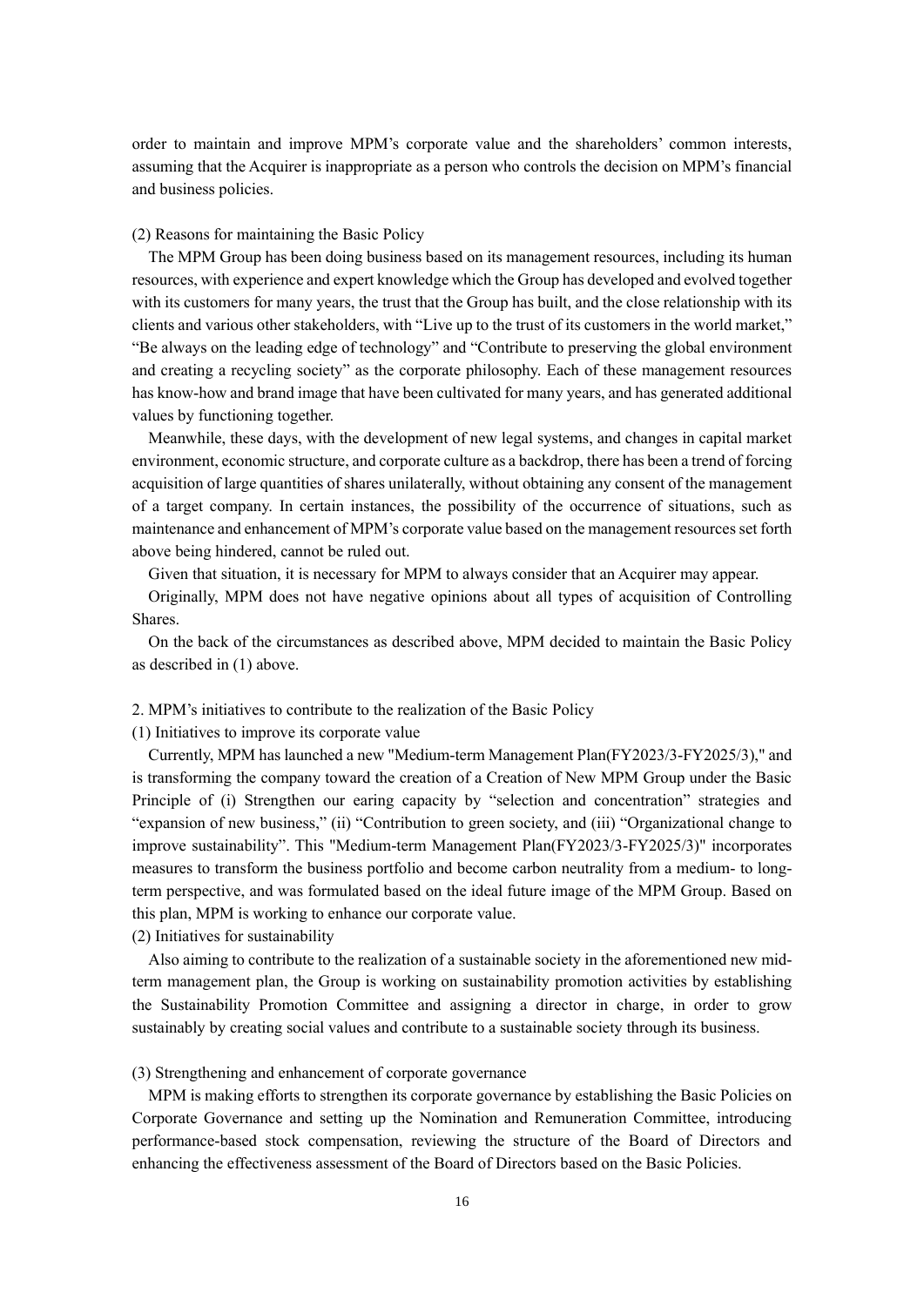order to maintain and improve MPM's corporate value and the shareholders' common interests, assuming that the Acquirer is inappropriate as a person who controls the decision on MPM's financial and business policies.

(2) Reasons for maintaining the Basic Policy

The MPM Group has been doing business based on its management resources, including its human resources, with experience and expert knowledge which the Group has developed and evolved together with its customers for many years, the trust that the Group has built, and the close relationship with its clients and various other stakeholders, with "Live up to the trust of its customers in the world market," "Be always on the leading edge of technology" and "Contribute to preserving the global environment and creating a recycling society" as the corporate philosophy. Each of these management resources has know-how and brand image that have been cultivated for many years, and has generated additional values by functioning together.

Meanwhile, these days, with the development of new legal systems, and changes in capital market environment, economic structure, and corporate culture as a backdrop, there has been a trend of forcing acquisition of large quantities of shares unilaterally, without obtaining any consent of the management of a target company. In certain instances, the possibility of the occurrence of situations, such as maintenance and enhancement of MPM's corporate value based on the management resources set forth above being hindered, cannot be ruled out.

Given that situation, it is necessary for MPM to always consider that an Acquirer may appear.

Originally, MPM does not have negative opinions about all types of acquisition of Controlling Shares.

On the back of the circumstances as described above, MPM decided to maintain the Basic Policy as described in (1) above.

2. MPM's initiatives to contribute to the realization of the Basic Policy

(1) Initiatives to improve its corporate value

Currently, MPM has launched a new "Medium-term Management Plan(FY2023/3-FY2025/3)," and is transforming the company toward the creation of a Creation of New MPM Group under the Basic Principle of (i) Strengthen our earing capacity by "selection and concentration" strategies and "expansion of new business," (ii) "Contribution to green society, and (iii) "Organizational change to improve sustainability". This "Medium-term Management Plan(FY2023/3-FY2025/3)" incorporates measures to transform the business portfolio and become carbon neutrality from a medium- to long-term perspective, and was formulated based on the ideal future image of the MPM Group. Based on this plan, MPM is working to enhance our corporate value.

(2) Initiatives for sustainability

Also aiming to contribute to the realization of a sustainable society in the aforementioned new mid-term management plan, the Group is working on sustainability promotion activities by establishing the Sustainability Promotion Committee and assigning a director in charge, in order to grow sustainably by creating social values and contribute to a sustainable society through its business.

(3) Strengthening and enhancement of corporate governance

MPM is making efforts to strengthen its corporate governance by establishing the Basic Policies on Corporate Governance and setting up the Nomination and Remuneration Committee, introducing performance-based stock compensation, reviewing the structure of the Board of Directors and enhancing the effectiveness assessment of the Board of Directors based on the Basic Policies.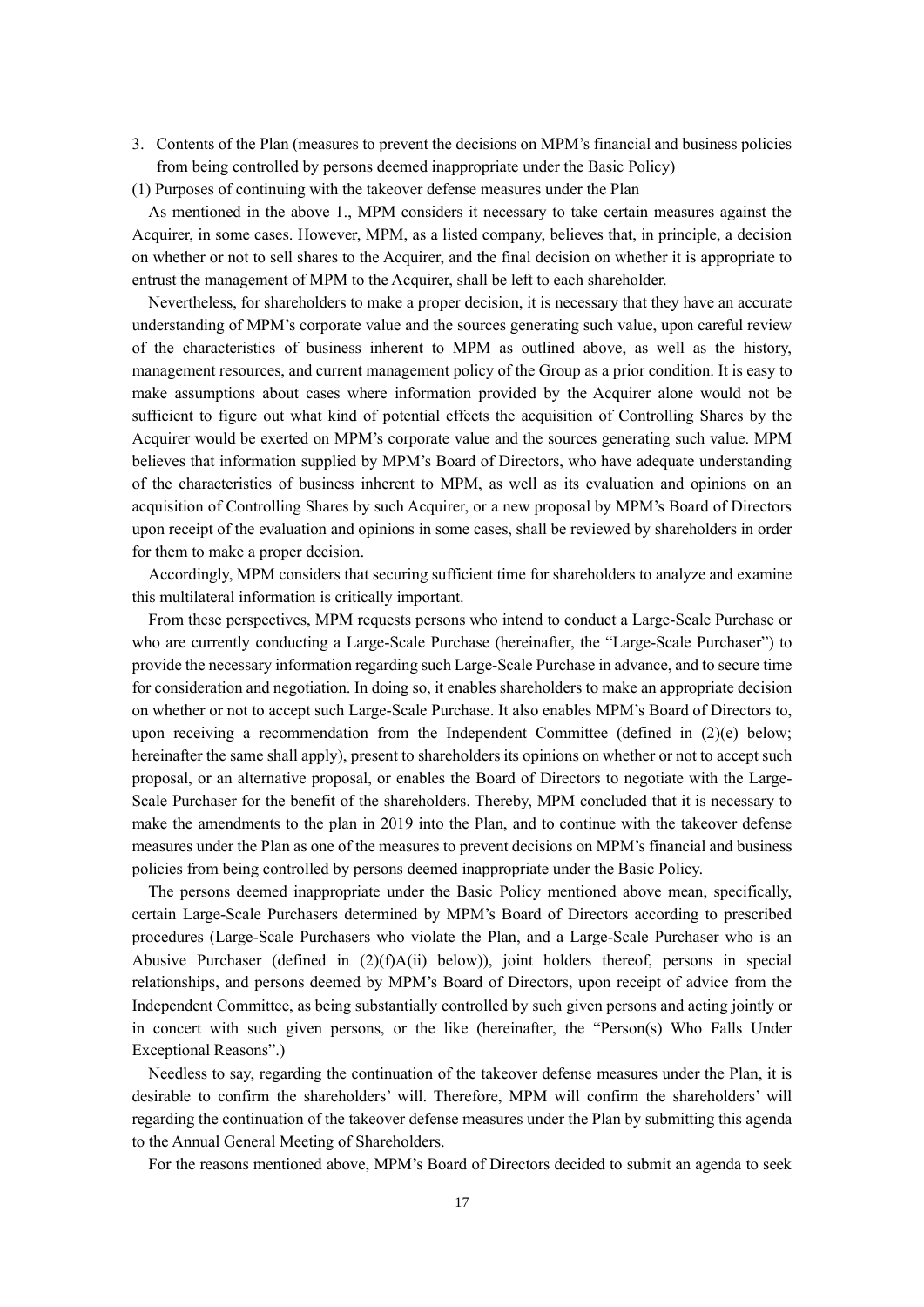3. Contents of the Plan (measures to prevent the decisions on MPM's financial and business policies from being controlled by persons deemed inappropriate under the Basic Policy)

(1) Purposes of continuing with the takeover defense measures under the Plan

As mentioned in the above 1., MPM considers it necessary to take certain measures against the Acquirer, in some cases. However, MPM, as a listed company, believes that, in principle, a decision on whether or not to sell shares to the Acquirer, and the final decision on whether it is appropriate to entrust the management of MPM to the Acquirer, shall be left to each shareholder.

Nevertheless, for shareholders to make a proper decision, it is necessary that they have an accurate understanding of MPM's corporate value and the sources generating such value, upon careful review of the characteristics of business inherent to MPM as outlined above, as well as the history, management resources, and current management policy of the Group as a prior condition. It is easy to make assumptions about cases where information provided by the Acquirer alone would not be sufficient to figure out what kind of potential effects the acquisition of Controlling Shares by the Acquirer would be exerted on MPM's corporate value and the sources generating such value. MPM believes that information supplied by MPM's Board of Directors, who have adequate understanding of the characteristics of business inherent to MPM, as well as its evaluation and opinions on an acquisition of Controlling Shares by such Acquirer, or a new proposal by MPM's Board of Directors upon receipt of the evaluation and opinions in some cases, shall be reviewed by shareholders in order for them to make a proper decision.

Accordingly, MPM considers that securing sufficient time for shareholders to analyze and examine this multilateral information is critically important.

From these perspectives, MPM requests persons who intend to conduct a Large-Scale Purchase or who are currently conducting a Large-Scale Purchase (hereinafter, the "Large-Scale Purchaser") to provide the necessary information regarding such Large-Scale Purchase in advance, and to secure time for consideration and negotiation. In doing so, it enables shareholders to make an appropriate decision on whether or not to accept such Large-Scale Purchase. It also enables MPM's Board of Directors to, upon receiving a recommendation from the Independent Committee (defined in (2)(e) below; hereinafter the same shall apply), present to shareholders its opinions on whether or not to accept such proposal, or an alternative proposal, or enables the Board of Directors to negotiate with the Large-Scale Purchaser for the benefit of the shareholders. Thereby, MPM concluded that it is necessary to make the amendments to the plan in 2019 into the Plan, and to continue with the takeover defense measures under the Plan as one of the measures to prevent decisions on MPM's financial and business policies from being controlled by persons deemed inappropriate under the Basic Policy.

The persons deemed inappropriate under the Basic Policy mentioned above mean, specifically, certain Large-Scale Purchasers determined by MPM's Board of Directors according to prescribed procedures (Large-Scale Purchasers who violate the Plan, and a Large-Scale Purchaser who is an Abusive Purchaser (defined in (2)(f)A(ii) below)), joint holders thereof, persons in special relationships, and persons deemed by MPM's Board of Directors, upon receipt of advice from the Independent Committee, as being substantially controlled by such given persons and acting jointly or in concert with such given persons, or the like (hereinafter, the "Person(s) Who Falls Under Exceptional Reasons".)

Needless to say, regarding the continuation of the takeover defense measures under the Plan, it is desirable to confirm the shareholders' will. Therefore, MPM will confirm the shareholders' will regarding the continuation of the takeover defense measures under the Plan by submitting this agenda to the Annual General Meeting of Shareholders.

For the reasons mentioned above, MPM's Board of Directors decided to submit an agenda to seek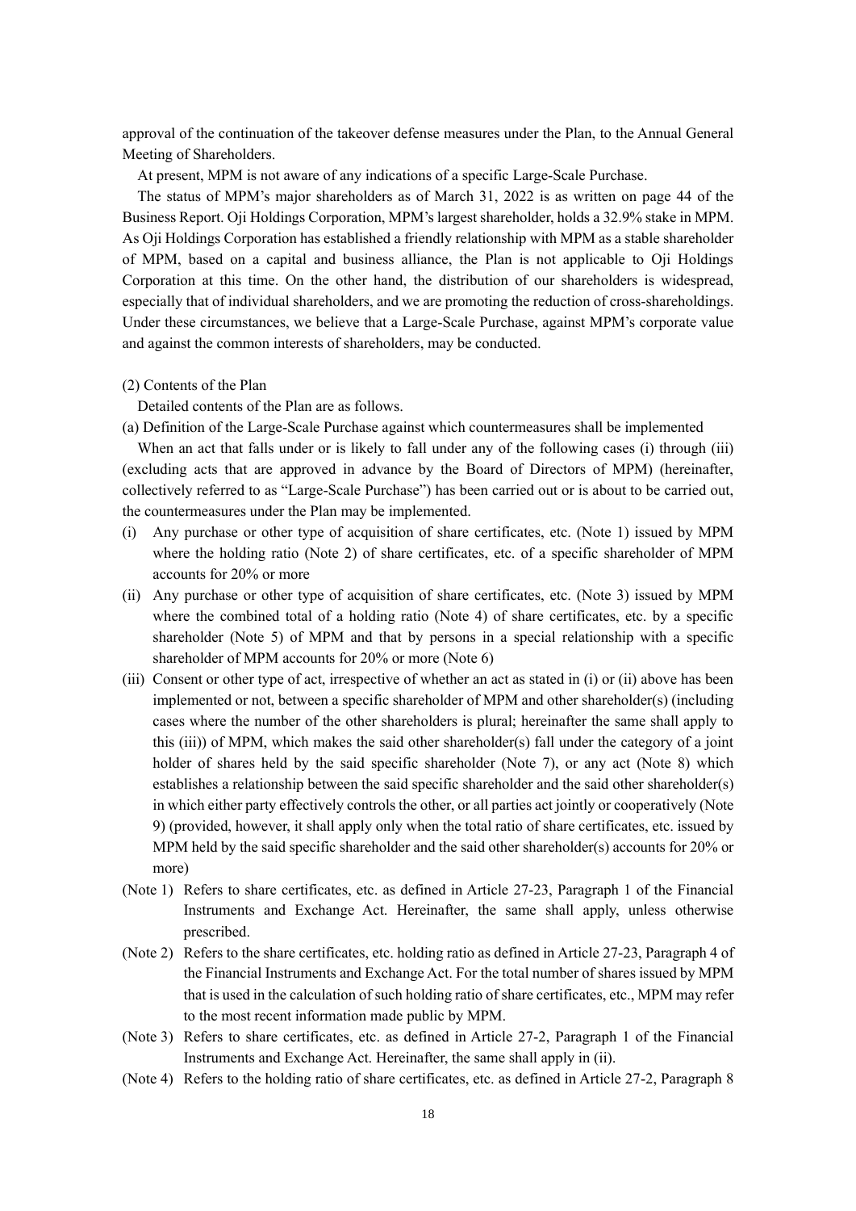approval of the continuation of the takeover defense measures under the Plan, to the Annual General Meeting of Shareholders.

At present, MPM is not aware of any indications of a specific Large-Scale Purchase.

The status of MPM's major shareholders as of March 31, 2022 is as written on page 44 of the Business Report. Oji Holdings Corporation, MPM's largest shareholder, holds a 32.9% stake in MPM. As Oji Holdings Corporation has established a friendly relationship with MPM as a stable shareholder of MPM, based on a capital and business alliance, the Plan is not applicable to Oji Holdings Corporation at this time. On the other hand, the distribution of our shareholders is widespread, especially that of individual shareholders, and we are promoting the reduction of cross-shareholdings. Under these circumstances, we believe that a Large-Scale Purchase, against MPM's corporate value and against the common interests of shareholders, may be conducted.

(2) Contents of the Plan

Detailed contents of the Plan are as follows.

(a) Definition of the Large-Scale Purchase against which countermeasures shall be implemented

When an act that falls under or is likely to fall under any of the following cases (i) through (iii) (excluding acts that are approved in advance by the Board of Directors of MPM) (hereinafter, collectively referred to as "Large-Scale Purchase") has been carried out or is about to be carried out, the countermeasures under the Plan may be implemented.

(i) Any purchase or other type of acquisition of share certificates, etc. (Note 1) issued by MPM where the holding ratio (Note 2) of share certificates, etc. of a specific shareholder of MPM accounts for 20% or more

(ii) Any purchase or other type of acquisition of share certificates, etc. (Note 3) issued by MPM where the combined total of a holding ratio (Note 4) of share certificates, etc. by a specific shareholder (Note 5) of MPM and that by persons in a special relationship with a specific shareholder of MPM accounts for 20% or more (Note 6)

(iii) Consent or other type of act, irrespective of whether an act as stated in (i) or (ii) above has been implemented or not, between a specific shareholder of MPM and other shareholder(s) (including cases where the number of the other shareholders is plural; hereinafter the same shall apply to this (iii)) of MPM, which makes the said other shareholder(s) fall under the category of a joint holder of shares held by the said specific shareholder (Note 7), or any act (Note 8) which establishes a relationship between the said specific shareholder and the said other shareholder(s) in which either party effectively controls the other, or all parties act jointly or cooperatively (Note 9) (provided, however, it shall apply only when the total ratio of share certificates, etc. issued by MPM held by the said specific shareholder and the said other shareholder(s) accounts for 20% or more)

(Note 1) Refers to share certificates, etc. as defined in Article 27-23, Paragraph 1 of the Financial Instruments and Exchange Act. Hereinafter, the same shall apply, unless otherwise prescribed.

(Note 2) Refers to the share certificates, etc. holding ratio as defined in Article 27-23, Paragraph 4 of the Financial Instruments and Exchange Act. For the total number of shares issued by MPM that is used in the calculation of such holding ratio of share certificates, etc., MPM may refer to the most recent information made public by MPM.

(Note 3) Refers to share certificates, etc. as defined in Article 27-2, Paragraph 1 of the Financial Instruments and Exchange Act. Hereinafter, the same shall apply in (ii).

(Note 4) Refers to the holding ratio of share certificates, etc. as defined in Article 27-2, Paragraph 8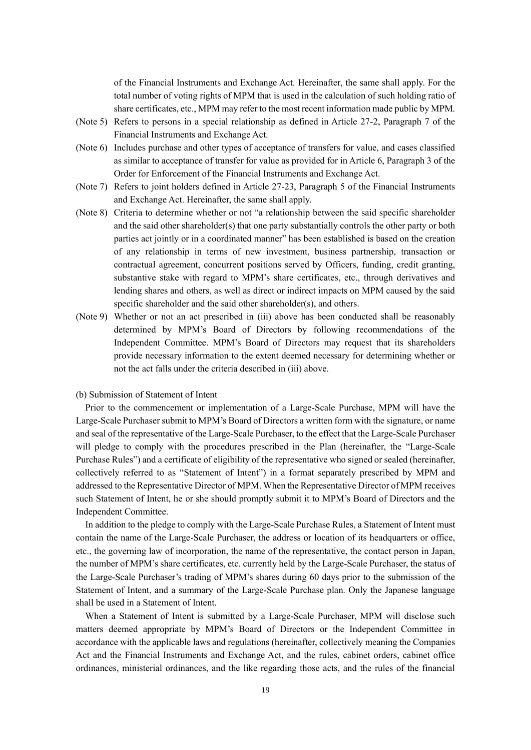of the Financial Instruments and Exchange Act. Hereinafter, the same shall apply. For the total number of voting rights of MPM that is used in the calculation of such holding ratio of share certificates, etc., MPM may refer to the most recent information made public by MPM.

(Note 5) Refers to persons in a special relationship as defined in Article 27-2, Paragraph 7 of the Financial Instruments and Exchange Act.

(Note 6) Includes purchase and other types of acceptance of transfers for value, and cases classified as similar to acceptance of transfer for value as provided for in Article 6, Paragraph 3 of the Order for Enforcement of the Financial Instruments and Exchange Act.

(Note 7) Refers to joint holders defined in Article 27-23, Paragraph 5 of the Financial Instruments and Exchange Act. Hereinafter, the same shall apply.

(Note 8) Criteria to determine whether or not "a relationship between the said specific shareholder and the said other shareholder(s) that one party substantially controls the other party or both parties act jointly or in a coordinated manner" has been established is based on the creation of any relationship in terms of new investment, business partnership, transaction or contractual agreement, concurrent positions served by Officers, funding, credit granting, substantive stake with regard to MPM's share certificates, etc., through derivatives and lending shares and others, as well as direct or indirect impacts on MPM caused by the said specific shareholder and the said other shareholder(s), and others.

(Note 9) Whether or not an act prescribed in (iii) above has been conducted shall be reasonably determined by MPM's Board of Directors by following recommendations of the Independent Committee. MPM's Board of Directors may request that its shareholders provide necessary information to the extent deemed necessary for determining whether or not the act falls under the criteria described in (iii) above.

(b) Submission of Statement of Intent

Prior to the commencement or implementation of a Large-Scale Purchase, MPM will have the Large-Scale Purchaser submit to MPM's Board of Directors a written form with the signature, or name and seal of the representative of the Large-Scale Purchaser, to the effect that the Large-Scale Purchaser will pledge to comply with the procedures prescribed in the Plan (hereinafter, the "Large-Scale Purchase Rules") and a certificate of eligibility of the representative who signed or sealed (hereinafter, collectively referred to as "Statement of Intent") in a format separately prescribed by MPM and addressed to the Representative Director of MPM. When the Representative Director of MPM receives such Statement of Intent, he or she should promptly submit it to MPM's Board of Directors and the Independent Committee.

In addition to the pledge to comply with the Large-Scale Purchase Rules, a Statement of Intent must contain the name of the Large-Scale Purchaser, the address or location of its headquarters or office, etc., the governing law of incorporation, the name of the representative, the contact person in Japan, the number of MPM's share certificates, etc. currently held by the Large-Scale Purchaser, the status of the Large-Scale Purchaser's trading of MPM's shares during 60 days prior to the submission of the Statement of Intent, and a summary of the Large-Scale Purchase plan. Only the Japanese language shall be used in a Statement of Intent.

When a Statement of Intent is submitted by a Large-Scale Purchaser, MPM will disclose such matters deemed appropriate by MPM's Board of Directors or the Independent Committee in accordance with the applicable laws and regulations (hereinafter, collectively meaning the Companies Act and the Financial Instruments and Exchange Act, and the rules, cabinet orders, cabinet office ordinances, ministerial ordinances, and the like regarding those acts, and the rules of the financial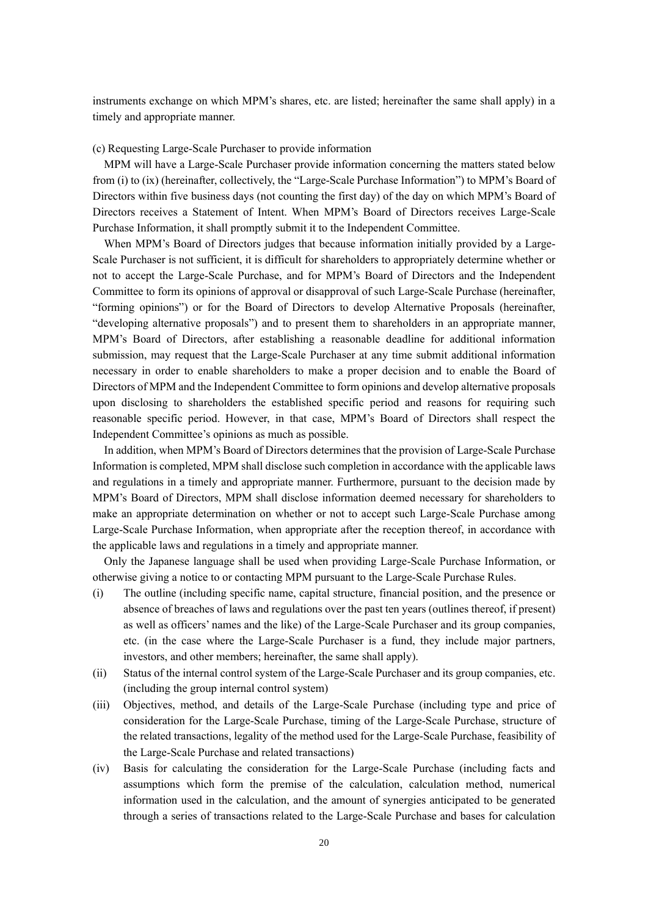instruments exchange on which MPM's shares, etc. are listed; hereinafter the same shall apply) in a timely and appropriate manner.

(c) Requesting Large-Scale Purchaser to provide information

MPM will have a Large-Scale Purchaser provide information concerning the matters stated below from (i) to (ix) (hereinafter, collectively, the "Large-Scale Purchase Information") to MPM's Board of Directors within five business days (not counting the first day) of the day on which MPM's Board of Directors receives a Statement of Intent. When MPM's Board of Directors receives Large-Scale Purchase Information, it shall promptly submit it to the Independent Committee.

When MPM's Board of Directors judges that because information initially provided by a Large-Scale Purchaser is not sufficient, it is difficult for shareholders to appropriately determine whether or not to accept the Large-Scale Purchase, and for MPM's Board of Directors and the Independent Committee to form its opinions of approval or disapproval of such Large-Scale Purchase (hereinafter, "forming opinions") or for the Board of Directors to develop Alternative Proposals (hereinafter, "developing alternative proposals") and to present them to shareholders in an appropriate manner, MPM's Board of Directors, after establishing a reasonable deadline for additional information submission, may request that the Large-Scale Purchaser at any time submit additional information necessary in order to enable shareholders to make a proper decision and to enable the Board of Directors of MPM and the Independent Committee to form opinions and develop alternative proposals upon disclosing to shareholders the established specific period and reasons for requiring such reasonable specific period. However, in that case, MPM's Board of Directors shall respect the Independent Committee's opinions as much as possible.

In addition, when MPM's Board of Directors determines that the provision of Large-Scale Purchase Information is completed, MPM shall disclose such completion in accordance with the applicable laws and regulations in a timely and appropriate manner. Furthermore, pursuant to the decision made by MPM's Board of Directors, MPM shall disclose information deemed necessary for shareholders to make an appropriate determination on whether or not to accept such Large-Scale Purchase among Large-Scale Purchase Information, when appropriate after the reception thereof, in accordance with the applicable laws and regulations in a timely and appropriate manner.

Only the Japanese language shall be used when providing Large-Scale Purchase Information, or otherwise giving a notice to or contacting MPM pursuant to the Large-Scale Purchase Rules.

(i) The outline (including specific name, capital structure, financial position, and the presence or absence of breaches of laws and regulations over the past ten years (outlines thereof, if present) as well as officers' names and the like) of the Large-Scale Purchaser and its group companies, etc. (in the case where the Large-Scale Purchaser is a fund, they include major partners, investors, and other members; hereinafter, the same shall apply).

(ii) Status of the internal control system of the Large-Scale Purchaser and its group companies, etc. (including the group internal control system)

(iii) Objectives, method, and details of the Large-Scale Purchase (including type and price of consideration for the Large-Scale Purchase, timing of the Large-Scale Purchase, structure of the related transactions, legality of the method used for the Large-Scale Purchase, feasibility of the Large-Scale Purchase and related transactions)

(iv) Basis for calculating the consideration for the Large-Scale Purchase (including facts and assumptions which form the premise of the calculation, calculation method, numerical information used in the calculation, and the amount of synergies anticipated to be generated through a series of transactions related to the Large-Scale Purchase and bases for calculation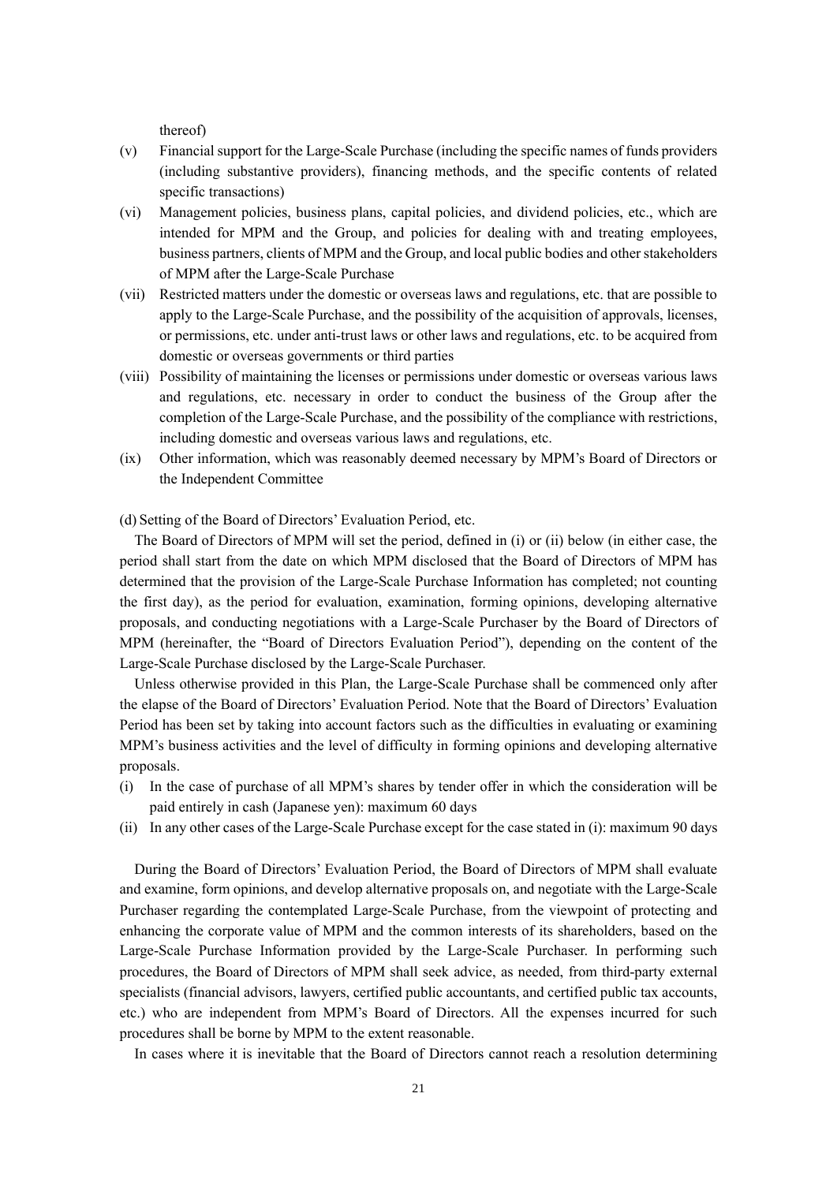thereof)

(v) Financial support for the Large-Scale Purchase (including the specific names of funds providers (including substantive providers), financing methods, and the specific contents of related specific transactions)

(vi) Management policies, business plans, capital policies, and dividend policies, etc., which are intended for MPM and the Group, and policies for dealing with and treating employees, business partners, clients of MPM and the Group, and local public bodies and other stakeholders of MPM after the Large-Scale Purchase

(vii) Restricted matters under the domestic or overseas laws and regulations, etc. that are possible to apply to the Large-Scale Purchase, and the possibility of the acquisition of approvals, licenses, or permissions, etc. under anti-trust laws or other laws and regulations, etc. to be acquired from domestic or overseas governments or third parties

(viii) Possibility of maintaining the licenses or permissions under domestic or overseas various laws and regulations, etc. necessary in order to conduct the business of the Group after the completion of the Large-Scale Purchase, and the possibility of the compliance with restrictions, including domestic and overseas various laws and regulations, etc.

(ix) Other information, which was reasonably deemed necessary by MPM's Board of Directors or the Independent Committee

(d) Setting of the Board of Directors' Evaluation Period, etc.

The Board of Directors of MPM will set the period, defined in (i) or (ii) below (in either case, the period shall start from the date on which MPM disclosed that the Board of Directors of MPM has determined that the provision of the Large-Scale Purchase Information has completed; not counting the first day), as the period for evaluation, examination, forming opinions, developing alternative proposals, and conducting negotiations with a Large-Scale Purchaser by the Board of Directors of MPM (hereinafter, the "Board of Directors Evaluation Period"), depending on the content of the Large-Scale Purchase disclosed by the Large-Scale Purchaser.

Unless otherwise provided in this Plan, the Large-Scale Purchase shall be commenced only after the elapse of the Board of Directors' Evaluation Period. Note that the Board of Directors' Evaluation Period has been set by taking into account factors such as the difficulties in evaluating or examining MPM's business activities and the level of difficulty in forming opinions and developing alternative proposals.

(i) In the case of purchase of all MPM's shares by tender offer in which the consideration will be paid entirely in cash (Japanese yen): maximum 60 days

(ii) In any other cases of the Large-Scale Purchase except for the case stated in (i): maximum 90 days

During the Board of Directors' Evaluation Period, the Board of Directors of MPM shall evaluate and examine, form opinions, and develop alternative proposals on, and negotiate with the Large-Scale Purchaser regarding the contemplated Large-Scale Purchase, from the viewpoint of protecting and enhancing the corporate value of MPM and the common interests of its shareholders, based on the Large-Scale Purchase Information provided by the Large-Scale Purchaser. In performing such procedures, the Board of Directors of MPM shall seek advice, as needed, from third-party external specialists (financial advisors, lawyers, certified public accountants, and certified public tax accounts, etc.) who are independent from MPM's Board of Directors. All the expenses incurred for such procedures shall be borne by MPM to the extent reasonable.

In cases where it is inevitable that the Board of Directors cannot reach a resolution determining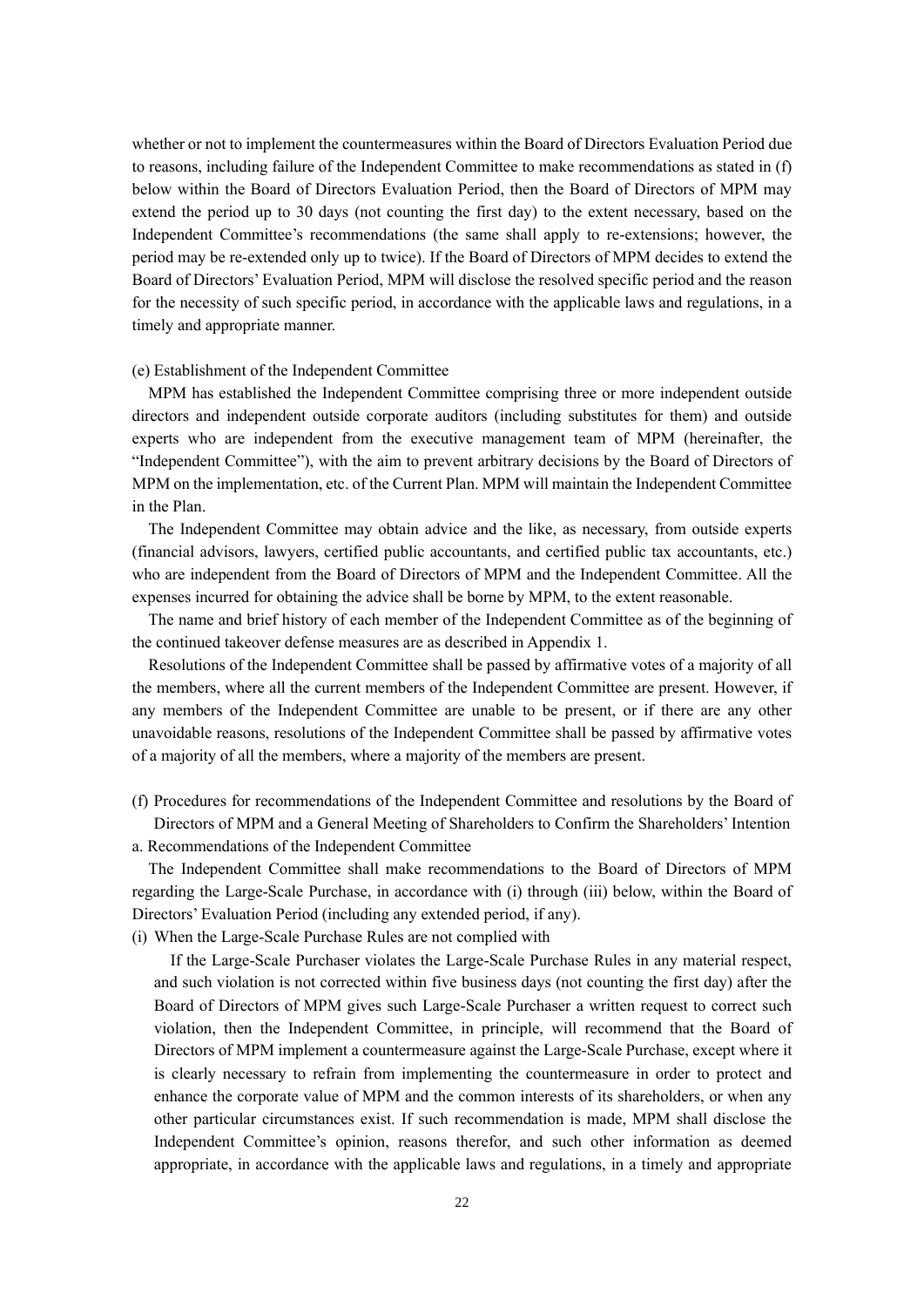whether or not to implement the countermeasures within the Board of Directors Evaluation Period due to reasons, including failure of the Independent Committee to make recommendations as stated in (f) below within the Board of Directors Evaluation Period, then the Board of Directors of MPM may extend the period up to 30 days (not counting the first day) to the extent necessary, based on the Independent Committee's recommendations (the same shall apply to re-extensions; however, the period may be re-extended only up to twice). If the Board of Directors of MPM decides to extend the Board of Directors' Evaluation Period, MPM will disclose the resolved specific period and the reason for the necessity of such specific period, in accordance with the applicable laws and regulations, in a timely and appropriate manner.

(e) Establishment of the Independent Committee

MPM has established the Independent Committee comprising three or more independent outside directors and independent outside corporate auditors (including substitutes for them) and outside experts who are independent from the executive management team of MPM (hereinafter, the "Independent Committee"), with the aim to prevent arbitrary decisions by the Board of Directors of MPM on the implementation, etc. of the Current Plan. MPM will maintain the Independent Committee in the Plan.

The Independent Committee may obtain advice and the like, as necessary, from outside experts (financial advisors, lawyers, certified public accountants, and certified public tax accountants, etc.) who are independent from the Board of Directors of MPM and the Independent Committee. All the expenses incurred for obtaining the advice shall be borne by MPM, to the extent reasonable.

The name and brief history of each member of the Independent Committee as of the beginning of the continued takeover defense measures are as described in Appendix 1.

Resolutions of the Independent Committee shall be passed by affirmative votes of a majority of all the members, where all the current members of the Independent Committee are present. However, if any members of the Independent Committee are unable to be present, or if there are any other unavoidable reasons, resolutions of the Independent Committee shall be passed by affirmative votes of a majority of all the members, where a majority of the members are present.

(f) Procedures for recommendations of the Independent Committee and resolutions by the Board of Directors of MPM and a General Meeting of Shareholders to Confirm the Shareholders' Intention

a. Recommendations of the Independent Committee

The Independent Committee shall make recommendations to the Board of Directors of MPM regarding the Large-Scale Purchase, in accordance with (i) through (iii) below, within the Board of Directors' Evaluation Period (including any extended period, if any).

(i) When the Large-Scale Purchase Rules are not complied with

If the Large-Scale Purchaser violates the Large-Scale Purchase Rules in any material respect, and such violation is not corrected within five business days (not counting the first day) after the Board of Directors of MPM gives such Large-Scale Purchaser a written request to correct such violation, then the Independent Committee, in principle, will recommend that the Board of Directors of MPM implement a countermeasure against the Large-Scale Purchase, except where it is clearly necessary to refrain from implementing the countermeasure in order to protect and enhance the corporate value of MPM and the common interests of its shareholders, or when any other particular circumstances exist. If such recommendation is made, MPM shall disclose the Independent Committee's opinion, reasons therefor, and such other information as deemed appropriate, in accordance with the applicable laws and regulations, in a timely and appropriate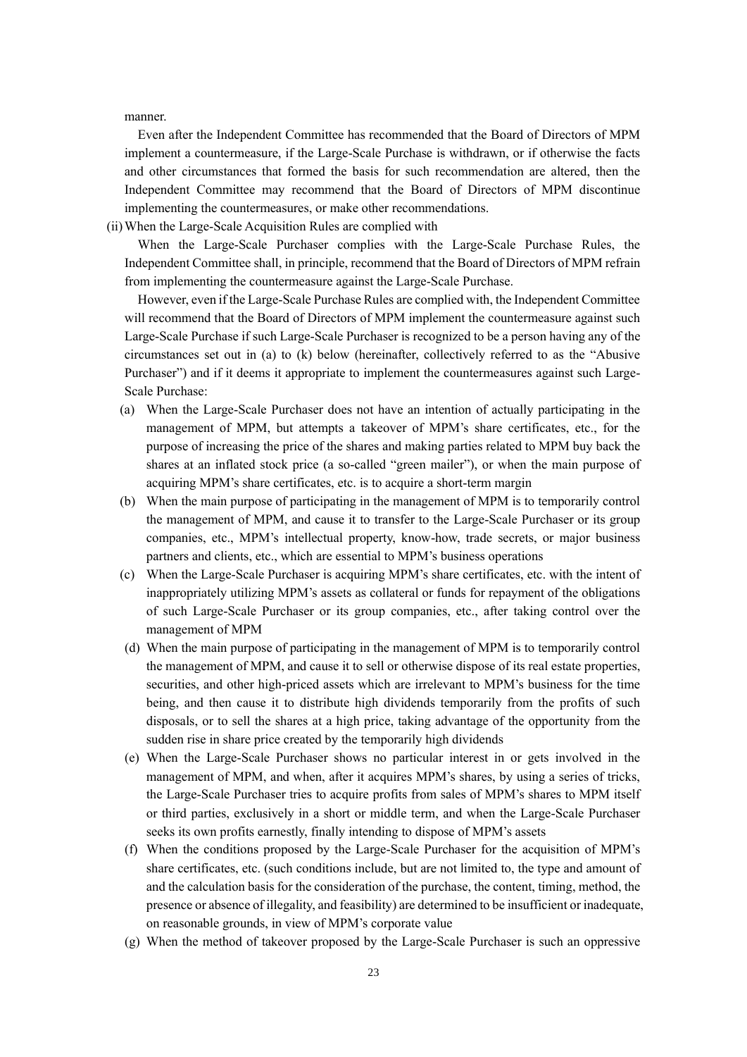manner.

Even after the Independent Committee has recommended that the Board of Directors of MPM implement a countermeasure, if the Large-Scale Purchase is withdrawn, or if otherwise the facts and other circumstances that formed the basis for such recommendation are altered, then the Independent Committee may recommend that the Board of Directors of MPM discontinue implementing the countermeasures, or make other recommendations.

(ii) When the Large-Scale Acquisition Rules are complied with

When the Large-Scale Purchaser complies with the Large-Scale Purchase Rules, the Independent Committee shall, in principle, recommend that the Board of Directors of MPM refrain from implementing the countermeasure against the Large-Scale Purchase.

However, even if the Large-Scale Purchase Rules are complied with, the Independent Committee will recommend that the Board of Directors of MPM implement the countermeasure against such Large-Scale Purchase if such Large-Scale Purchaser is recognized to be a person having any of the circumstances set out in (a) to (k) below (hereinafter, collectively referred to as the "Abusive Purchaser") and if it deems it appropriate to implement the countermeasures against such Large-Scale Purchase:

(a) When the Large-Scale Purchaser does not have an intention of actually participating in the management of MPM, but attempts a takeover of MPM's share certificates, etc., for the purpose of increasing the price of the shares and making parties related to MPM buy back the shares at an inflated stock price (a so-called "green mailer"), or when the main purpose of acquiring MPM's share certificates, etc. is to acquire a short-term margin

(b) When the main purpose of participating in the management of MPM is to temporarily control the management of MPM, and cause it to transfer to the Large-Scale Purchaser or its group companies, etc., MPM's intellectual property, know-how, trade secrets, or major business partners and clients, etc., which are essential to MPM's business operations

(c) When the Large-Scale Purchaser is acquiring MPM's share certificates, etc. with the intent of inappropriately utilizing MPM's assets as collateral or funds for repayment of the obligations of such Large-Scale Purchaser or its group companies, etc., after taking control over the management of MPM

(d) When the main purpose of participating in the management of MPM is to temporarily control the management of MPM, and cause it to sell or otherwise dispose of its real estate properties, securities, and other high-priced assets which are irrelevant to MPM's business for the time being, and then cause it to distribute high dividends temporarily from the profits of such disposals, or to sell the shares at a high price, taking advantage of the opportunity from the sudden rise in share price created by the temporarily high dividends

(e) When the Large-Scale Purchaser shows no particular interest in or gets involved in the management of MPM, and when, after it acquires MPM's shares, by using a series of tricks, the Large-Scale Purchaser tries to acquire profits from sales of MPM's shares to MPM itself or third parties, exclusively in a short or middle term, and when the Large-Scale Purchaser seeks its own profits earnestly, finally intending to dispose of MPM's assets

(f) When the conditions proposed by the Large-Scale Purchaser for the acquisition of MPM's share certificates, etc. (such conditions include, but are not limited to, the type and amount of and the calculation basis for the consideration of the purchase, the content, timing, method, the presence or absence of illegality, and feasibility) are determined to be insufficient or inadequate, on reasonable grounds, in view of MPM's corporate value

(g) When the method of takeover proposed by the Large-Scale Purchaser is such an oppressive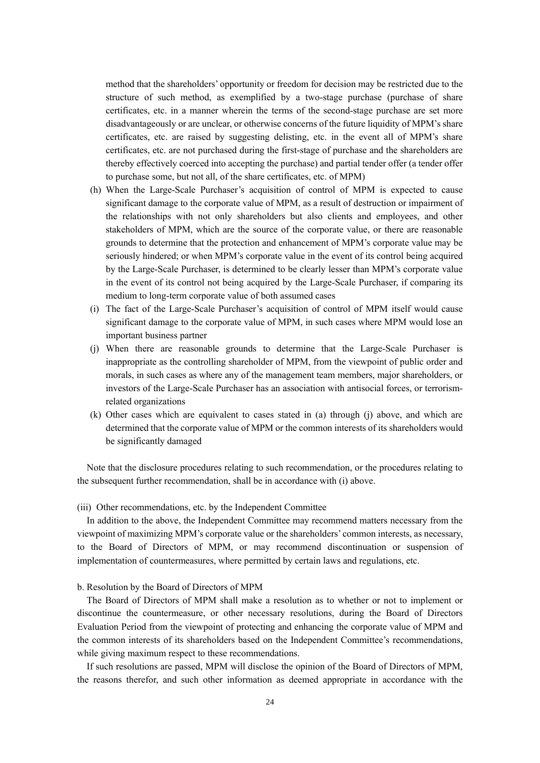method that the shareholders' opportunity or freedom for decision may be restricted due to the structure of such method, as exemplified by a two-stage purchase (purchase of share certificates, etc. in a manner wherein the terms of the second-stage purchase are set more disadvantageously or are unclear, or otherwise concerns of the future liquidity of MPM's share certificates, etc. are raised by suggesting delisting, etc. in the event all of MPM's share certificates, etc. are not purchased during the first-stage of purchase and the shareholders are thereby effectively coerced into accepting the purchase) and partial tender offer (a tender offer to purchase some, but not all, of the share certificates, etc. of MPM)

(h) When the Large-Scale Purchaser's acquisition of control of MPM is expected to cause significant damage to the corporate value of MPM, as a result of destruction or impairment of the relationships with not only shareholders but also clients and employees, and other stakeholders of MPM, which are the source of the corporate value, or there are reasonable grounds to determine that the protection and enhancement of MPM's corporate value may be seriously hindered; or when MPM's corporate value in the event of its control being acquired by the Large-Scale Purchaser, is determined to be clearly lesser than MPM's corporate value in the event of its control not being acquired by the Large-Scale Purchaser, if comparing its medium to long-term corporate value of both assumed cases

(i) The fact of the Large-Scale Purchaser's acquisition of control of MPM itself would cause significant damage to the corporate value of MPM, in such cases where MPM would lose an important business partner

(j) When there are reasonable grounds to determine that the Large-Scale Purchaser is inappropriate as the controlling shareholder of MPM, from the viewpoint of public order and morals, in such cases as where any of the management team members, major shareholders, or investors of the Large-Scale Purchaser has an association with antisocial forces, or terrorism-related organizations

(k) Other cases which are equivalent to cases stated in (a) through (j) above, and which are determined that the corporate value of MPM or the common interests of its shareholders would be significantly damaged

Note that the disclosure procedures relating to such recommendation, or the procedures relating to the subsequent further recommendation, shall be in accordance with (i) above.

(iii) Other recommendations, etc. by the Independent Committee

In addition to the above, the Independent Committee may recommend matters necessary from the viewpoint of maximizing MPM's corporate value or the shareholders' common interests, as necessary, to the Board of Directors of MPM, or may recommend discontinuation or suspension of implementation of countermeasures, where permitted by certain laws and regulations, etc.

b. Resolution by the Board of Directors of MPM

The Board of Directors of MPM shall make a resolution as to whether or not to implement or discontinue the countermeasure, or other necessary resolutions, during the Board of Directors Evaluation Period from the viewpoint of protecting and enhancing the corporate value of MPM and the common interests of its shareholders based on the Independent Committee's recommendations, while giving maximum respect to these recommendations.

If such resolutions are passed, MPM will disclose the opinion of the Board of Directors of MPM, the reasons therefor, and such other information as deemed appropriate in accordance with the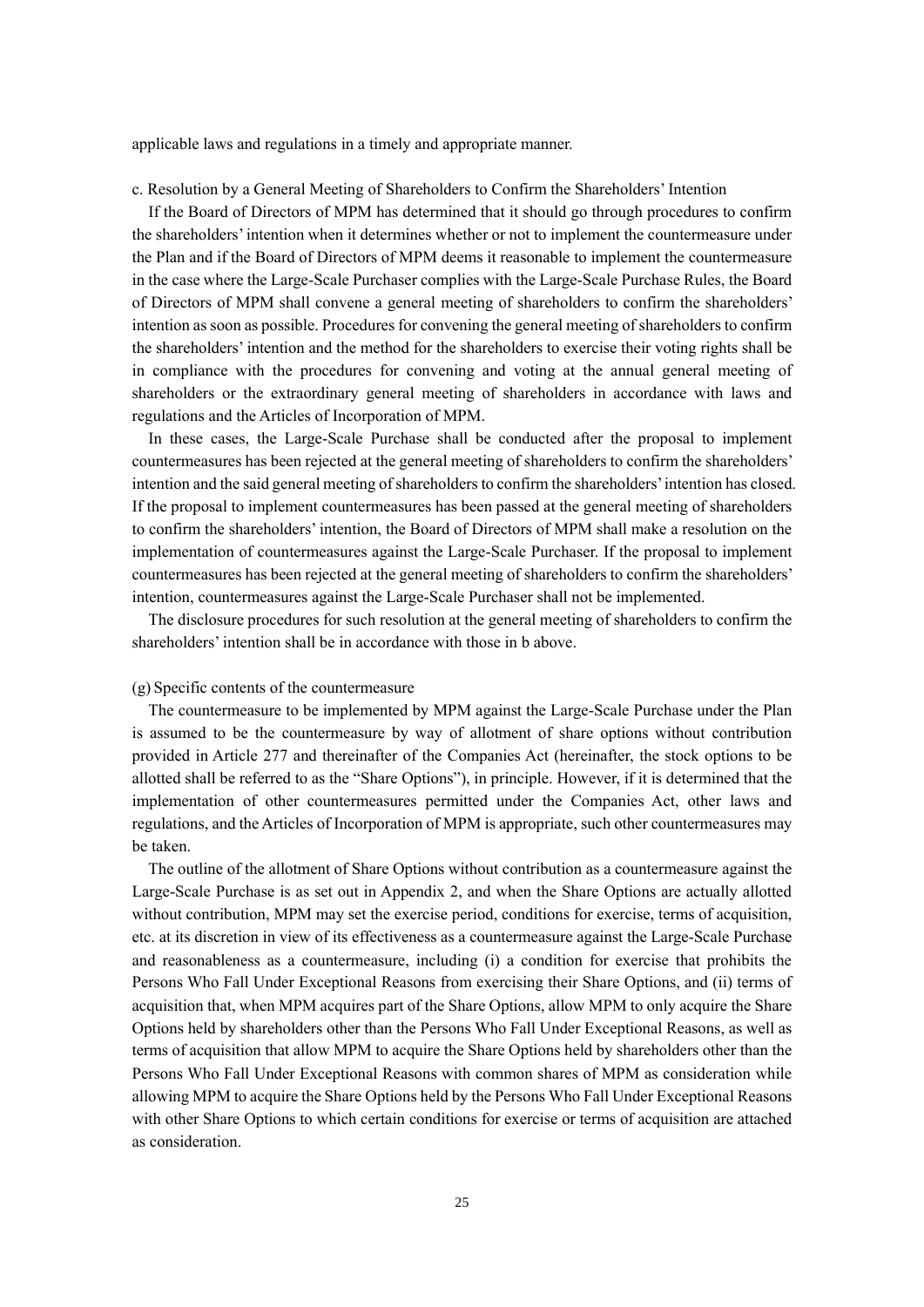applicable laws and regulations in a timely and appropriate manner.

c. Resolution by a General Meeting of Shareholders to Confirm the Shareholders' Intention

If the Board of Directors of MPM has determined that it should go through procedures to confirm the shareholders' intention when it determines whether or not to implement the countermeasure under the Plan and if the Board of Directors of MPM deems it reasonable to implement the countermeasure in the case where the Large-Scale Purchaser complies with the Large-Scale Purchase Rules, the Board of Directors of MPM shall convene a general meeting of shareholders to confirm the shareholders' intention as soon as possible. Procedures for convening the general meeting of shareholders to confirm the shareholders' intention and the method for the shareholders to exercise their voting rights shall be in compliance with the procedures for convening and voting at the annual general meeting of shareholders or the extraordinary general meeting of shareholders in accordance with laws and regulations and the Articles of Incorporation of MPM.

In these cases, the Large-Scale Purchase shall be conducted after the proposal to implement countermeasures has been rejected at the general meeting of shareholders to confirm the shareholders' intention and the said general meeting of shareholders to confirm the shareholders' intention has closed. If the proposal to implement countermeasures has been passed at the general meeting of shareholders to confirm the shareholders' intention, the Board of Directors of MPM shall make a resolution on the implementation of countermeasures against the Large-Scale Purchaser. If the proposal to implement countermeasures has been rejected at the general meeting of shareholders to confirm the shareholders' intention, countermeasures against the Large-Scale Purchaser shall not be implemented.

The disclosure procedures for such resolution at the general meeting of shareholders to confirm the shareholders' intention shall be in accordance with those in b above.

(g) Specific contents of the countermeasure

The countermeasure to be implemented by MPM against the Large-Scale Purchase under the Plan is assumed to be the countermeasure by way of allotment of share options without contribution provided in Article 277 and thereinafter of the Companies Act (hereinafter, the stock options to be allotted shall be referred to as the "Share Options"), in principle. However, if it is determined that the implementation of other countermeasures permitted under the Companies Act, other laws and regulations, and the Articles of Incorporation of MPM is appropriate, such other countermeasures may be taken.

The outline of the allotment of Share Options without contribution as a countermeasure against the Large-Scale Purchase is as set out in Appendix 2, and when the Share Options are actually allotted without contribution, MPM may set the exercise period, conditions for exercise, terms of acquisition, etc. at its discretion in view of its effectiveness as a countermeasure against the Large-Scale Purchase and reasonableness as a countermeasure, including (i) a condition for exercise that prohibits the Persons Who Fall Under Exceptional Reasons from exercising their Share Options, and (ii) terms of acquisition that, when MPM acquires part of the Share Options, allow MPM to only acquire the Share Options held by shareholders other than the Persons Who Fall Under Exceptional Reasons, as well as terms of acquisition that allow MPM to acquire the Share Options held by shareholders other than the Persons Who Fall Under Exceptional Reasons with common shares of MPM as consideration while allowing MPM to acquire the Share Options held by the Persons Who Fall Under Exceptional Reasons with other Share Options to which certain conditions for exercise or terms of acquisition are attached as consideration.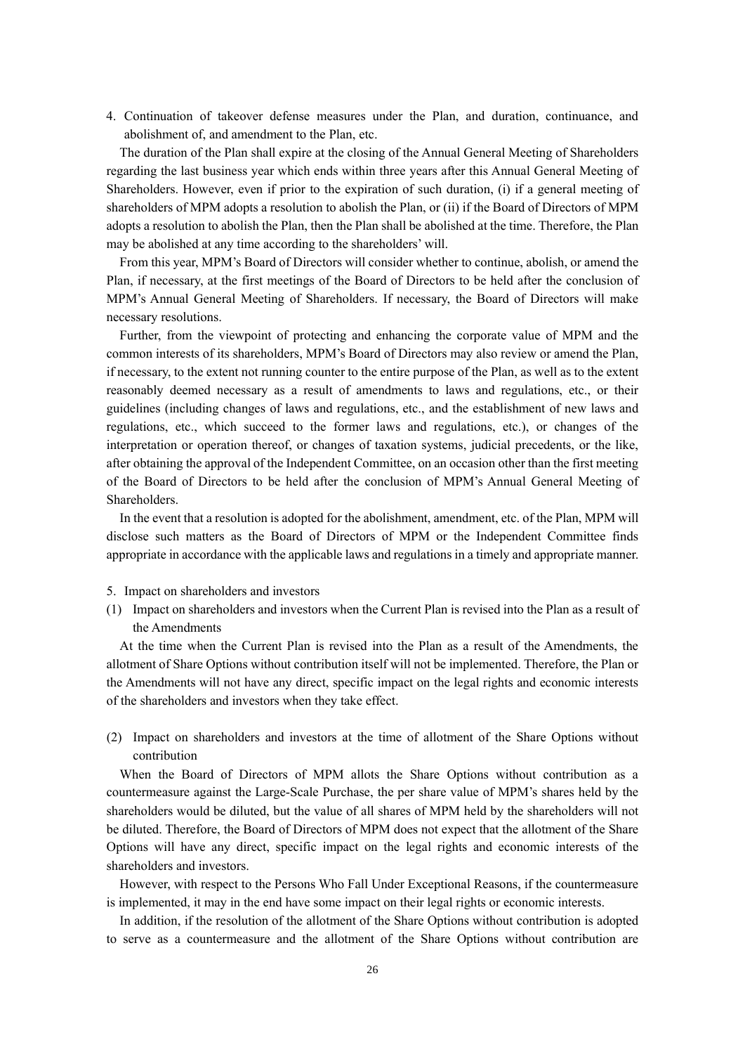4. Continuation of takeover defense measures under the Plan, and duration, continuance, and abolishment of, and amendment to the Plan, etc.

The duration of the Plan shall expire at the closing of the Annual General Meeting of Shareholders regarding the last business year which ends within three years after this Annual General Meeting of Shareholders. However, even if prior to the expiration of such duration, (i) if a general meeting of shareholders of MPM adopts a resolution to abolish the Plan, or (ii) if the Board of Directors of MPM adopts a resolution to abolish the Plan, then the Plan shall be abolished at the time. Therefore, the Plan may be abolished at any time according to the shareholders' will.

From this year, MPM's Board of Directors will consider whether to continue, abolish, or amend the Plan, if necessary, at the first meetings of the Board of Directors to be held after the conclusion of MPM's Annual General Meeting of Shareholders. If necessary, the Board of Directors will make necessary resolutions.

Further, from the viewpoint of protecting and enhancing the corporate value of MPM and the common interests of its shareholders, MPM's Board of Directors may also review or amend the Plan, if necessary, to the extent not running counter to the entire purpose of the Plan, as well as to the extent reasonably deemed necessary as a result of amendments to laws and regulations, etc., or their guidelines (including changes of laws and regulations, etc., and the establishment of new laws and regulations, etc., which succeed to the former laws and regulations, etc.), or changes of the interpretation or operation thereof, or changes of taxation systems, judicial precedents, or the like, after obtaining the approval of the Independent Committee, on an occasion other than the first meeting of the Board of Directors to be held after the conclusion of MPM's Annual General Meeting of Shareholders.

In the event that a resolution is adopted for the abolishment, amendment, etc. of the Plan, MPM will disclose such matters as the Board of Directors of MPM or the Independent Committee finds appropriate in accordance with the applicable laws and regulations in a timely and appropriate manner.

5. Impact on shareholders and investors

(1) Impact on shareholders and investors when the Current Plan is revised into the Plan as a result of the Amendments

At the time when the Current Plan is revised into the Plan as a result of the Amendments, the allotment of Share Options without contribution itself will not be implemented. Therefore, the Plan or the Amendments will not have any direct, specific impact on the legal rights and economic interests of the shareholders and investors when they take effect.

(2) Impact on shareholders and investors at the time of allotment of the Share Options without contribution

When the Board of Directors of MPM allots the Share Options without contribution as a countermeasure against the Large-Scale Purchase, the per share value of MPM's shares held by the shareholders would be diluted, but the value of all shares of MPM held by the shareholders will not be diluted. Therefore, the Board of Directors of MPM does not expect that the allotment of the Share Options will have any direct, specific impact on the legal rights and economic interests of the shareholders and investors.

However, with respect to the Persons Who Fall Under Exceptional Reasons, if the countermeasure is implemented, it may in the end have some impact on their legal rights or economic interests.

In addition, if the resolution of the allotment of the Share Options without contribution is adopted to serve as a countermeasure and the allotment of the Share Options without contribution are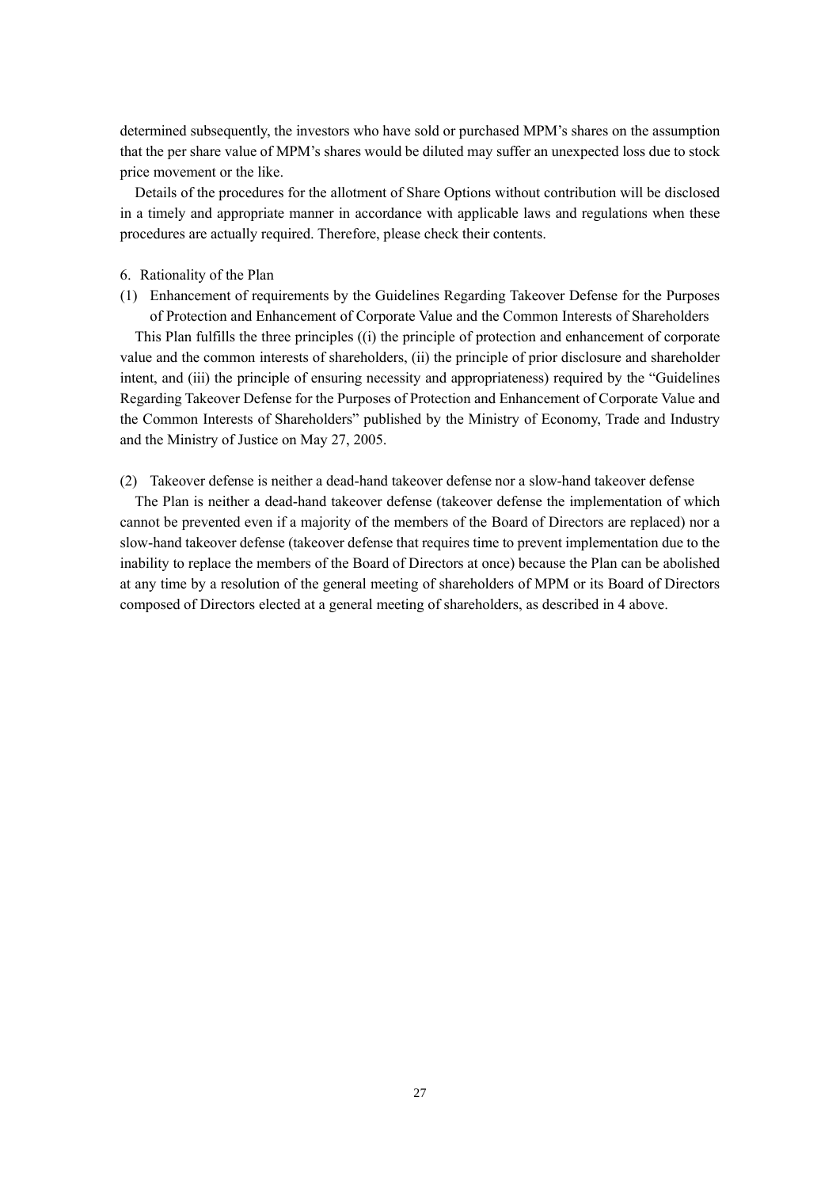determined subsequently, the investors who have sold or purchased MPM's shares on the assumption that the per share value of MPM's shares would be diluted may suffer an unexpected loss due to stock price movement or the like.

Details of the procedures for the allotment of Share Options without contribution will be disclosed in a timely and appropriate manner in accordance with applicable laws and regulations when these procedures are actually required. Therefore, please check their contents.

6. Rationality of the Plan

(1) Enhancement of requirements by the Guidelines Regarding Takeover Defense for the Purposes of Protection and Enhancement of Corporate Value and the Common Interests of Shareholders

This Plan fulfills the three principles ((i) the principle of protection and enhancement of corporate value and the common interests of shareholders, (ii) the principle of prior disclosure and shareholder intent, and (iii) the principle of ensuring necessity and appropriateness) required by the "Guidelines Regarding Takeover Defense for the Purposes of Protection and Enhancement of Corporate Value and the Common Interests of Shareholders" published by the Ministry of Economy, Trade and Industry and the Ministry of Justice on May 27, 2005.

(2) Takeover defense is neither a dead-hand takeover defense nor a slow-hand takeover defense

The Plan is neither a dead-hand takeover defense (takeover defense the implementation of which cannot be prevented even if a majority of the members of the Board of Directors are replaced) nor a slow-hand takeover defense (takeover defense that requires time to prevent implementation due to the inability to replace the members of the Board of Directors at once) because the Plan can be abolished at any time by a resolution of the general meeting of shareholders of MPM or its Board of Directors composed of Directors elected at a general meeting of shareholders, as described in 4 above.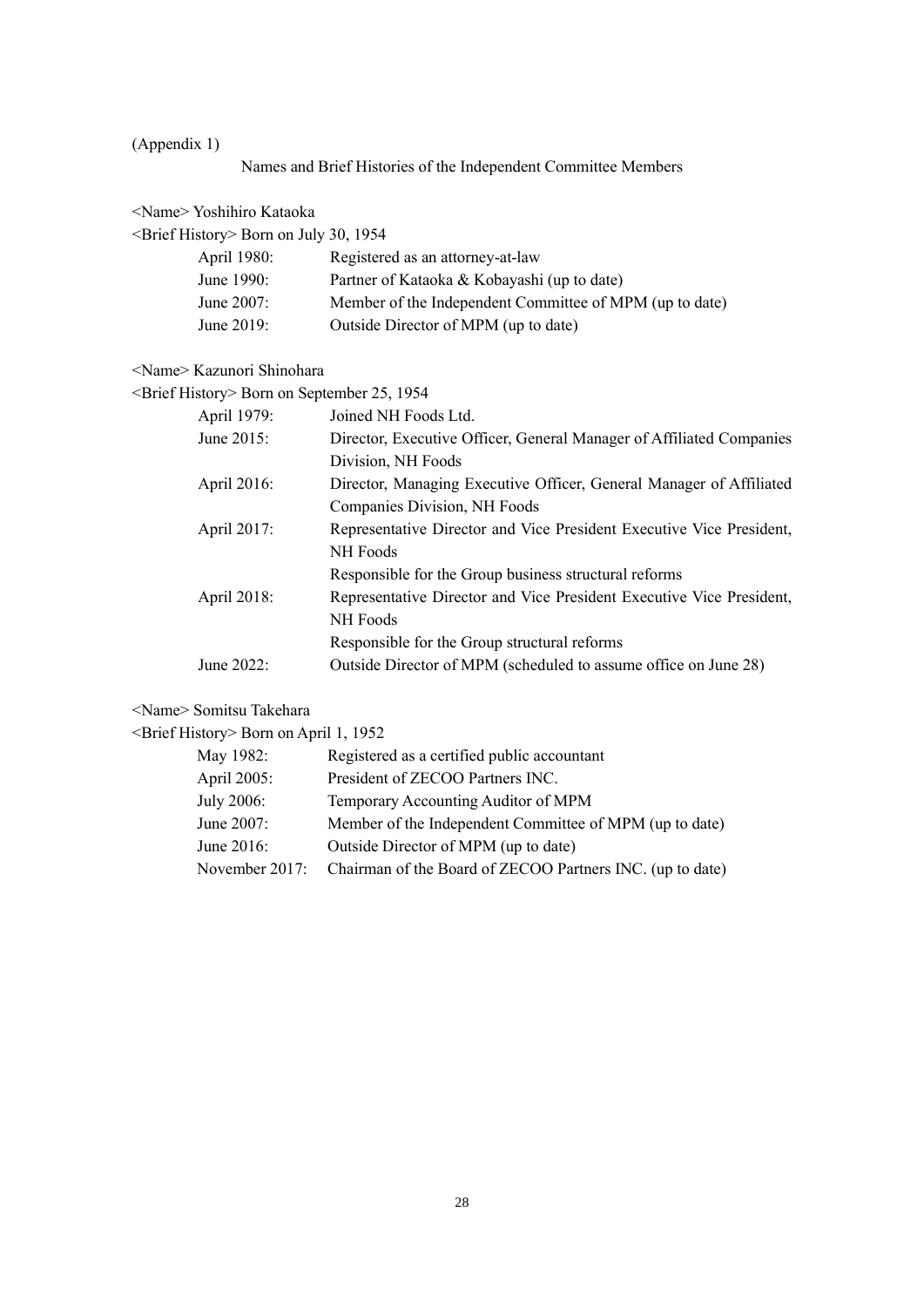(Appendix 1)

Names and Brief Histories of the Independent Committee Members

<Name> Yoshihiro Kataoka

<Brief History> Born on July 30, 1954

| | |
|---|---|
| April 1980: | Registered as an attorney-at-law |
| June 1990: | Partner of Kataoka & Kobayashi (up to date) |
| June 2007: | Member of the Independent Committee of MPM (up to date) |
| June 2019: | Outside Director of MPM (up to date) |

<Name> Kazunori Shinohara

<Brief History> Born on September 25, 1954

| | |
|---|---|
| April 1979: | Joined NH Foods Ltd. |
| June 2015: | Director, Executive Officer, General Manager of Affiliated Companies Division, NH Foods |
| April 2016: | Director, Managing Executive Officer, General Manager of Affiliated Companies Division, NH Foods |
| April 2017: | Representative Director and Vice President Executive Vice President, NH Foods<br>Responsible for the Group business structural reforms |
| April 2018: | Representative Director and Vice President Executive Vice President, NH Foods<br>Responsible for the Group structural reforms |
| June 2022: | Outside Director of MPM (scheduled to assume office on June 28) |

<Name> Somitsu Takehara

<Brief History> Born on April 1, 1952

| | |
|---|---|
| May 1982: | Registered as a certified public accountant |
| April 2005: | President of ZECOO Partners INC. |
| July 2006: | Temporary Accounting Auditor of MPM |
| June 2007: | Member of the Independent Committee of MPM (up to date) |
| June 2016: | Outside Director of MPM (up to date) |
| November 2017: | Chairman of the Board of ZECOO Partners INC. (up to date) |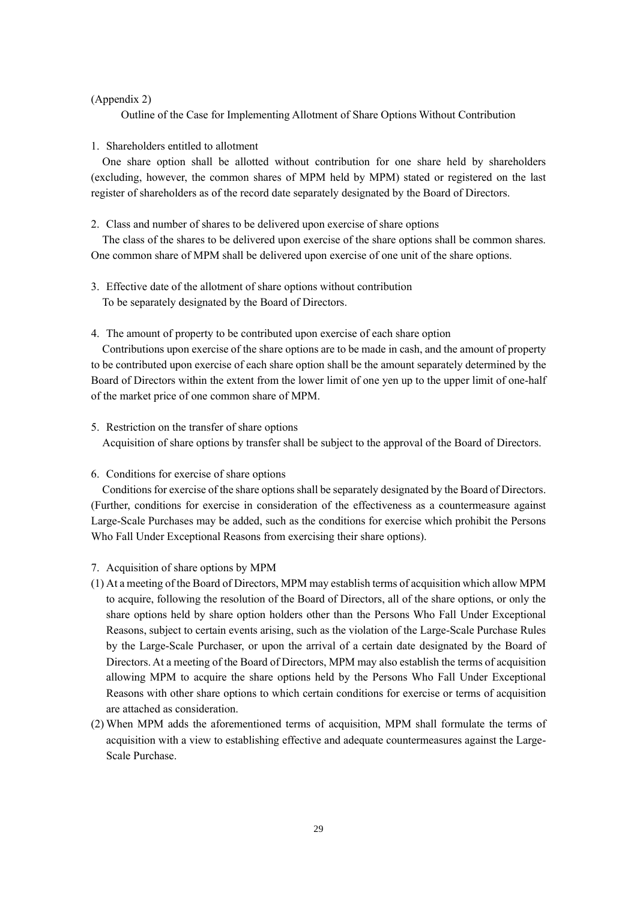(Appendix 2)

## Outline of the Case for Implementing Allotment of Share Options Without Contribution

1. Shareholders entitled to allotment

One share option shall be allotted without contribution for one share held by shareholders (excluding, however, the common shares of MPM held by MPM) stated or registered on the last register of shareholders as of the record date separately designated by the Board of Directors.

2. Class and number of shares to be delivered upon exercise of share options

The class of the shares to be delivered upon exercise of the share options shall be common shares. One common share of MPM shall be delivered upon exercise of one unit of the share options.

3. Effective date of the allotment of share options without contribution

To be separately designated by the Board of Directors.

4. The amount of property to be contributed upon exercise of each share option

Contributions upon exercise of the share options are to be made in cash, and the amount of property to be contributed upon exercise of each share option shall be the amount separately determined by the Board of Directors within the extent from the lower limit of one yen up to the upper limit of one-half of the market price of one common share of MPM.

5. Restriction on the transfer of share options

Acquisition of share options by transfer shall be subject to the approval of the Board of Directors.

6. Conditions for exercise of share options

Conditions for exercise of the share options shall be separately designated by the Board of Directors. (Further, conditions for exercise in consideration of the effectiveness as a countermeasure against Large-Scale Purchases may be added, such as the conditions for exercise which prohibit the Persons Who Fall Under Exceptional Reasons from exercising their share options).

7. Acquisition of share options by MPM

(1) At a meeting of the Board of Directors, MPM may establish terms of acquisition which allow MPM to acquire, following the resolution of the Board of Directors, all of the share options, or only the share options held by share option holders other than the Persons Who Fall Under Exceptional Reasons, subject to certain events arising, such as the violation of the Large-Scale Purchase Rules by the Large-Scale Purchaser, or upon the arrival of a certain date designated by the Board of Directors. At a meeting of the Board of Directors, MPM may also establish the terms of acquisition allowing MPM to acquire the share options held by the Persons Who Fall Under Exceptional Reasons with other share options to which certain conditions for exercise or terms of acquisition are attached as consideration.

(2) When MPM adds the aforementioned terms of acquisition, MPM shall formulate the terms of acquisition with a view to establishing effective and adequate countermeasures against the Large-Scale Purchase.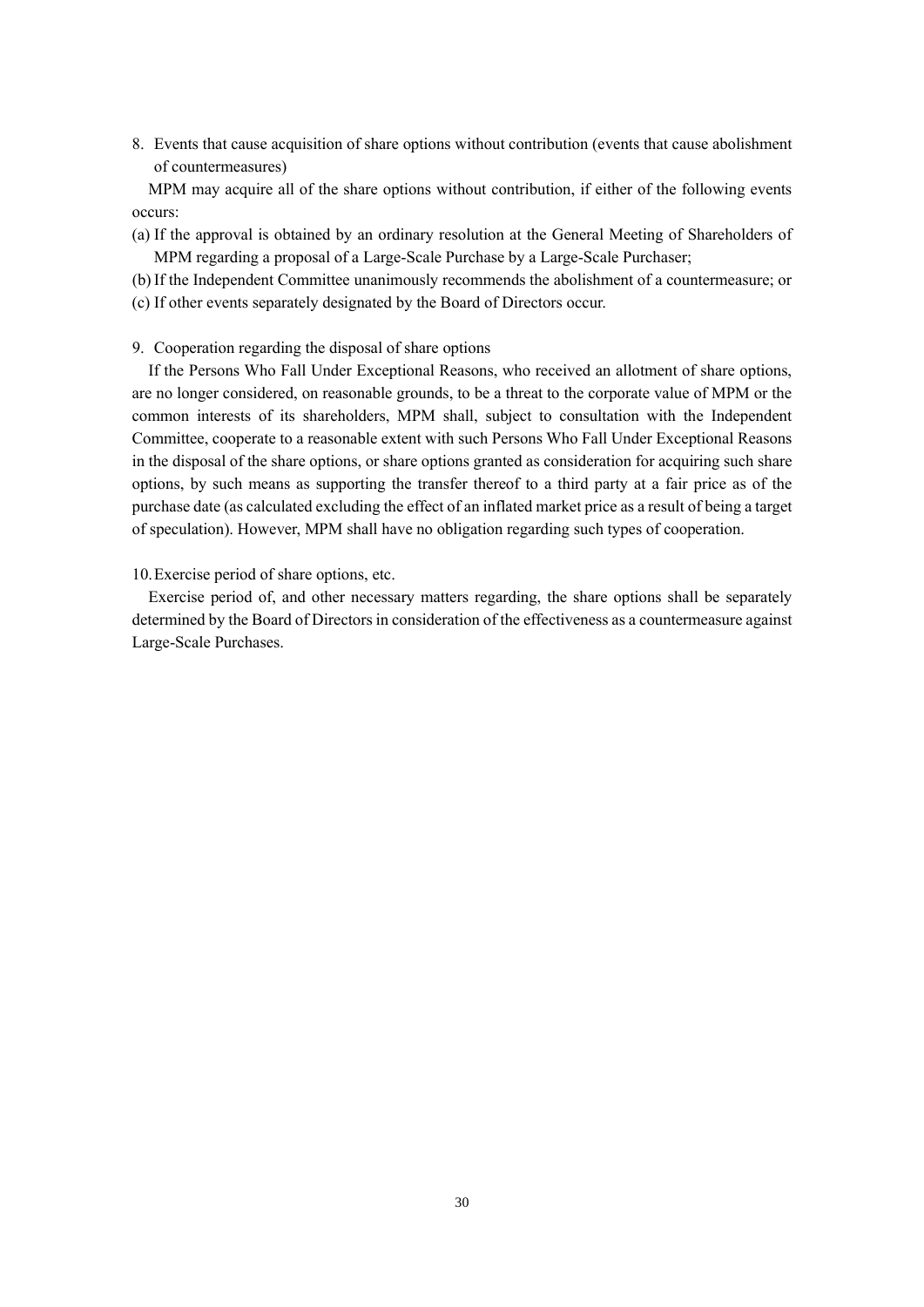8. Events that cause acquisition of share options without contribution (events that cause abolishment of countermeasures)

MPM may acquire all of the share options without contribution, if either of the following events occurs:

(a) If the approval is obtained by an ordinary resolution at the General Meeting of Shareholders of MPM regarding a proposal of a Large-Scale Purchase by a Large-Scale Purchaser;

(b) If the Independent Committee unanimously recommends the abolishment of a countermeasure; or

(c) If other events separately designated by the Board of Directors occur.

9. Cooperation regarding the disposal of share options

If the Persons Who Fall Under Exceptional Reasons, who received an allotment of share options, are no longer considered, on reasonable grounds, to be a threat to the corporate value of MPM or the common interests of its shareholders, MPM shall, subject to consultation with the Independent Committee, cooperate to a reasonable extent with such Persons Who Fall Under Exceptional Reasons in the disposal of the share options, or share options granted as consideration for acquiring such share options, by such means as supporting the transfer thereof to a third party at a fair price as of the purchase date (as calculated excluding the effect of an inflated market price as a result of being a target of speculation). However, MPM shall have no obligation regarding such types of cooperation.

10. Exercise period of share options, etc.

Exercise period of, and other necessary matters regarding, the share options shall be separately determined by the Board of Directors in consideration of the effectiveness as a countermeasure against Large-Scale Purchases.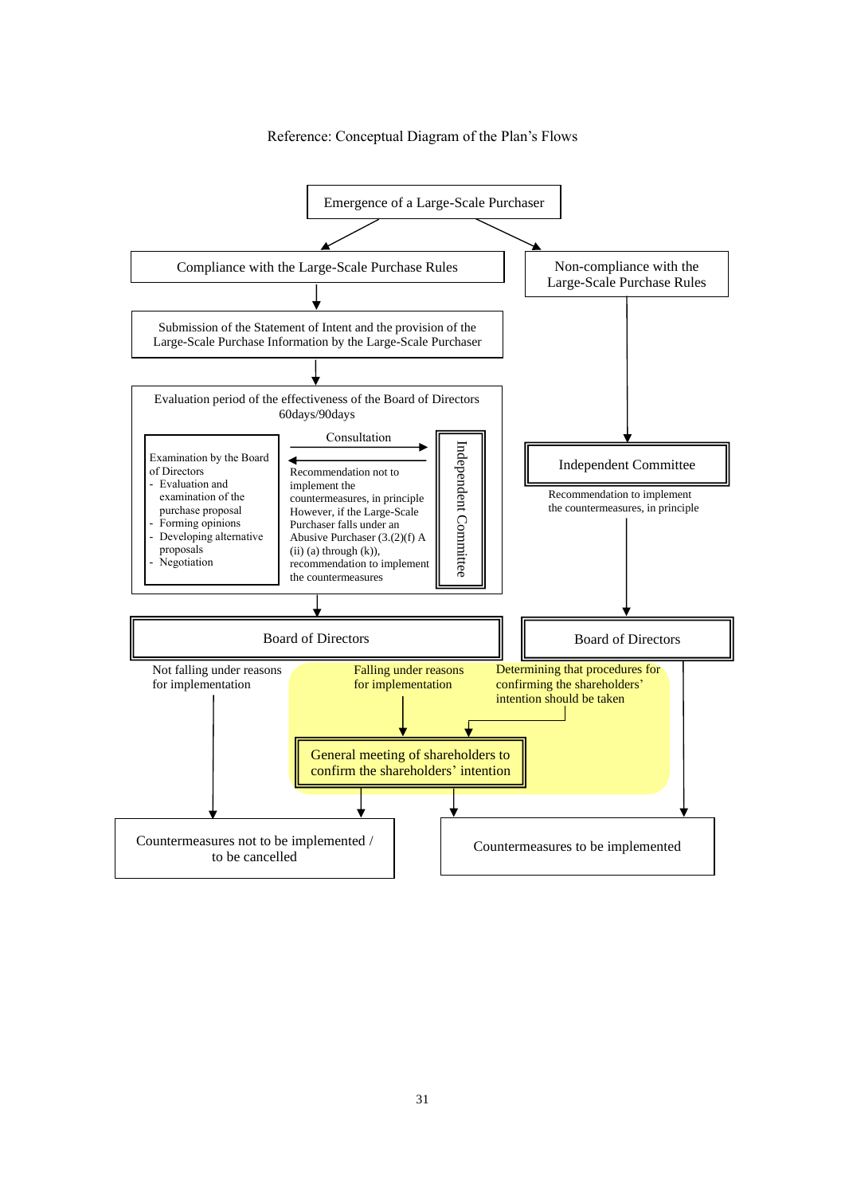Reference: Conceptual Diagram of the Plan's Flows

Emergence of a Large-Scale Purchaser

Compliance with the Large-Scale Purchase Rules

Non-compliance with the Large-Scale Purchase Rules

Submission of the Statement of Intent and the provision of the Large-Scale Purchase Information by the Large-Scale Purchaser

Evaluation period of the effectiveness of the Board of Directors
60days/90days

Examination by the Board of Directors
- Evaluation and examination of the purchase proposal
- Forming opinions
- Developing alternative proposals
- Negotiation

Consultation

Recommendation not to implement the countermeasures, in principle
However, if the Large-Scale Purchaser falls under an Abusive Purchaser (3.(2)(f) A (ii) (a) through (k)), recommendation to implement the countermeasures

Independent Committee

Independent Committee

Recommendation to implement the countermeasures, in principle

Board of Directors

Board of Directors

Not falling under reasons for implementation

Falling under reasons for implementation

Determining that procedures for confirming the shareholders' intention should be taken

General meeting of shareholders to confirm the shareholders' intention

Countermeasures not to be implemented / to be cancelled

Countermeasures to be implemented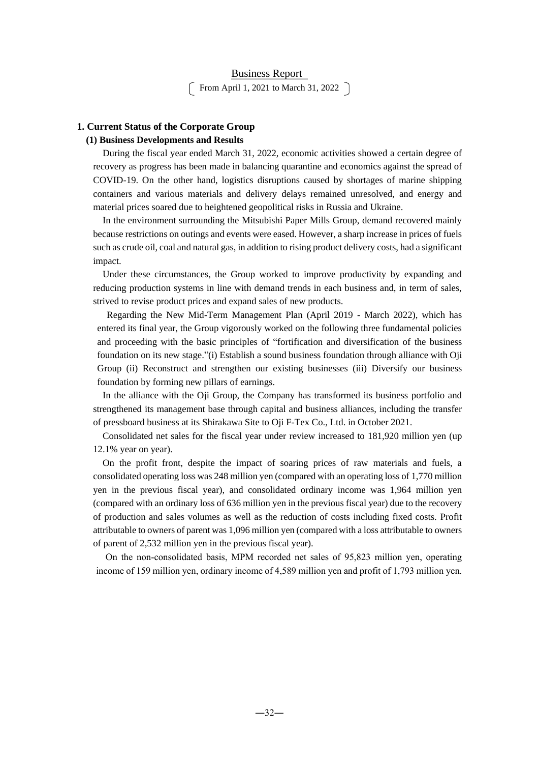# Business Report

(From April 1, 2021 to March 31, 2022)

## 1. Current Status of the Corporate Group

### (1) Business Developments and Results

During the fiscal year ended March 31, 2022, economic activities showed a certain degree of recovery as progress has been made in balancing quarantine and economics against the spread of COVID-19. On the other hand, logistics disruptions caused by shortages of marine shipping containers and various materials and delivery delays remained unresolved, and energy and material prices soared due to heightened geopolitical risks in Russia and Ukraine.

In the environment surrounding the Mitsubishi Paper Mills Group, demand recovered mainly because restrictions on outings and events were eased. However, a sharp increase in prices of fuels such as crude oil, coal and natural gas, in addition to rising product delivery costs, had a significant impact.

Under these circumstances, the Group worked to improve productivity by expanding and reducing production systems in line with demand trends in each business and, in term of sales, strived to revise product prices and expand sales of new products.

Regarding the New Mid-Term Management Plan (April 2019 - March 2022), which has entered its final year, the Group vigorously worked on the following three fundamental policies and proceeding with the basic principles of "fortification and diversification of the business foundation on its new stage."(i) Establish a sound business foundation through alliance with Oji Group (ii) Reconstruct and strengthen our existing businesses (iii) Diversify our business foundation by forming new pillars of earnings.

In the alliance with the Oji Group, the Company has transformed its business portfolio and strengthened its management base through capital and business alliances, including the transfer of pressboard business at its Shirakawa Site to Oji F-Tex Co., Ltd. in October 2021.

Consolidated net sales for the fiscal year under review increased to 181,920 million yen (up 12.1% year on year).

On the profit front, despite the impact of soaring prices of raw materials and fuels, a consolidated operating loss was 248 million yen (compared with an operating loss of 1,770 million yen in the previous fiscal year), and consolidated ordinary income was 1,964 million yen (compared with an ordinary loss of 636 million yen in the previous fiscal year) due to the recovery of production and sales volumes as well as the reduction of costs including fixed costs. Profit attributable to owners of parent was 1,096 million yen (compared with a loss attributable to owners of parent of 2,532 million yen in the previous fiscal year).

On the non-consolidated basis, MPM recorded net sales of 95,823 million yen, operating income of 159 million yen, ordinary income of 4,589 million yen and profit of 1,793 million yen.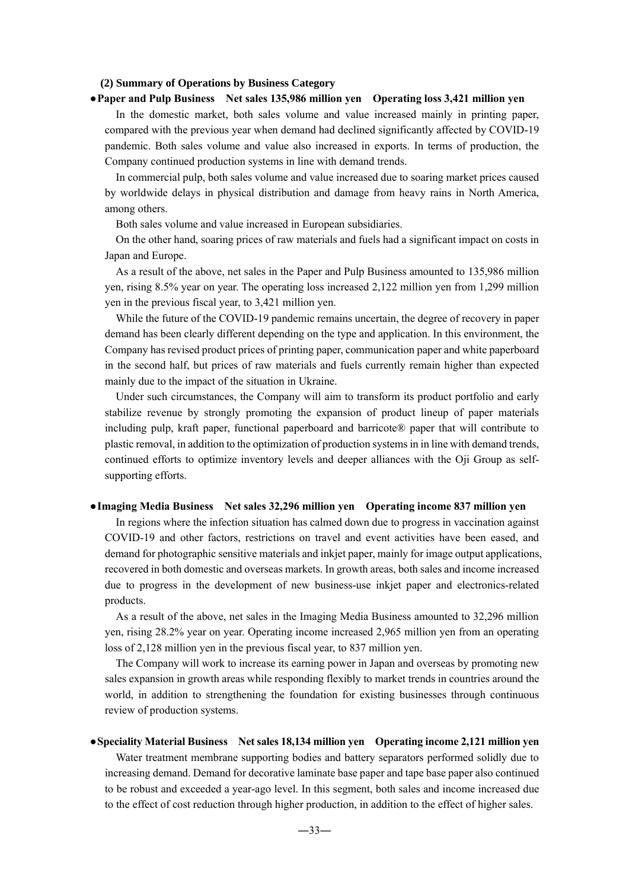### (2) Summary of Operations by Business Category

**●Paper and Pulp Business　Net sales 135,986 million yen　Operating loss 3,421 million yen**

In the domestic market, both sales volume and value increased mainly in printing paper, compared with the previous year when demand had declined significantly affected by COVID-19 pandemic. Both sales volume and value also increased in exports. In terms of production, the Company continued production systems in line with demand trends.

In commercial pulp, both sales volume and value increased due to soaring market prices caused by worldwide delays in physical distribution and damage from heavy rains in North America, among others.

Both sales volume and value increased in European subsidiaries.

On the other hand, soaring prices of raw materials and fuels had a significant impact on costs in Japan and Europe.

As a result of the above, net sales in the Paper and Pulp Business amounted to 135,986 million yen, rising 8.5% year on year. The operating loss increased 2,122 million yen from 1,299 million yen in the previous fiscal year, to 3,421 million yen.

While the future of the COVID-19 pandemic remains uncertain, the degree of recovery in paper demand has been clearly different depending on the type and application. In this environment, the Company has revised product prices of printing paper, communication paper and white paperboard in the second half, but prices of raw materials and fuels currently remain higher than expected mainly due to the impact of the situation in Ukraine.

Under such circumstances, the Company will aim to transform its product portfolio and early stabilize revenue by strongly promoting the expansion of product lineup of paper materials including pulp, kraft paper, functional paperboard and barricote® paper that will contribute to plastic removal, in addition to the optimization of production systems in in line with demand trends, continued efforts to optimize inventory levels and deeper alliances with the Oji Group as self-supporting efforts.

**●Imaging Media Business　Net sales 32,296 million yen　Operating income 837 million yen**

In regions where the infection situation has calmed down due to progress in vaccination against COVID-19 and other factors, restrictions on travel and event activities have been eased, and demand for photographic sensitive materials and inkjet paper, mainly for image output applications, recovered in both domestic and overseas markets. In growth areas, both sales and income increased due to progress in the development of new business-use inkjet paper and electronics-related products.

As a result of the above, net sales in the Imaging Media Business amounted to 32,296 million yen, rising 28.2% year on year. Operating income increased 2,965 million yen from an operating loss of 2,128 million yen in the previous fiscal year, to 837 million yen.

The Company will work to increase its earning power in Japan and overseas by promoting new sales expansion in growth areas while responding flexibly to market trends in countries around the world, in addition to strengthening the foundation for existing businesses through continuous review of production systems.

**●Speciality Material Business　Net sales 18,134 million yen　Operating income 2,121 million yen**

Water treatment membrane supporting bodies and battery separators performed solidly due to increasing demand. Demand for decorative laminate base paper and tape base paper also continued to be robust and exceeded a year-ago level. In this segment, both sales and income increased due to the effect of cost reduction through higher production, in addition to the effect of higher sales.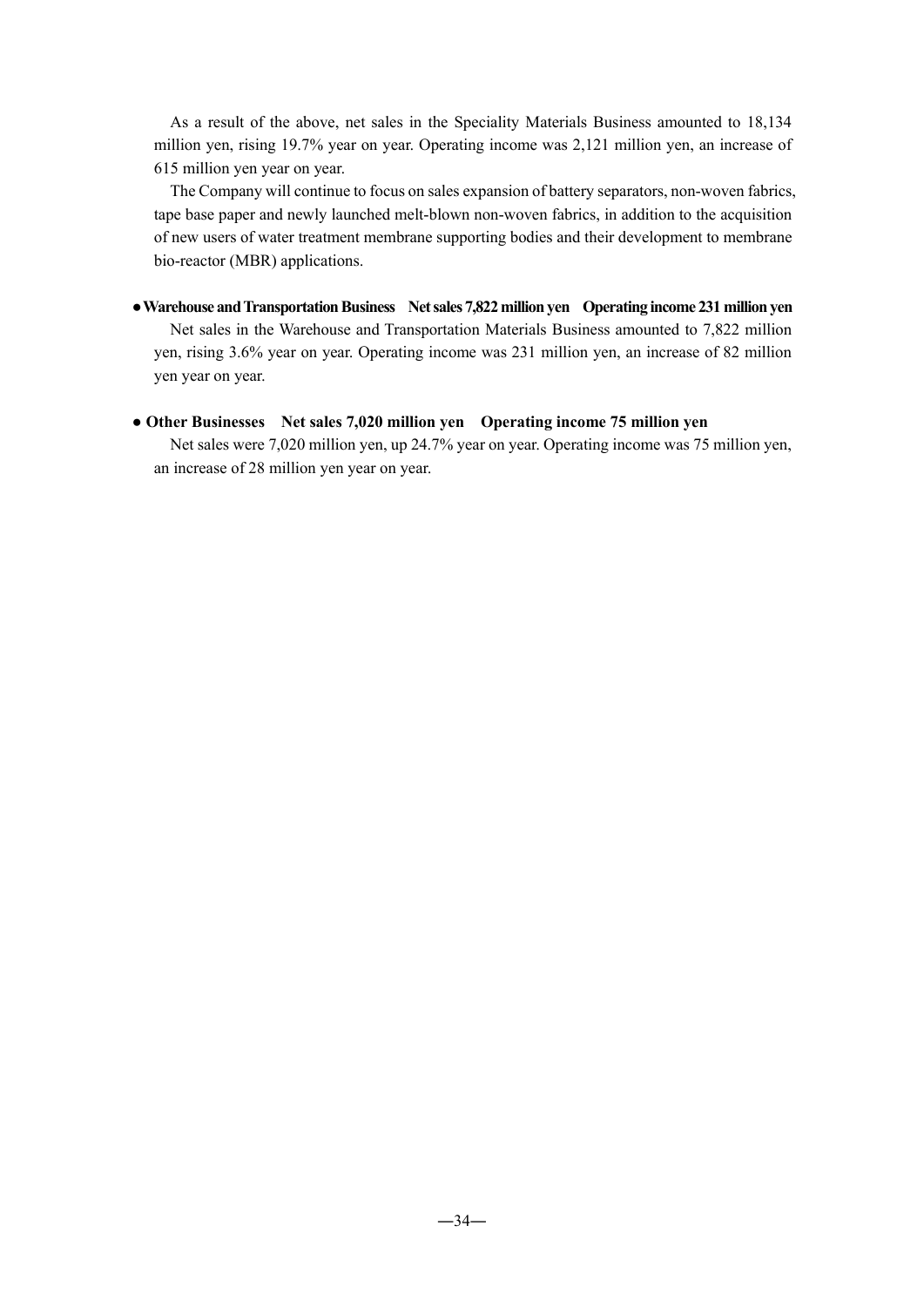As a result of the above, net sales in the Speciality Materials Business amounted to 18,134 million yen, rising 19.7% year on year. Operating income was 2,121 million yen, an increase of 615 million yen year on year.

The Company will continue to focus on sales expansion of battery separators, non-woven fabrics, tape base paper and newly launched melt-blown non-woven fabrics, in addition to the acquisition of new users of water treatment membrane supporting bodies and their development to membrane bio-reactor (MBR) applications.

**● Warehouse and Transportation Business　Net sales 7,822 million yen　Operating income 231 million yen**

Net sales in the Warehouse and Transportation Materials Business amounted to 7,822 million yen, rising 3.6% year on year. Operating income was 231 million yen, an increase of 82 million yen year on year.

**● Other Businesses　Net sales 7,020 million yen　Operating income 75 million yen**

Net sales were 7,020 million yen, up 24.7% year on year. Operating income was 75 million yen, an increase of 28 million yen year on year.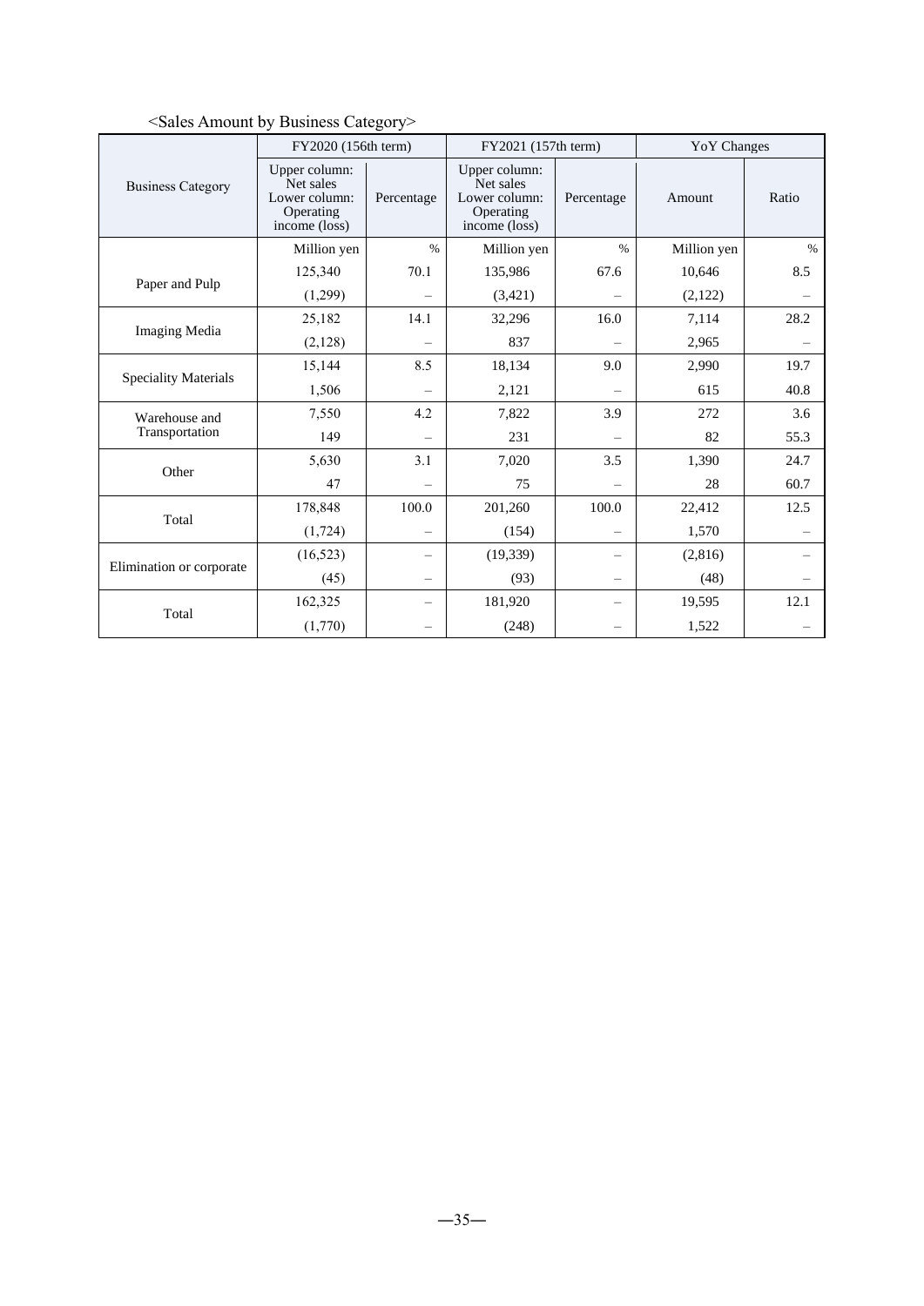<Sales Amount by Business Category>

| Business Category | FY2020 (156th term) | | FY2021 (157th term) | | YoY Changes | |
|---|---|---|---|---|---|---|
| | Upper column: Net sales Lower column: Operating income (loss) | Percentage | Upper column: Net sales Lower column: Operating income (loss) | Percentage | Amount | Ratio |
| | Million yen | % | Million yen | % | Million yen | % |
| Paper and Pulp | 125,340 | 70.1 | 135,986 | 67.6 | 10,646 | 8.5 |
| | (1,299) | – | (3,421) | – | (2,122) | – |
| Imaging Media | 25,182 | 14.1 | 32,296 | 16.0 | 7,114 | 28.2 |
| | (2,128) | – | 837 | – | 2,965 | – |
| Speciality Materials | 15,144 | 8.5 | 18,134 | 9.0 | 2,990 | 19.7 |
| | 1,506 | – | 2,121 | – | 615 | 40.8 |
| Warehouse and Transportation | 7,550 | 4.2 | 7,822 | 3.9 | 272 | 3.6 |
| | 149 | – | 231 | – | 82 | 55.3 |
| Other | 5,630 | 3.1 | 7,020 | 3.5 | 1,390 | 24.7 |
| | 47 | – | 75 | – | 28 | 60.7 |
| Total | 178,848 | 100.0 | 201,260 | 100.0 | 22,412 | 12.5 |
| | (1,724) | – | (154) | – | 1,570 | – |
| Elimination or corporate | (16,523) | – | (19,339) | – | (2,816) | – |
| | (45) | – | (93) | – | (48) | – |
| Total | 162,325 | – | 181,920 | – | 19,595 | 12.1 |
| | (1,770) | – | (248) | – | 1,522 | – |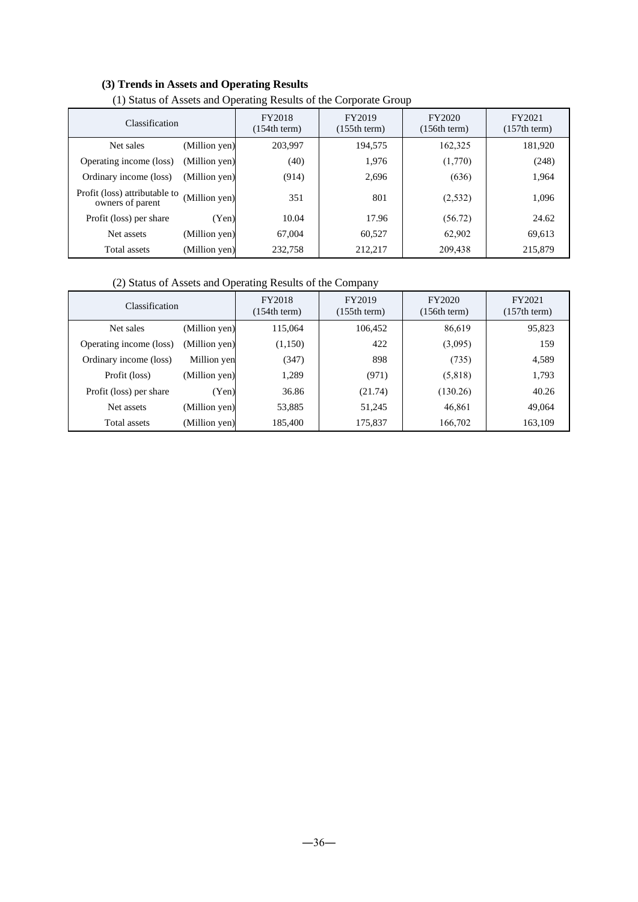### (3) Trends in Assets and Operating Results

(1) Status of Assets and Operating Results of the Corporate Group

| Classification | | FY2018 (154th term) | FY2019 (155th term) | FY2020 (156th term) | FY2021 (157th term) |
|---|---|---|---|---|---|
| Net sales | (Million yen) | 203,997 | 194,575 | 162,325 | 181,920 |
| Operating income (loss) | (Million yen) | (40) | 1,976 | (1,770) | (248) |
| Ordinary income (loss) | (Million yen) | (914) | 2,696 | (636) | 1,964 |
| Profit (loss) attributable to owners of parent | (Million yen) | 351 | 801 | (2,532) | 1,096 |
| Profit (loss) per share | (Yen) | 10.04 | 17.96 | (56.72) | 24.62 |
| Net assets | (Million yen) | 67,004 | 60,527 | 62,902 | 69,613 |
| Total assets | (Million yen) | 232,758 | 212,217 | 209,438 | 215,879 |

(2) Status of Assets and Operating Results of the Company

| Classification | | FY2018 (154th term) | FY2019 (155th term) | FY2020 (156th term) | FY2021 (157th term) |
|---|---|---|---|---|---|
| Net sales | (Million yen) | 115,064 | 106,452 | 86,619 | 95,823 |
| Operating income (loss) | (Million yen) | (1,150) | 422 | (3,095) | 159 |
| Ordinary income (loss) | Million yen | (347) | 898 | (735) | 4,589 |
| Profit (loss) | (Million yen) | 1,289 | (971) | (5,818) | 1,793 |
| Profit (loss) per share | (Yen) | 36.86 | (21.74) | (130.26) | 40.26 |
| Net assets | (Million yen) | 53,885 | 51,245 | 46,861 | 49,064 |
| Total assets | (Million yen) | 185,400 | 175,837 | 166,702 | 163,109 |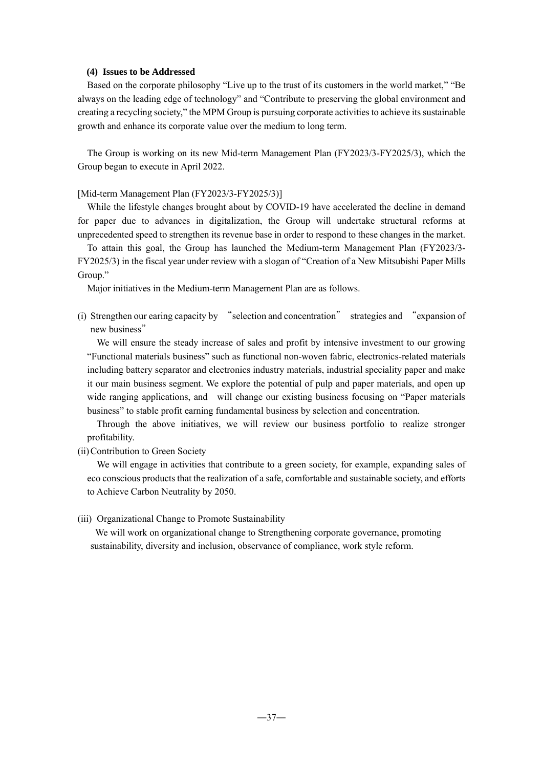#### (4) Issues to be Addressed

Based on the corporate philosophy "Live up to the trust of its customers in the world market," "Be always on the leading edge of technology" and "Contribute to preserving the global environment and creating a recycling society," the MPM Group is pursuing corporate activities to achieve its sustainable growth and enhance its corporate value over the medium to long term.

The Group is working on its new Mid-term Management Plan (FY2023/3-FY2025/3), which the Group began to execute in April 2022.

[Mid-term Management Plan (FY2023/3-FY2025/3)]

While the lifestyle changes brought about by COVID-19 have accelerated the decline in demand for paper due to advances in digitalization, the Group will undertake structural reforms at unprecedented speed to strengthen its revenue base in order to respond to these changes in the market.

To attain this goal, the Group has launched the Medium-term Management Plan (FY2023/3-FY2025/3) in the fiscal year under review with a slogan of "Creation of a New Mitsubishi Paper Mills Group."

Major initiatives in the Medium-term Management Plan are as follows.

(i) Strengthen our earing capacity by "selection and concentration" strategies and "expansion of new business"

We will ensure the steady increase of sales and profit by intensive investment to our growing "Functional materials business" such as functional non-woven fabric, electronics-related materials including battery separator and electronics industry materials, industrial speciality paper and make it our main business segment. We explore the potential of pulp and paper materials, and open up wide ranging applications, and will change our existing business focusing on "Paper materials business" to stable profit earning fundamental business by selection and concentration.

Through the above initiatives, we will review our business portfolio to realize stronger profitability.

(ii) Contribution to Green Society

We will engage in activities that contribute to a green society, for example, expanding sales of eco conscious products that the realization of a safe, comfortable and sustainable society, and efforts to Achieve Carbon Neutrality by 2050.

(iii) Organizational Change to Promote Sustainability

We will work on organizational change to Strengthening corporate governance, promoting sustainability, diversity and inclusion, observance of compliance, work style reform.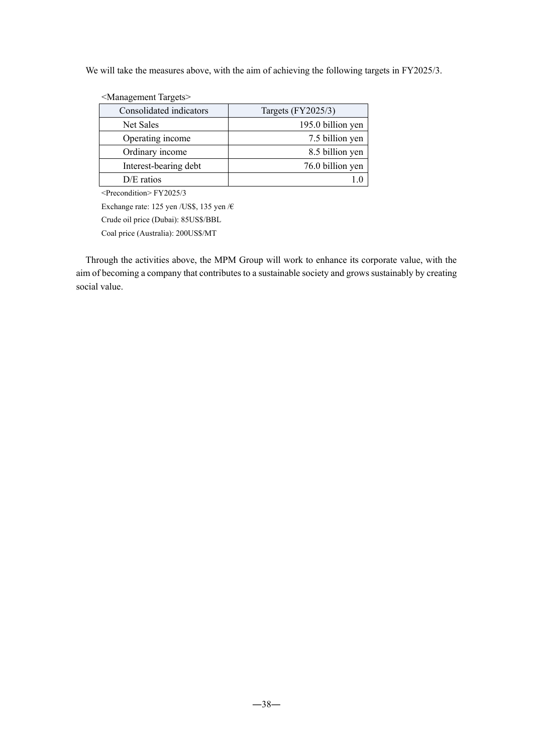We will take the measures above, with the aim of achieving the following targets in FY2025/3.

<Management Targets>

| Consolidated indicators | Targets (FY2025/3) |
|---|---|
| Net Sales | 195.0 billion yen |
| Operating income | 7.5 billion yen |
| Ordinary income | 8.5 billion yen |
| Interest-bearing debt | 76.0 billion yen |
| D/E ratios | 1.0 |

<Precondition> FY2025/3

Exchange rate: 125 yen /US$, 135 yen /€

Crude oil price (Dubai): 85US$/BBL

Coal price (Australia): 200US$/MT

Through the activities above, the MPM Group will work to enhance its corporate value, with the aim of becoming a company that contributes to a sustainable society and grows sustainably by creating social value.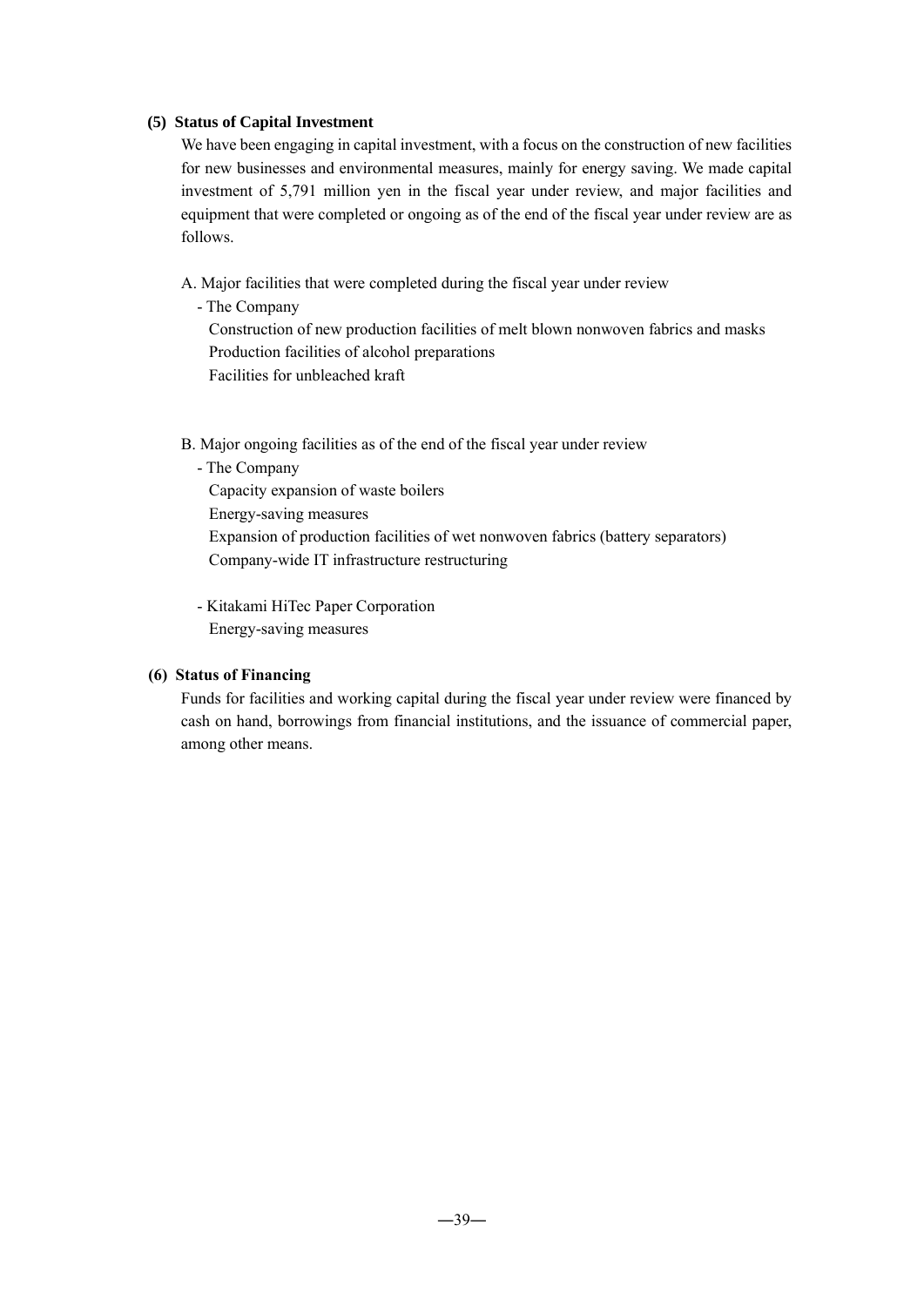### (5) Status of Capital Investment

We have been engaging in capital investment, with a focus on the construction of new facilities for new businesses and environmental measures, mainly for energy saving. We made capital investment of 5,791 million yen in the fiscal year under review, and major facilities and equipment that were completed or ongoing as of the end of the fiscal year under review are as follows.

A. Major facilities that were completed during the fiscal year under review

- The Company
  - Construction of new production facilities of melt blown nonwoven fabrics and masks
  - Production facilities of alcohol preparations
  - Facilities for unbleached kraft

B. Major ongoing facilities as of the end of the fiscal year under review

- The Company
  - Capacity expansion of waste boilers
  - Energy-saving measures
  - Expansion of production facilities of wet nonwoven fabrics (battery separators)
  - Company-wide IT infrastructure restructuring

- Kitakami HiTec Paper Corporation
  - Energy-saving measures

### (6) Status of Financing

Funds for facilities and working capital during the fiscal year under review were financed by cash on hand, borrowings from financial institutions, and the issuance of commercial paper, among other means.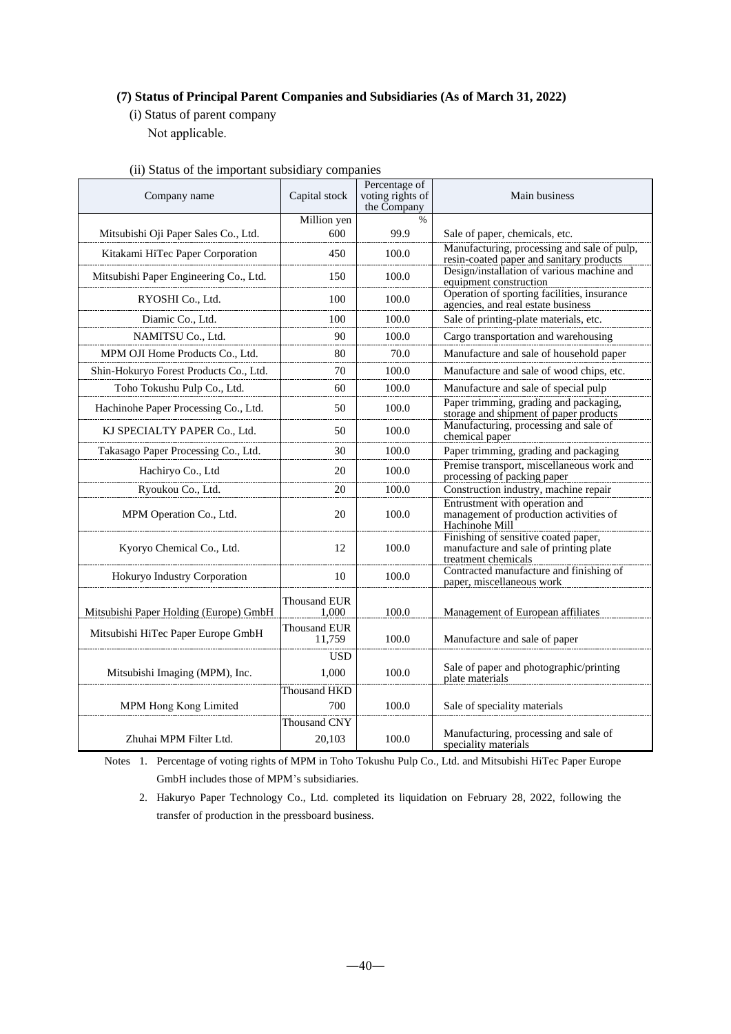### (7) Status of Principal Parent Companies and Subsidiaries (As of March 31, 2022)

(i) Status of parent company

Not applicable.

(ii) Status of the important subsidiary companies

| Company name | Capital stock | Percentage of voting rights of the Company | Main business |
|---|---|---|---|
| | Million yen | % | |
| Mitsubishi Oji Paper Sales Co., Ltd. | 600 | 99.9 | Sale of paper, chemicals, etc. |
| Kitakami HiTec Paper Corporation | 450 | 100.0 | Manufacturing, processing and sale of pulp, resin-coated paper and sanitary products |
| Mitsubishi Paper Engineering Co., Ltd. | 150 | 100.0 | Design/installation of various machine and equipment construction |
| RYOSHI Co., Ltd. | 100 | 100.0 | Operation of sporting facilities, insurance agencies, and real estate business |
| Diamic Co., Ltd. | 100 | 100.0 | Sale of printing-plate materials, etc. |
| NAMITSU Co., Ltd. | 90 | 100.0 | Cargo transportation and warehousing |
| MPM OJI Home Products Co., Ltd. | 80 | 70.0 | Manufacture and sale of household paper |
| Shin-Hokuryo Forest Products Co., Ltd. | 70 | 100.0 | Manufacture and sale of wood chips, etc. |
| Toho Tokushu Pulp Co., Ltd. | 60 | 100.0 | Manufacture and sale of special pulp |
| Hachinohe Paper Processing Co., Ltd. | 50 | 100.0 | Paper trimming, grading and packaging, storage and shipment of paper products |
| KJ SPECIALTY PAPER Co., Ltd. | 50 | 100.0 | Manufacturing, processing and sale of chemical paper |
| Takasago Paper Processing Co., Ltd. | 30 | 100.0 | Paper trimming, grading and packaging |
| Hachiryo Co., Ltd | 20 | 100.0 | Premise transport, miscellaneous work and processing of packing paper |
| Ryoukou Co., Ltd. | 20 | 100.0 | Construction industry, machine repair |
| MPM Operation Co., Ltd. | 20 | 100.0 | Entrustment with operation and management of production activities of Hachinohe Mill |
| Kyoryo Chemical Co., Ltd. | 12 | 100.0 | Finishing of sensitive coated paper, manufacture and sale of printing plate treatment chemicals |
| Hokuryo Industry Corporation | 10 | 100.0 | Contracted manufacture and finishing of paper, miscellaneous work |
| Mitsubishi Paper Holding (Europe) GmbH | Thousand EUR 1,000 | 100.0 | Management of European affiliates |
| Mitsubishi HiTec Paper Europe GmbH | Thousand EUR 11,759 | 100.0 | Manufacture and sale of paper |
| Mitsubishi Imaging (MPM), Inc. | USD 1,000 | 100.0 | Sale of paper and photographic/printing plate materials |
| MPM Hong Kong Limited | Thousand HKD 700 | 100.0 | Sale of speciality materials |
| Zhuhai MPM Filter Ltd. | Thousand CNY 20,103 | 100.0 | Manufacturing, processing and sale of speciality materials |

Notes 1. Percentage of voting rights of MPM in Toho Tokushu Pulp Co., Ltd. and Mitsubishi HiTec Paper Europe GmbH includes those of MPM's subsidiaries.

2. Hakuryo Paper Technology Co., Ltd. completed its liquidation on February 28, 2022, following the transfer of production in the pressboard business.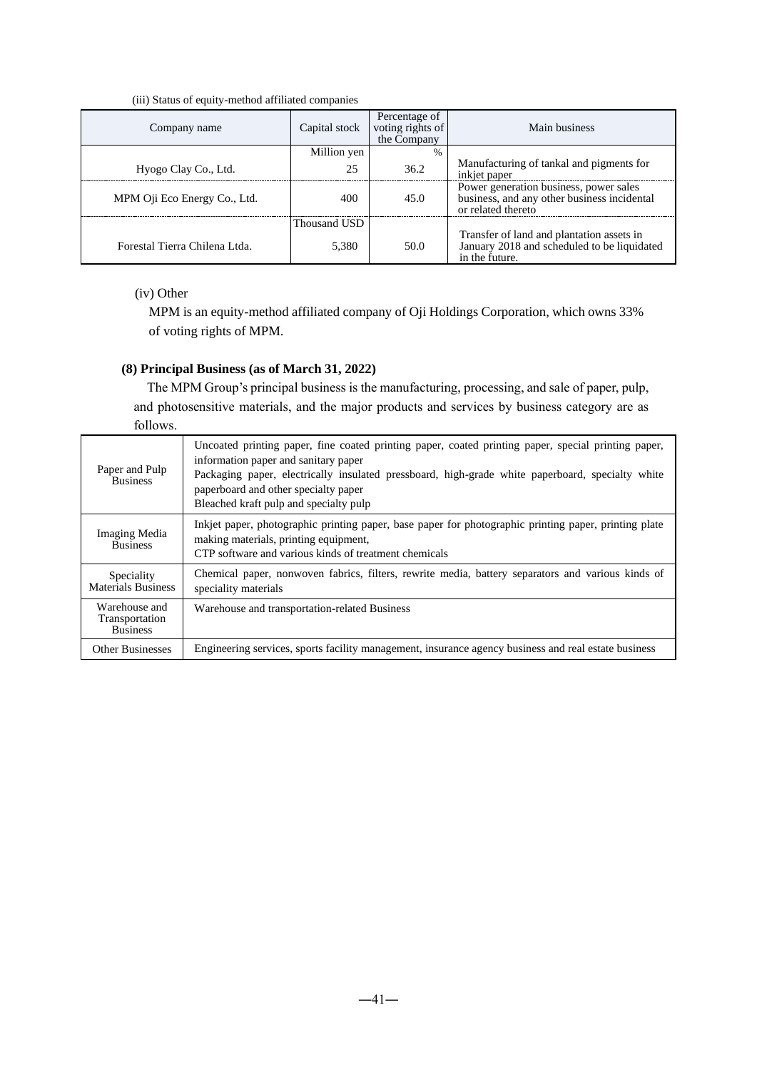(iii) Status of equity-method affiliated companies

| Company name | Capital stock | Percentage of voting rights of the Company | Main business |
|---|---|---|---|
| | Million yen | % | |
| Hyogo Clay Co., Ltd. | 25 | 36.2 | Manufacturing of tankal and pigments for inkjet paper |
| MPM Oji Eco Energy Co., Ltd. | 400 | 45.0 | Power generation business, power sales business, and any other business incidental or related thereto |
| | Thousand USD | | |
| Forestal Tierra Chilena Ltda. | 5,380 | 50.0 | Transfer of land and plantation assets in January 2018 and scheduled to be liquidated in the future. |

(iv) Other

MPM is an equity-method affiliated company of Oji Holdings Corporation, which owns 33% of voting rights of MPM.

**(8) Principal Business (as of March 31, 2022)**

The MPM Group's principal business is the manufacturing, processing, and sale of paper, pulp, and photosensitive materials, and the major products and services by business category are as follows.

| | |
|---|---|
| Paper and Pulp Business | Uncoated printing paper, fine coated printing paper, coated printing paper, special printing paper, information paper and sanitary paper<br>Packaging paper, electrically insulated pressboard, high-grade white paperboard, specialty white paperboard and other specialty paper<br>Bleached kraft pulp and specialty pulp |
| Imaging Media Business | Inkjet paper, photographic printing paper, base paper for photographic printing paper, printing plate making materials, printing equipment,<br>CTP software and various kinds of treatment chemicals |
| Speciality Materials Business | Chemical paper, nonwoven fabrics, filters, rewrite media, battery separators and various kinds of speciality materials |
| Warehouse and Transportation Business | Warehouse and transportation-related Business |
| Other Businesses | Engineering services, sports facility management, insurance agency business and real estate business |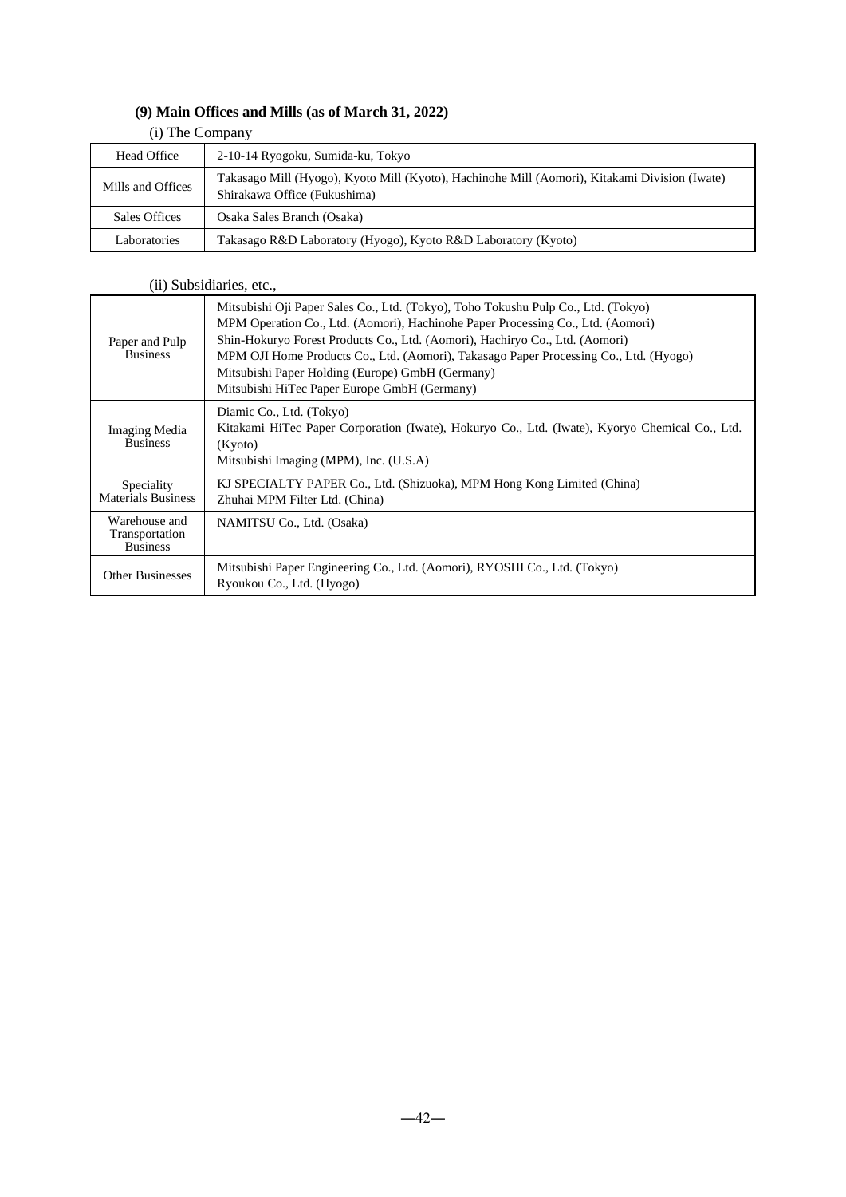### (9) Main Offices and Mills (as of March 31, 2022)

(i) The Company

| | |
|---|---|
| Head Office | 2-10-14 Ryogoku, Sumida-ku, Tokyo |
| Mills and Offices | Takasago Mill (Hyogo), Kyoto Mill (Kyoto), Hachinohe Mill (Aomori), Kitakami Division (Iwate) Shirakawa Office (Fukushima) |
| Sales Offices | Osaka Sales Branch (Osaka) |
| Laboratories | Takasago R&D Laboratory (Hyogo), Kyoto R&D Laboratory (Kyoto) |

(ii) Subsidiaries, etc.,

| | |
|---|---|
| Paper and Pulp Business | Mitsubishi Oji Paper Sales Co., Ltd. (Tokyo), Toho Tokushu Pulp Co., Ltd. (Tokyo)<br>MPM Operation Co., Ltd. (Aomori), Hachinohe Paper Processing Co., Ltd. (Aomori)<br>Shin-Hokuryo Forest Products Co., Ltd. (Aomori), Hachiryo Co., Ltd. (Aomori)<br>MPM OJI Home Products Co., Ltd. (Aomori), Takasago Paper Processing Co., Ltd. (Hyogo)<br>Mitsubishi Paper Holding (Europe) GmbH (Germany)<br>Mitsubishi HiTec Paper Europe GmbH (Germany) |
| Imaging Media Business | Diamic Co., Ltd. (Tokyo)<br>Kitakami HiTec Paper Corporation (Iwate), Hokuryo Co., Ltd. (Iwate), Kyoryo Chemical Co., Ltd. (Kyoto)<br>Mitsubishi Imaging (MPM), Inc. (U.S.A) |
| Speciality Materials Business | KJ SPECIALTY PAPER Co., Ltd. (Shizuoka), MPM Hong Kong Limited (China)<br>Zhuhai MPM Filter Ltd. (China) |
| Warehouse and Transportation Business | NAMITSU Co., Ltd. (Osaka) |
| Other Businesses | Mitsubishi Paper Engineering Co., Ltd. (Aomori), RYOSHI Co., Ltd. (Tokyo)<br>Ryoukou Co., Ltd. (Hyogo) |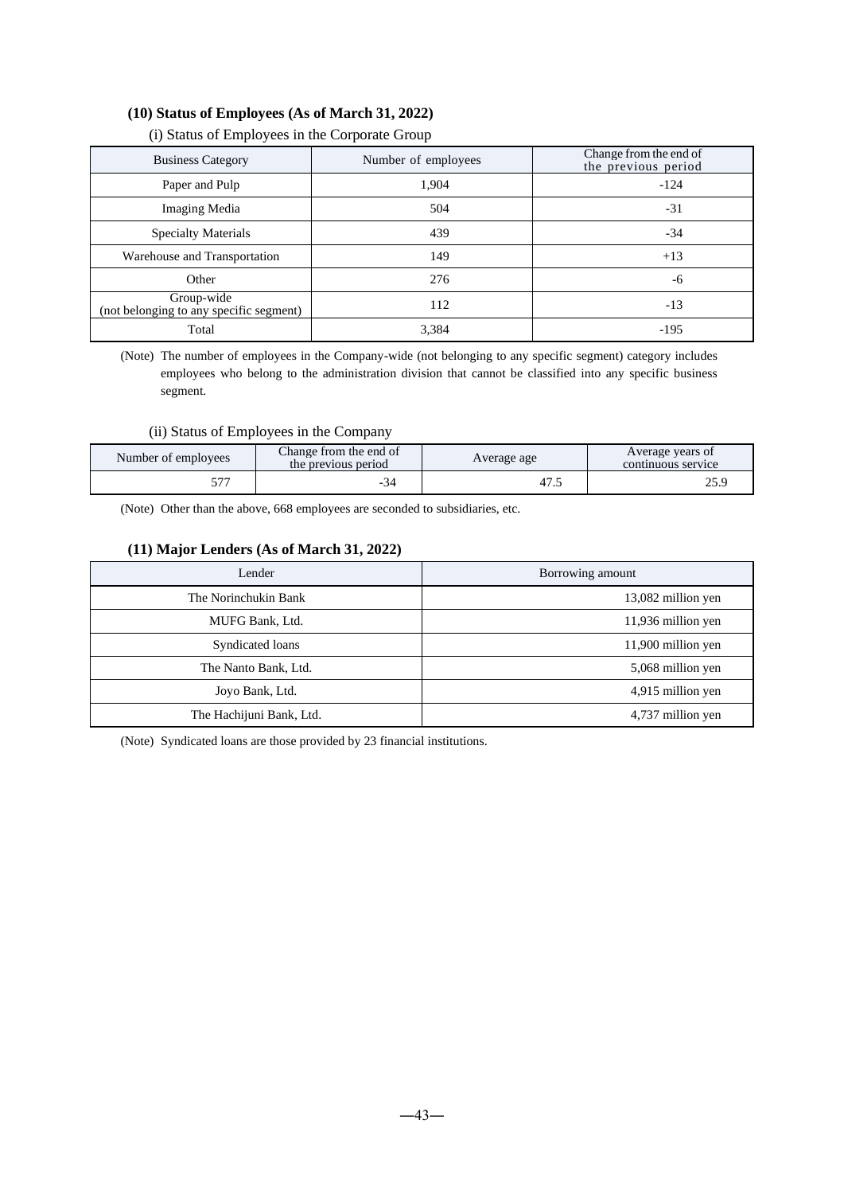### (10) Status of Employees (As of March 31, 2022)

(i) Status of Employees in the Corporate Group

| Business Category | Number of employees | Change from the end of the previous period |
|---|---|---|
| Paper and Pulp | 1,904 | -124 |
| Imaging Media | 504 | -31 |
| Specialty Materials | 439 | -34 |
| Warehouse and Transportation | 149 | +13 |
| Other | 276 | -6 |
| Group-wide (not belonging to any specific segment) | 112 | -13 |
| Total | 3,384 | -195 |

(Note) The number of employees in the Company-wide (not belonging to any specific segment) category includes employees who belong to the administration division that cannot be classified into any specific business segment.

(ii) Status of Employees in the Company

| Number of employees | Change from the end of the previous period | Average age | Average years of continuous service |
|---|---|---|---|
| 577 | -34 | 47.5 | 25.9 |

(Note) Other than the above, 668 employees are seconded to subsidiaries, etc.

### (11) Major Lenders (As of March 31, 2022)

| Lender | Borrowing amount |
|---|---|
| The Norinchukin Bank | 13,082 million yen |
| MUFG Bank, Ltd. | 11,936 million yen |
| Syndicated loans | 11,900 million yen |
| The Nanto Bank, Ltd. | 5,068 million yen |
| Joyo Bank, Ltd. | 4,915 million yen |
| The Hachijuni Bank, Ltd. | 4,737 million yen |

(Note) Syndicated loans are those provided by 23 financial institutions.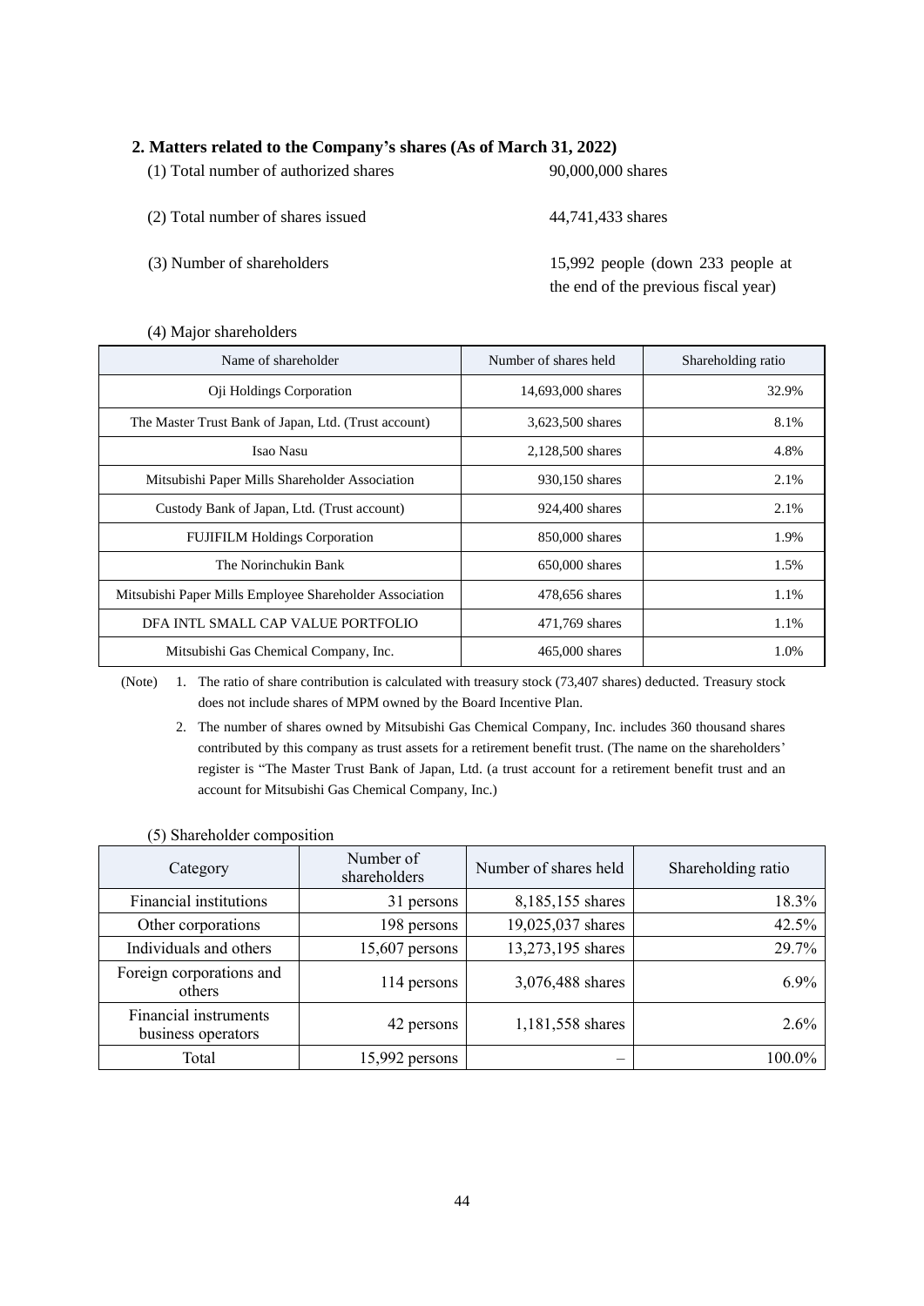## 2. Matters related to the Company's shares (As of March 31, 2022)

(1) Total number of authorized shares 90,000,000 shares

(2) Total number of shares issued 44,741,433 shares

(3) Number of shareholders 15,992 people (down 233 people at the end of the previous fiscal year)

(4) Major shareholders

| Name of shareholder | Number of shares held | Shareholding ratio |
|---|---|---|
| Oji Holdings Corporation | 14,693,000 shares | 32.9% |
| The Master Trust Bank of Japan, Ltd. (Trust account) | 3,623,500 shares | 8.1% |
| Isao Nasu | 2,128,500 shares | 4.8% |
| Mitsubishi Paper Mills Shareholder Association | 930,150 shares | 2.1% |
| Custody Bank of Japan, Ltd. (Trust account) | 924,400 shares | 2.1% |
| FUJIFILM Holdings Corporation | 850,000 shares | 1.9% |
| The Norinchukin Bank | 650,000 shares | 1.5% |
| Mitsubishi Paper Mills Employee Shareholder Association | 478,656 shares | 1.1% |
| DFA INTL SMALL CAP VALUE PORTFOLIO | 471,769 shares | 1.1% |
| Mitsubishi Gas Chemical Company, Inc. | 465,000 shares | 1.0% |

(Note) 1. The ratio of share contribution is calculated with treasury stock (73,407 shares) deducted. Treasury stock does not include shares of MPM owned by the Board Incentive Plan.

2. The number of shares owned by Mitsubishi Gas Chemical Company, Inc. includes 360 thousand shares contributed by this company as trust assets for a retirement benefit trust. (The name on the shareholders' register is "The Master Trust Bank of Japan, Ltd. (a trust account for a retirement benefit trust and an account for Mitsubishi Gas Chemical Company, Inc.)

(5) Shareholder composition

| Category | Number of shareholders | Number of shares held | Shareholding ratio |
|---|---|---|---|
| Financial institutions | 31 persons | 8,185,155 shares | 18.3% |
| Other corporations | 198 persons | 19,025,037 shares | 42.5% |
| Individuals and others | 15,607 persons | 13,273,195 shares | 29.7% |
| Foreign corporations and others | 114 persons | 3,076,488 shares | 6.9% |
| Financial instruments business operators | 42 persons | 1,181,558 shares | 2.6% |
| Total | 15,992 persons | – | 100.0% |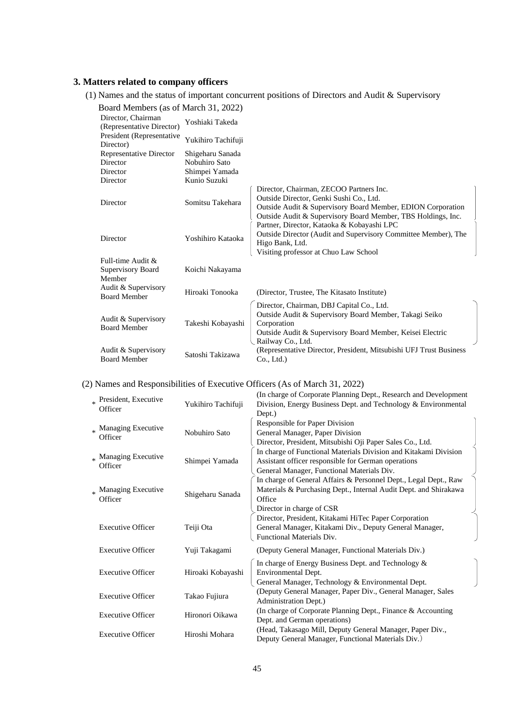## 3. Matters related to company officers

(1) Names and the status of important concurrent positions of Directors and Audit & Supervisory Board Members (as of March 31, 2022)

| | | |
|---|---|---|
| Director, Chairman (Representative Director) | Yoshiaki Takeda | |
| President (Representative Director) | Yukihiro Tachifuji | |
| Representative Director | Shigeharu Sanada | |
| Director | Nobuhiro Sato | |
| Director | Shimpei Yamada | |
| Director | Kunio Suzuki | |
| Director | Somitsu Takehara | Director, Chairman, ZECOO Partners Inc.<br>Outside Director, Genki Sushi Co., Ltd.<br>Outside Audit & Supervisory Board Member, EDION Corporation<br>Outside Audit & Supervisory Board Member, TBS Holdings, Inc. |
| Director | Yoshihiro Kataoka | Partner, Director, Kataoka & Kobayashi LPC<br>Outside Director (Audit and Supervisory Committee Member), The Higo Bank, Ltd.<br>Visiting professor at Chuo Law School |
| Full-time Audit & Supervisory Board Member | Koichi Nakayama | |
| Audit & Supervisory Board Member | Hiroaki Tonooka | (Director, Trustee, The Kitasato Institute) |
| Audit & Supervisory Board Member | Takeshi Kobayashi | Director, Chairman, DBJ Capital Co., Ltd.<br>Outside Audit & Supervisory Board Member, Takagi Seiko Corporation<br>Outside Audit & Supervisory Board Member, Keisei Electric Railway Co., Ltd. |
| Audit & Supervisory Board Member | Satoshi Takizawa | (Representative Director, President, Mitsubishi UFJ Trust Business Co., Ltd.) |

(2) Names and Responsibilities of Executive Officers (As of March 31, 2022)

| | | | |
|---|---|---|---|
| * | President, Executive Officer | Yukihiro Tachifuji | (In charge of Corporate Planning Dept., Research and Development Division, Energy Business Dept. and Technology & Environmental Dept.) |
| * | Managing Executive Officer | Nobuhiro Sato | Responsible for Paper Division<br>General Manager, Paper Division<br>Director, President, Mitsubishi Oji Paper Sales Co., Ltd. |
| * | Managing Executive Officer | Shimpei Yamada | In charge of Functional Materials Division and Kitakami Division<br>Assistant officer responsible for German operations<br>General Manager, Functional Materials Div. |
| * | Managing Executive Officer | Shigeharu Sanada | In charge of General Affairs & Personnel Dept., Legal Dept., Raw Materials & Purchasing Dept., Internal Audit Dept. and Shirakawa Office<br>Director in charge of CSR |
| | Executive Officer | Teiji Ota | Director, President, Kitakami HiTec Paper Corporation<br>General Manager, Kitakami Div., Deputy General Manager, Functional Materials Div. |
| | Executive Officer | Yuji Takagami | (Deputy General Manager, Functional Materials Div.) |
| | Executive Officer | Hiroaki Kobayashi | In charge of Energy Business Dept. and Technology & Environmental Dept.<br>General Manager, Technology & Environmental Dept. |
| | Executive Officer | Takao Fujiura | (Deputy General Manager, Paper Div., General Manager, Sales Administration Dept.) |
| | Executive Officer | Hironori Oikawa | (In charge of Corporate Planning Dept., Finance & Accounting Dept. and German operations) |
| | Executive Officer | Hiroshi Mohara | (Head, Takasago Mill, Deputy General Manager, Paper Div., Deputy General Manager, Functional Materials Div.) |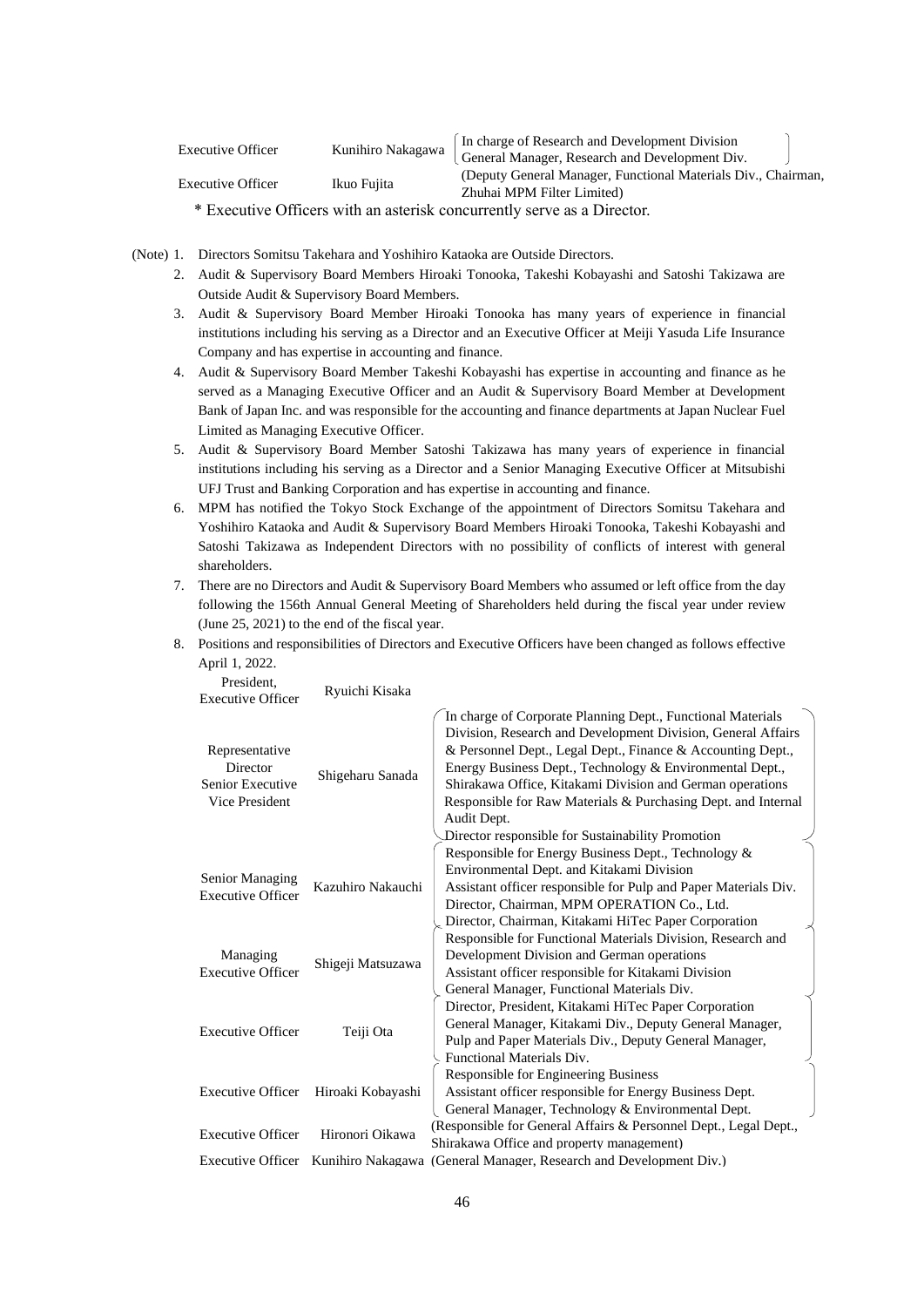| | | |
|---|---|---|
| Executive Officer | Kunihiro Nakagawa | In charge of Research and Development Division<br>General Manager, Research and Development Div. |
| Executive Officer | Ikuo Fujita | (Deputy General Manager, Functional Materials Div., Chairman, Zhuhai MPM Filter Limited) |

\* Executive Officers with an asterisk concurrently serve as a Director.

(Note)
1. Directors Somitsu Takehara and Yoshihiro Kataoka are Outside Directors.
2. Audit & Supervisory Board Members Hiroaki Tonooka, Takeshi Kobayashi and Satoshi Takizawa are Outside Audit & Supervisory Board Members.
3. Audit & Supervisory Board Member Hiroaki Tonooka has many years of experience in financial institutions including his serving as a Director and an Executive Officer at Meiji Yasuda Life Insurance Company and has expertise in accounting and finance.
4. Audit & Supervisory Board Member Takeshi Kobayashi has expertise in accounting and finance as he served as a Managing Executive Officer and an Audit & Supervisory Board Member at Development Bank of Japan Inc. and was responsible for the accounting and finance departments at Japan Nuclear Fuel Limited as Managing Executive Officer.
5. Audit & Supervisory Board Member Satoshi Takizawa has many years of experience in financial institutions including his serving as a Director and a Senior Managing Executive Officer at Mitsubishi UFJ Trust and Banking Corporation and has expertise in accounting and finance.
6. MPM has notified the Tokyo Stock Exchange of the appointment of Directors Somitsu Takehara and Yoshihiro Kataoka and Audit & Supervisory Board Members Hiroaki Tonooka, Takeshi Kobayashi and Satoshi Takizawa as Independent Directors with no possibility of conflicts of interest with general shareholders.
7. There are no Directors and Audit & Supervisory Board Members who assumed or left office from the day following the 156th Annual General Meeting of Shareholders held during the fiscal year under review (June 25, 2021) to the end of the fiscal year.
8. Positions and responsibilities of Directors and Executive Officers have been changed as follows effective April 1, 2022.

| | | |
|---|---|---|
| President, Executive Officer | Ryuichi Kisaka | |
| Representative Director Senior Executive Vice President | Shigeharu Sanada | In charge of Corporate Planning Dept., Functional Materials Division, Research and Development Division, General Affairs & Personnel Dept., Legal Dept., Finance & Accounting Dept., Energy Business Dept., Technology & Environmental Dept., Shirakawa Office, Kitakami Division and German operations<br>Responsible for Raw Materials & Purchasing Dept. and Internal Audit Dept.<br>Director responsible for Sustainability Promotion |
| Senior Managing Executive Officer | Kazuhiro Nakauchi | Responsible for Energy Business Dept., Technology & Environmental Dept. and Kitakami Division<br>Assistant officer responsible for Pulp and Paper Materials Div.<br>Director, Chairman, MPM OPERATION Co., Ltd.<br>Director, Chairman, Kitakami HiTec Paper Corporation |
| Managing Executive Officer | Shigeji Matsuzawa | Responsible for Functional Materials Division, Research and Development Division and German operations<br>Assistant officer responsible for Kitakami Division<br>General Manager, Functional Materials Div. |
| Executive Officer | Teiji Ota | Director, President, Kitakami HiTec Paper Corporation<br>General Manager, Kitakami Div., Deputy General Manager, Pulp and Paper Materials Div., Deputy General Manager, Functional Materials Div. |
| Executive Officer | Hiroaki Kobayashi | Responsible for Engineering Business<br>Assistant officer responsible for Energy Business Dept.<br>General Manager, Technology & Environmental Dept. |
| Executive Officer | Hironori Oikawa | (Responsible for General Affairs & Personnel Dept., Legal Dept., Shirakawa Office and property management) |
| Executive Officer | Kunihiro Nakagawa | (General Manager, Research and Development Div.) |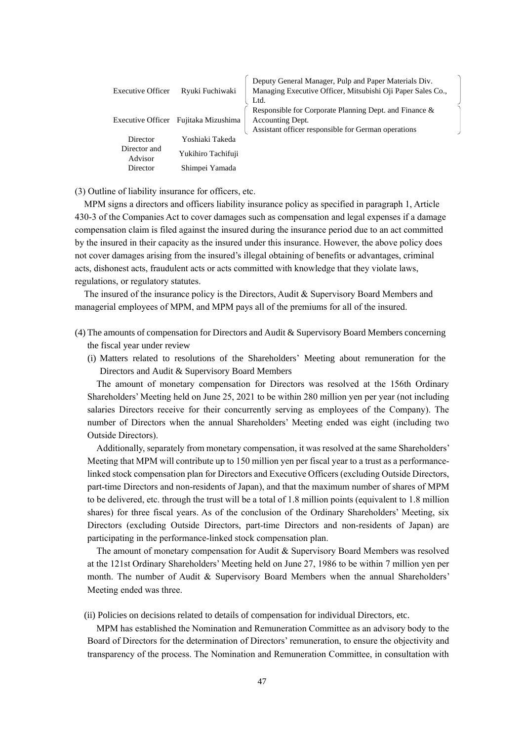| | | |
|---|---|---|
| Executive Officer | Ryuki Fuchiwaki | Deputy General Manager, Pulp and Paper Materials Div.<br>Managing Executive Officer, Mitsubishi Oji Paper Sales Co., Ltd. |
| Executive Officer | Fujitaka Mizushima | Responsible for Corporate Planning Dept. and Finance & Accounting Dept.<br>Assistant officer responsible for German operations |
| Director | Yoshiaki Takeda | |
| Director and Advisor | Yukihiro Tachifuji | |
| Director | Shimpei Yamada | |

(3) Outline of liability insurance for officers, etc.

MPM signs a directors and officers liability insurance policy as specified in paragraph 1, Article 430-3 of the Companies Act to cover damages such as compensation and legal expenses if a damage compensation claim is filed against the insured during the insurance period due to an act committed by the insured in their capacity as the insured under this insurance. However, the above policy does not cover damages arising from the insured's illegal obtaining of benefits or advantages, criminal acts, dishonest acts, fraudulent acts or acts committed with knowledge that they violate laws, regulations, or regulatory statutes.

The insured of the insurance policy is the Directors, Audit & Supervisory Board Members and managerial employees of MPM, and MPM pays all of the premiums for all of the insured.

(4) The amounts of compensation for Directors and Audit & Supervisory Board Members concerning the fiscal year under review

(i) Matters related to resolutions of the Shareholders' Meeting about remuneration for the Directors and Audit & Supervisory Board Members

The amount of monetary compensation for Directors was resolved at the 156th Ordinary Shareholders' Meeting held on June 25, 2021 to be within 280 million yen per year (not including salaries Directors receive for their concurrently serving as employees of the Company). The number of Directors when the annual Shareholders' Meeting ended was eight (including two Outside Directors).

Additionally, separately from monetary compensation, it was resolved at the same Shareholders' Meeting that MPM will contribute up to 150 million yen per fiscal year to a trust as a performance-linked stock compensation plan for Directors and Executive Officers (excluding Outside Directors, part-time Directors and non-residents of Japan), and that the maximum number of shares of MPM to be delivered, etc. through the trust will be a total of 1.8 million points (equivalent to 1.8 million shares) for three fiscal years. As of the conclusion of the Ordinary Shareholders' Meeting, six Directors (excluding Outside Directors, part-time Directors and non-residents of Japan) are participating in the performance-linked stock compensation plan.

The amount of monetary compensation for Audit & Supervisory Board Members was resolved at the 121st Ordinary Shareholders' Meeting held on June 27, 1986 to be within 7 million yen per month. The number of Audit & Supervisory Board Members when the annual Shareholders' Meeting ended was three.

(ii) Policies on decisions related to details of compensation for individual Directors, etc.

MPM has established the Nomination and Remuneration Committee as an advisory body to the Board of Directors for the determination of Directors' remuneration, to ensure the objectivity and transparency of the process. The Nomination and Remuneration Committee, in consultation with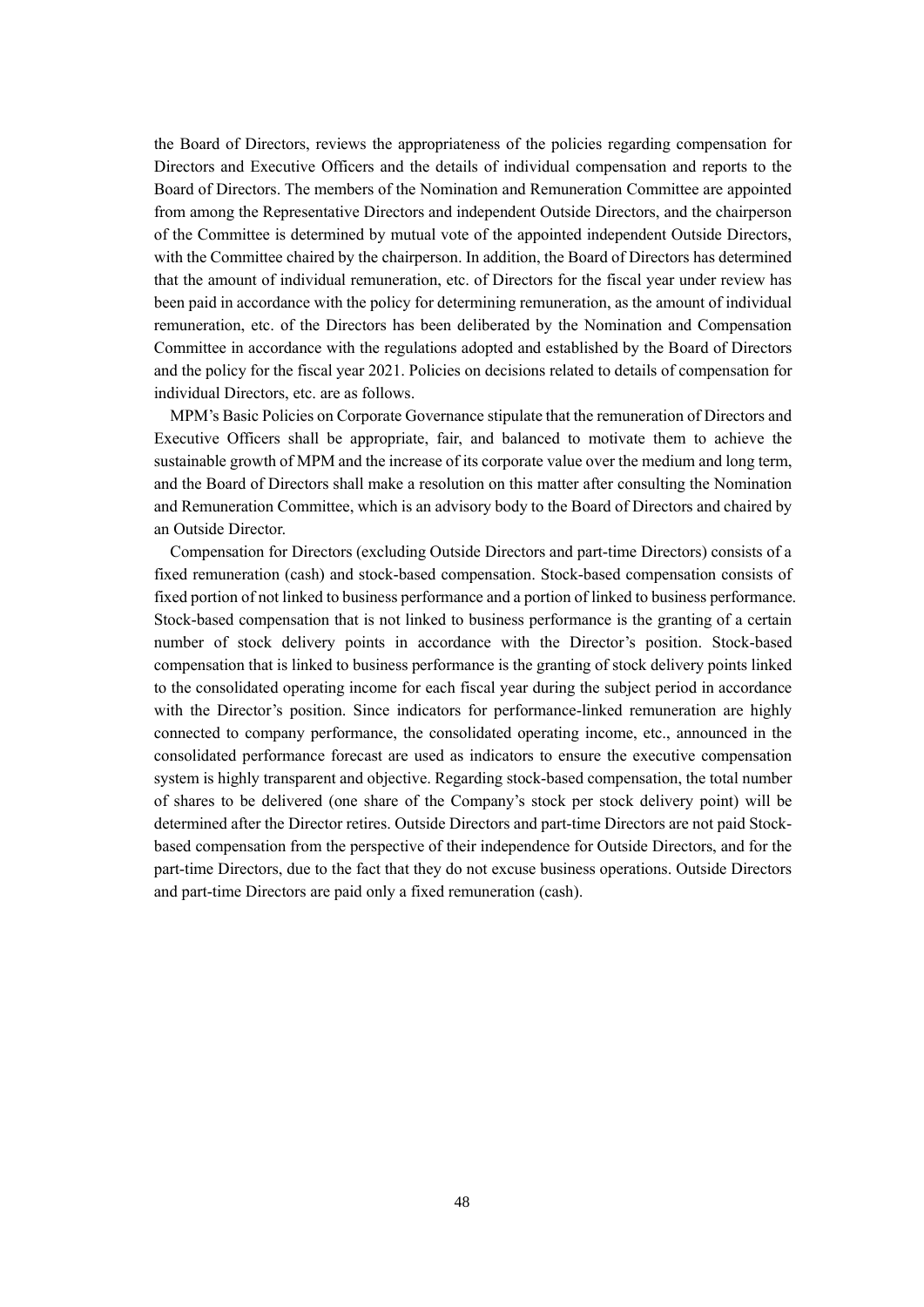the Board of Directors, reviews the appropriateness of the policies regarding compensation for Directors and Executive Officers and the details of individual compensation and reports to the Board of Directors. The members of the Nomination and Remuneration Committee are appointed from among the Representative Directors and independent Outside Directors, and the chairperson of the Committee is determined by mutual vote of the appointed independent Outside Directors, with the Committee chaired by the chairperson. In addition, the Board of Directors has determined that the amount of individual remuneration, etc. of Directors for the fiscal year under review has been paid in accordance with the policy for determining remuneration, as the amount of individual remuneration, etc. of the Directors has been deliberated by the Nomination and Compensation Committee in accordance with the regulations adopted and established by the Board of Directors and the policy for the fiscal year 2021. Policies on decisions related to details of compensation for individual Directors, etc. are as follows.

MPM's Basic Policies on Corporate Governance stipulate that the remuneration of Directors and Executive Officers shall be appropriate, fair, and balanced to motivate them to achieve the sustainable growth of MPM and the increase of its corporate value over the medium and long term, and the Board of Directors shall make a resolution on this matter after consulting the Nomination and Remuneration Committee, which is an advisory body to the Board of Directors and chaired by an Outside Director.

Compensation for Directors (excluding Outside Directors and part-time Directors) consists of a fixed remuneration (cash) and stock-based compensation. Stock-based compensation consists of fixed portion of not linked to business performance and a portion of linked to business performance. Stock-based compensation that is not linked to business performance is the granting of a certain number of stock delivery points in accordance with the Director's position. Stock-based compensation that is linked to business performance is the granting of stock delivery points linked to the consolidated operating income for each fiscal year during the subject period in accordance with the Director's position. Since indicators for performance-linked remuneration are highly connected to company performance, the consolidated operating income, etc., announced in the consolidated performance forecast are used as indicators to ensure the executive compensation system is highly transparent and objective. Regarding stock-based compensation, the total number of shares to be delivered (one share of the Company's stock per stock delivery point) will be determined after the Director retires. Outside Directors and part-time Directors are not paid Stock-based compensation from the perspective of their independence for Outside Directors, and for the part-time Directors, due to the fact that they do not excuse business operations. Outside Directors and part-time Directors are paid only a fixed remuneration (cash).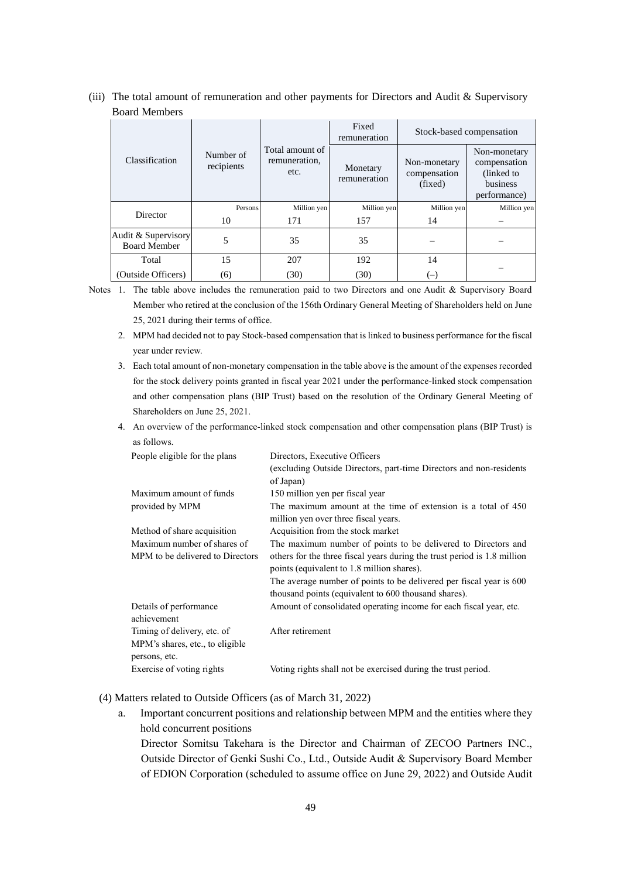(iii) The total amount of remuneration and other payments for Directors and Audit & Supervisory Board Members

| Classification | Number of recipients | Total amount of remuneration, etc. | Fixed remuneration | Stock-based compensation | |
|---|---|---|---|---|---|
| | | | Monetary remuneration | Non-monetary compensation (fixed) | Non-monetary compensation (linked to business performance) |
| | Persons | Million yen | Million yen | Million yen | Million yen |
| Director | 10 | 171 | 157 | 14 | – |
| Audit & Supervisory Board Member | 5 | 35 | 35 | – | – |
| Total | 15 | 207 | 192 | 14 | – |
| (Outside Officers) | (6) | (30) | (30) | (–) | |

Notes 1. The table above includes the remuneration paid to two Directors and one Audit & Supervisory Board Member who retired at the conclusion of the 156th Ordinary General Meeting of Shareholders held on June 25, 2021 during their terms of office.

2. MPM had decided not to pay Stock-based compensation that is linked to business performance for the fiscal year under review.

3. Each total amount of non-monetary compensation in the table above is the amount of the expenses recorded for the stock delivery points granted in fiscal year 2021 under the performance-linked stock compensation and other compensation plans (BIP Trust) based on the resolution of the Ordinary General Meeting of Shareholders on June 25, 2021.

4. An overview of the performance-linked stock compensation and other compensation plans (BIP Trust) is as follows.

| | |
|---|---|
| People eligible for the plans | Directors, Executive Officers (excluding Outside Directors, part-time Directors and non-residents of Japan) |
| Maximum amount of funds provided by MPM | 150 million yen per fiscal year<br>The maximum amount at the time of extension is a total of 450 million yen over three fiscal years. |
| Method of share acquisition | Acquisition from the stock market |
| Maximum number of shares of MPM to be delivered to Directors | The maximum number of points to be delivered to Directors and others for the three fiscal years during the trust period is 1.8 million points (equivalent to 1.8 million shares).<br>The average number of points to be delivered per fiscal year is 600 thousand points (equivalent to 600 thousand shares). |
| Details of performance achievement | Amount of consolidated operating income for each fiscal year, etc. |
| Timing of delivery, etc. of MPM's shares, etc., to eligible persons, etc. | After retirement |
| Exercise of voting rights | Voting rights shall not be exercised during the trust period. |

(4) Matters related to Outside Officers (as of March 31, 2022)

a. Important concurrent positions and relationship between MPM and the entities where they hold concurrent positions

Director Somitsu Takehara is the Director and Chairman of ZECOO Partners INC., Outside Director of Genki Sushi Co., Ltd., Outside Audit & Supervisory Board Member of EDION Corporation (scheduled to assume office on June 29, 2022) and Outside Audit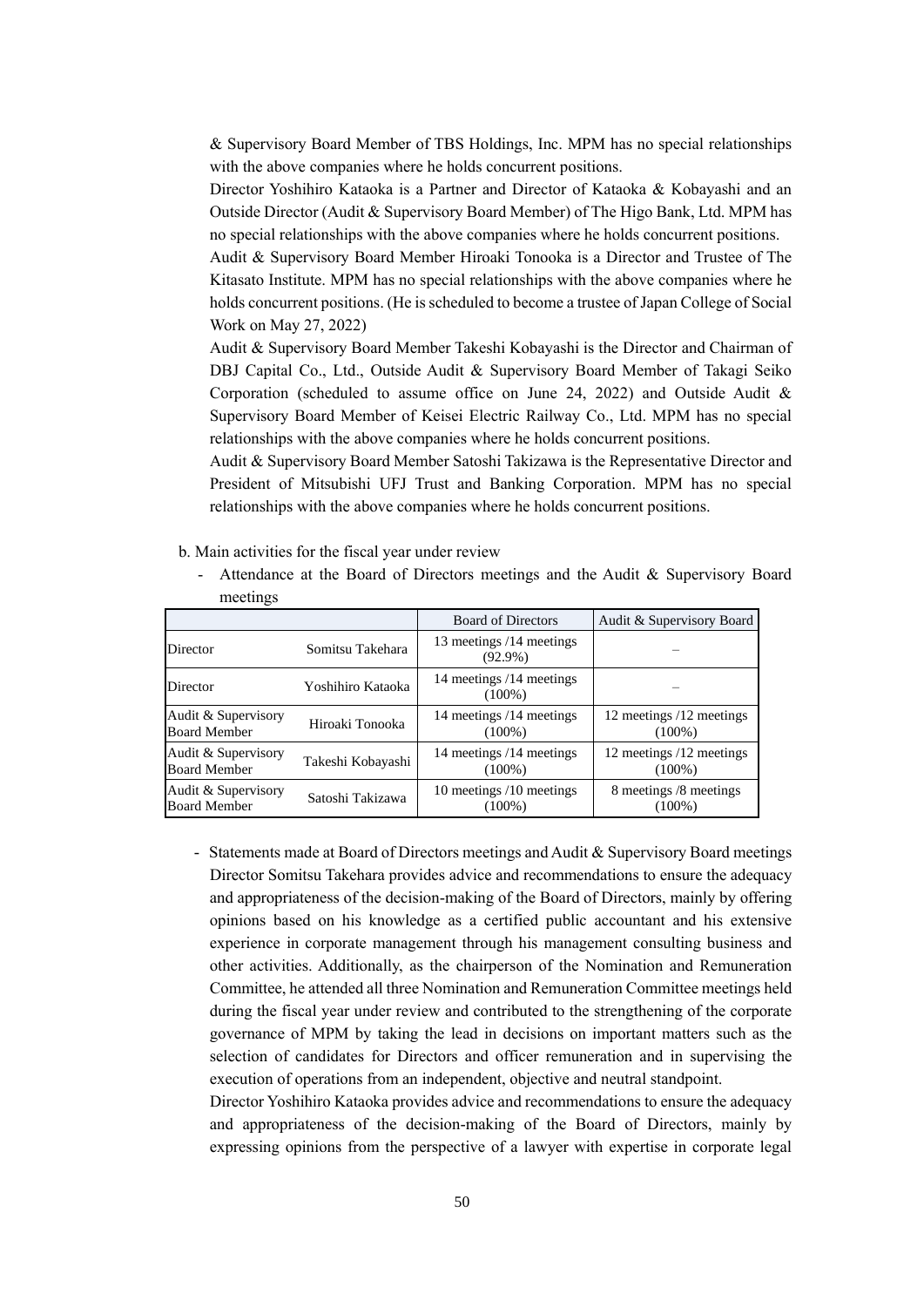& Supervisory Board Member of TBS Holdings, Inc. MPM has no special relationships with the above companies where he holds concurrent positions.

Director Yoshihiro Kataoka is a Partner and Director of Kataoka & Kobayashi and an Outside Director (Audit & Supervisory Board Member) of The Higo Bank, Ltd. MPM has no special relationships with the above companies where he holds concurrent positions.

Audit & Supervisory Board Member Hiroaki Tonooka is a Director and Trustee of The Kitasato Institute. MPM has no special relationships with the above companies where he holds concurrent positions. (He is scheduled to become a trustee of Japan College of Social Work on May 27, 2022)

Audit & Supervisory Board Member Takeshi Kobayashi is the Director and Chairman of DBJ Capital Co., Ltd., Outside Audit & Supervisory Board Member of Takagi Seiko Corporation (scheduled to assume office on June 24, 2022) and Outside Audit & Supervisory Board Member of Keisei Electric Railway Co., Ltd. MPM has no special relationships with the above companies where he holds concurrent positions.

Audit & Supervisory Board Member Satoshi Takizawa is the Representative Director and President of Mitsubishi UFJ Trust and Banking Corporation. MPM has no special relationships with the above companies where he holds concurrent positions.

b. Main activities for the fiscal year under review

- Attendance at the Board of Directors meetings and the Audit & Supervisory Board meetings

| | | Board of Directors | Audit & Supervisory Board |
|---|---|---|---|
| Director | Somitsu Takehara | 13 meetings /14 meetings (92.9%) | – |
| Director | Yoshihiro Kataoka | 14 meetings /14 meetings (100%) | – |
| Audit & Supervisory Board Member | Hiroaki Tonooka | 14 meetings /14 meetings (100%) | 12 meetings /12 meetings (100%) |
| Audit & Supervisory Board Member | Takeshi Kobayashi | 14 meetings /14 meetings (100%) | 12 meetings /12 meetings (100%) |
| Audit & Supervisory Board Member | Satoshi Takizawa | 10 meetings /10 meetings (100%) | 8 meetings /8 meetings (100%) |

- Statements made at Board of Directors meetings and Audit & Supervisory Board meetings

  Director Somitsu Takehara provides advice and recommendations to ensure the adequacy and appropriateness of the decision-making of the Board of Directors, mainly by offering opinions based on his knowledge as a certified public accountant and his extensive experience in corporate management through his management consulting business and other activities. Additionally, as the chairperson of the Nomination and Remuneration Committee, he attended all three Nomination and Remuneration Committee meetings held during the fiscal year under review and contributed to the strengthening of the corporate governance of MPM by taking the lead in decisions on important matters such as the selection of candidates for Directors and officer remuneration and in supervising the execution of operations from an independent, objective and neutral standpoint.

  Director Yoshihiro Kataoka provides advice and recommendations to ensure the adequacy and appropriateness of the decision-making of the Board of Directors, mainly by expressing opinions from the perspective of a lawyer with expertise in corporate legal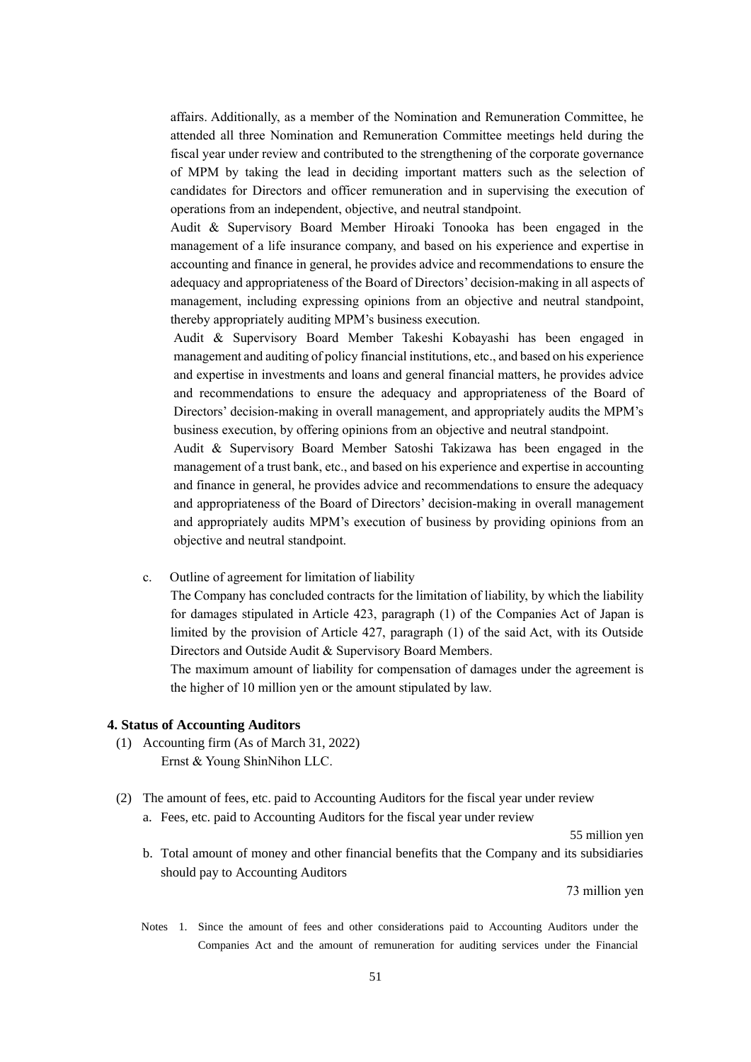affairs. Additionally, as a member of the Nomination and Remuneration Committee, he attended all three Nomination and Remuneration Committee meetings held during the fiscal year under review and contributed to the strengthening of the corporate governance of MPM by taking the lead in deciding important matters such as the selection of candidates for Directors and officer remuneration and in supervising the execution of operations from an independent, objective, and neutral standpoint.

Audit & Supervisory Board Member Hiroaki Tonooka has been engaged in the management of a life insurance company, and based on his experience and expertise in accounting and finance in general, he provides advice and recommendations to ensure the adequacy and appropriateness of the Board of Directors' decision-making in all aspects of management, including expressing opinions from an objective and neutral standpoint, thereby appropriately auditing MPM's business execution.

Audit & Supervisory Board Member Takeshi Kobayashi has been engaged in management and auditing of policy financial institutions, etc., and based on his experience and expertise in investments and loans and general financial matters, he provides advice and recommendations to ensure the adequacy and appropriateness of the Board of Directors' decision-making in overall management, and appropriately audits the MPM's business execution, by offering opinions from an objective and neutral standpoint.

Audit & Supervisory Board Member Satoshi Takizawa has been engaged in the management of a trust bank, etc., and based on his experience and expertise in accounting and finance in general, he provides advice and recommendations to ensure the adequacy and appropriateness of the Board of Directors' decision-making in overall management and appropriately audits MPM's execution of business by providing opinions from an objective and neutral standpoint.

c. Outline of agreement for limitation of liability

The Company has concluded contracts for the limitation of liability, by which the liability for damages stipulated in Article 423, paragraph (1) of the Companies Act of Japan is limited by the provision of Article 427, paragraph (1) of the said Act, with its Outside Directors and Outside Audit & Supervisory Board Members.

The maximum amount of liability for compensation of damages under the agreement is the higher of 10 million yen or the amount stipulated by law.

**4. Status of Accounting Auditors**

(1) Accounting firm (As of March 31, 2022)

Ernst & Young ShinNihon LLC.

(2) The amount of fees, etc. paid to Accounting Auditors for the fiscal year under review

a. Fees, etc. paid to Accounting Auditors for the fiscal year under review

55 million yen

b. Total amount of money and other financial benefits that the Company and its subsidiaries should pay to Accounting Auditors

73 million yen

Notes 1. Since the amount of fees and other considerations paid to Accounting Auditors under the Companies Act and the amount of remuneration for auditing services under the Financial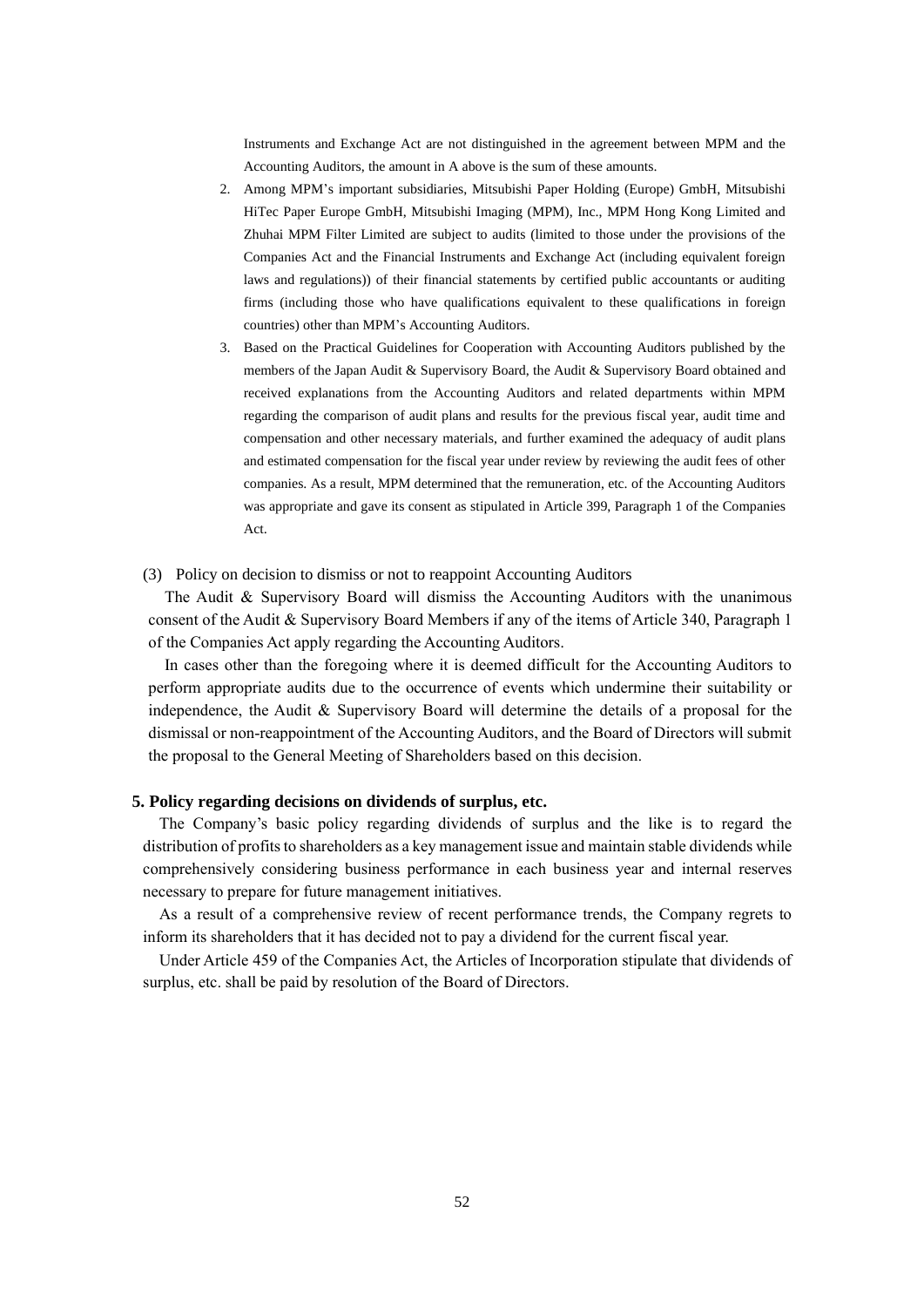Instruments and Exchange Act are not distinguished in the agreement between MPM and the Accounting Auditors, the amount in A above is the sum of these amounts.

2. Among MPM's important subsidiaries, Mitsubishi Paper Holding (Europe) GmbH, Mitsubishi HiTec Paper Europe GmbH, Mitsubishi Imaging (MPM), Inc., MPM Hong Kong Limited and Zhuhai MPM Filter Limited are subject to audits (limited to those under the provisions of the Companies Act and the Financial Instruments and Exchange Act (including equivalent foreign laws and regulations)) of their financial statements by certified public accountants or auditing firms (including those who have qualifications equivalent to these qualifications in foreign countries) other than MPM's Accounting Auditors.
3. Based on the Practical Guidelines for Cooperation with Accounting Auditors published by the members of the Japan Audit & Supervisory Board, the Audit & Supervisory Board obtained and received explanations from the Accounting Auditors and related departments within MPM regarding the comparison of audit plans and results for the previous fiscal year, audit time and compensation and other necessary materials, and further examined the adequacy of audit plans and estimated compensation for the fiscal year under review by reviewing the audit fees of other companies. As a result, MPM determined that the remuneration, etc. of the Accounting Auditors was appropriate and gave its consent as stipulated in Article 399, Paragraph 1 of the Companies Act.

(3) Policy on decision to dismiss or not to reappoint Accounting Auditors

The Audit & Supervisory Board will dismiss the Accounting Auditors with the unanimous consent of the Audit & Supervisory Board Members if any of the items of Article 340, Paragraph 1 of the Companies Act apply regarding the Accounting Auditors.

In cases other than the foregoing where it is deemed difficult for the Accounting Auditors to perform appropriate audits due to the occurrence of events which undermine their suitability or independence, the Audit & Supervisory Board will determine the details of a proposal for the dismissal or non-reappointment of the Accounting Auditors, and the Board of Directors will submit the proposal to the General Meeting of Shareholders based on this decision.

**5. Policy regarding decisions on dividends of surplus, etc.**

The Company's basic policy regarding dividends of surplus and the like is to regard the distribution of profits to shareholders as a key management issue and maintain stable dividends while comprehensively considering business performance in each business year and internal reserves necessary to prepare for future management initiatives.

As a result of a comprehensive review of recent performance trends, the Company regrets to inform its shareholders that it has decided not to pay a dividend for the current fiscal year.

Under Article 459 of the Companies Act, the Articles of Incorporation stipulate that dividends of surplus, etc. shall be paid by resolution of the Board of Directors.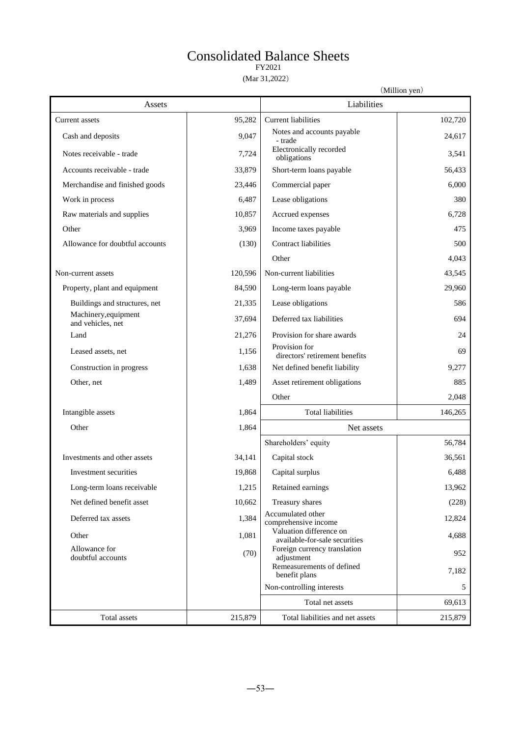# Consolidated Balance Sheets

FY2021

(Mar 31,2022)

(Million yen)

| Assets | | Liabilities | |
|---|---|---|---|
| Current assets | 95,282 | Current liabilities | 102,720 |
| Cash and deposits | 9,047 | Notes and accounts payable - trade | 24,617 |
| Notes receivable - trade | 7,724 | Electronically recorded obligations | 3,541 |
| Accounts receivable - trade | 33,879 | Short-term loans payable | 56,433 |
| Merchandise and finished goods | 23,446 | Commercial paper | 6,000 |
| Work in process | 6,487 | Lease obligations | 380 |
| Raw materials and supplies | 10,857 | Accrued expenses | 6,728 |
| Other | 3,969 | Income taxes payable | 475 |
| Allowance for doubtful accounts | (130) | Contract liabilities | 500 |
| | | Other | 4,043 |
| Non-current assets | 120,596 | Non-current liabilities | 43,545 |
| Property, plant and equipment | 84,590 | Long-term loans payable | 29,960 |
| Buildings and structures, net | 21,335 | Lease obligations | 586 |
| Machinery,equipment and vehicles, net | 37,694 | Deferred tax liabilities | 694 |
| Land | 21,276 | Provision for share awards | 24 |
| Leased assets, net | 1,156 | Provision for directors' retirement benefits | 69 |
| Construction in progress | 1,638 | Net defined benefit liability | 9,277 |
| Other, net | 1,489 | Asset retirement obligations | 885 |
| | | Other | 2,048 |
| Intangible assets | 1,864 | Total liabilities | 146,265 |
| Other | 1,864 | Net assets | |
| | | Shareholders' equity | 56,784 |
| Investments and other assets | 34,141 | Capital stock | 36,561 |
| Investment securities | 19,868 | Capital surplus | 6,488 |
| Long-term loans receivable | 1,215 | Retained earnings | 13,962 |
| Net defined benefit asset | 10,662 | Treasury shares | (228) |
| Deferred tax assets | 1,384 | Accumulated other comprehensive income | 12,824 |
| Other | 1,081 | Valuation difference on available-for-sale securities | 4,688 |
| Allowance for doubtful accounts | (70) | Foreign currency translation adjustment | 952 |
| | | Remeasurements of defined benefit plans | 7,182 |
| | | Non-controlling interests | 5 |
| | | Total net assets | 69,613 |
| Total assets | 215,879 | Total liabilities and net assets | 215,879 |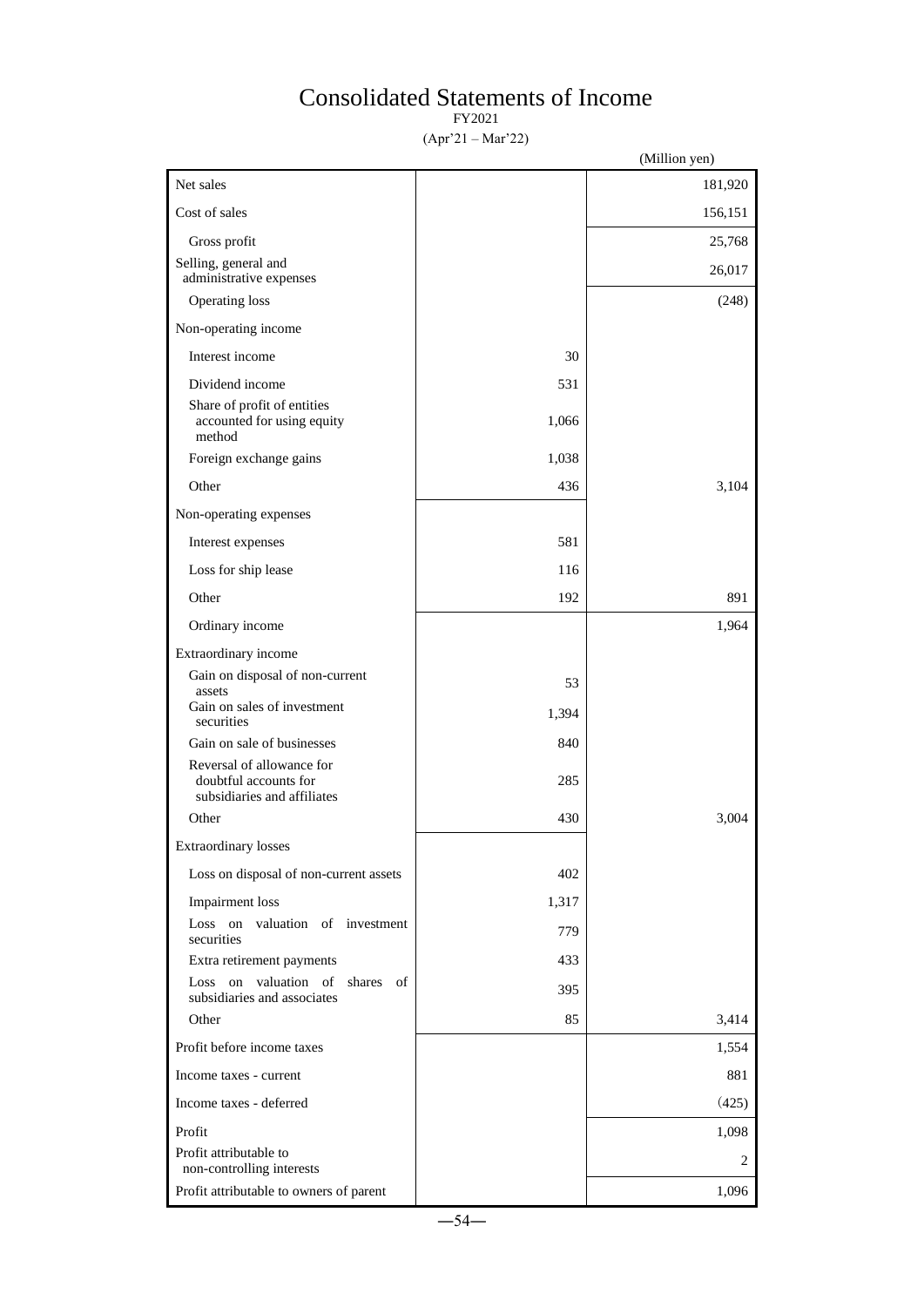# Consolidated Statements of Income

FY2021

(Apr'21 – Mar'22)

(Million yen)

| | | |
|---|---|---|
| Net sales | | 181,920 |
| Cost of sales | | 156,151 |
| Gross profit | | 25,768 |
| Selling, general and administrative expenses | | 26,017 |
| Operating loss | | (248) |
| Non-operating income | | |
| Interest income | 30 | |
| Dividend income | 531 | |
| Share of profit of entities accounted for using equity method | 1,066 | |
| Foreign exchange gains | 1,038 | |
| Other | 436 | 3,104 |
| Non-operating expenses | | |
| Interest expenses | 581 | |
| Loss for ship lease | 116 | |
| Other | 192 | 891 |
| Ordinary income | | 1,964 |
| Extraordinary income | | |
| Gain on disposal of non-current assets | 53 | |
| Gain on sales of investment securities | 1,394 | |
| Gain on sale of businesses | 840 | |
| Reversal of allowance for doubtful accounts for subsidiaries and affiliates | 285 | |
| Other | 430 | 3,004 |
| Extraordinary losses | | |
| Loss on disposal of non-current assets | 402 | |
| Impairment loss | 1,317 | |
| Loss on valuation of investment securities | 779 | |
| Extra retirement payments | 433 | |
| Loss on valuation of shares of subsidiaries and associates | 395 | |
| Other | 85 | 3,414 |
| Profit before income taxes | | 1,554 |
| Income taxes - current | | 881 |
| Income taxes - deferred | | (425) |
| Profit | | 1,098 |
| Profit attributable to non-controlling interests | | 2 |
| Profit attributable to owners of parent | | 1,096 |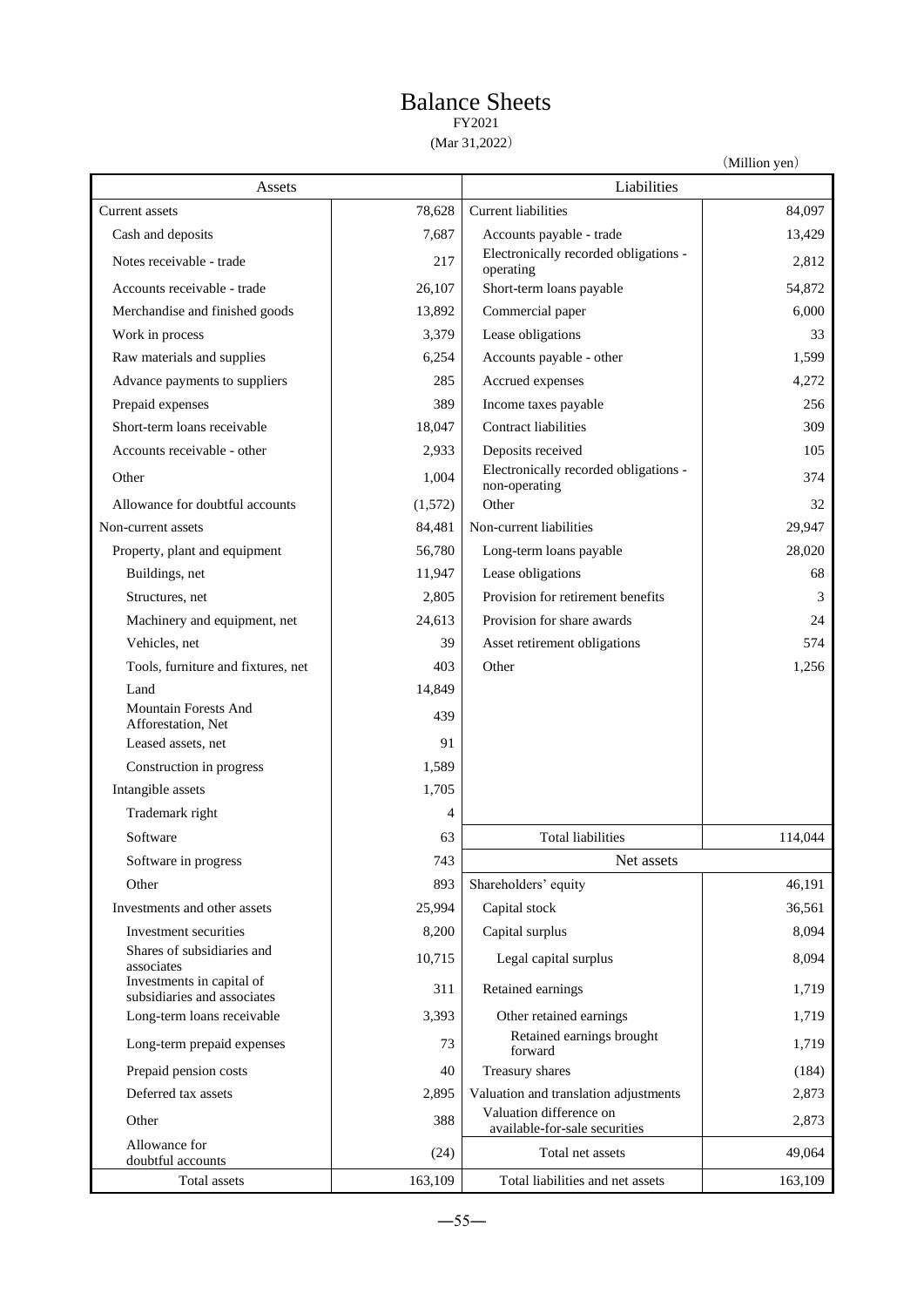# Balance Sheets

FY2021

(Mar 31,2022)

(Million yen)

| Assets | | Liabilities | |
|---|---|---|---|
| Current assets | 78,628 | Current liabilities | 84,097 |
| Cash and deposits | 7,687 | Accounts payable - trade | 13,429 |
| Notes receivable - trade | 217 | Electronically recorded obligations - operating | 2,812 |
| Accounts receivable - trade | 26,107 | Short-term loans payable | 54,872 |
| Merchandise and finished goods | 13,892 | Commercial paper | 6,000 |
| Work in process | 3,379 | Lease obligations | 33 |
| Raw materials and supplies | 6,254 | Accounts payable - other | 1,599 |
| Advance payments to suppliers | 285 | Accrued expenses | 4,272 |
| Prepaid expenses | 389 | Income taxes payable | 256 |
| Short-term loans receivable | 18,047 | Contract liabilities | 309 |
| Accounts receivable - other | 2,933 | Deposits received | 105 |
| Other | 1,004 | Electronically recorded obligations - non-operating | 374 |
| Allowance for doubtful accounts | (1,572) | Other | 32 |
| Non-current assets | 84,481 | Non-current liabilities | 29,947 |
| Property, plant and equipment | 56,780 | Long-term loans payable | 28,020 |
| Buildings, net | 11,947 | Lease obligations | 68 |
| Structures, net | 2,805 | Provision for retirement benefits | 3 |
| Machinery and equipment, net | 24,613 | Provision for share awards | 24 |
| Vehicles, net | 39 | Asset retirement obligations | 574 |
| Tools, furniture and fixtures, net | 403 | Other | 1,256 |
| Land | 14,849 | | |
| Mountain Forests And Afforestation, Net | 439 | | |
| Leased assets, net | 91 | | |
| Construction in progress | 1,589 | | |
| Intangible assets | 1,705 | | |
| Trademark right | 4 | | |
| Software | 63 | Total liabilities | 114,044 |
| Software in progress | 743 | Net assets | |
| Other | 893 | Shareholders' equity | 46,191 |
| Investments and other assets | 25,994 | Capital stock | 36,561 |
| Investment securities | 8,200 | Capital surplus | 8,094 |
| Shares of subsidiaries and associates | 10,715 | Legal capital surplus | 8,094 |
| Investments in capital of subsidiaries and associates | 311 | Retained earnings | 1,719 |
| Long-term loans receivable | 3,393 | Other retained earnings | 1,719 |
| Long-term prepaid expenses | 73 | Retained earnings brought forward | 1,719 |
| Prepaid pension costs | 40 | Treasury shares | (184) |
| Deferred tax assets | 2,895 | Valuation and translation adjustments | 2,873 |
| Other | 388 | Valuation difference on available-for-sale securities | 2,873 |
| Allowance for doubtful accounts | (24) | Total net assets | 49,064 |
| Total assets | 163,109 | Total liabilities and net assets | 163,109 |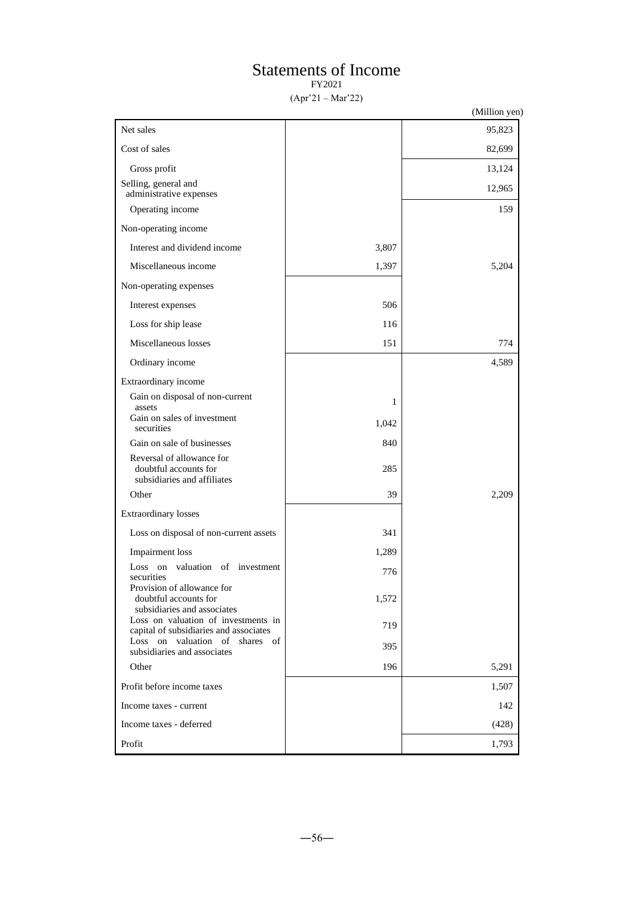# Statements of Income

FY2021

(Apr'21 – Mar'22)

(Million yen)

| | | |
|---|---|---|
| Net sales | | 95,823 |
| Cost of sales | | 82,699 |
| Gross profit | | 13,124 |
| Selling, general and administrative expenses | | 12,965 |
| Operating income | | 159 |
| Non-operating income | | |
| Interest and dividend income | 3,807 | |
| Miscellaneous income | 1,397 | 5,204 |
| Non-operating expenses | | |
| Interest expenses | 506 | |
| Loss for ship lease | 116 | |
| Miscellaneous losses | 151 | 774 |
| Ordinary income | | 4,589 |
| Extraordinary income | | |
| Gain on disposal of non-current assets | 1 | |
| Gain on sales of investment securities | 1,042 | |
| Gain on sale of businesses | 840 | |
| Reversal of allowance for doubtful accounts for subsidiaries and affiliates | 285 | |
| Other | 39 | 2,209 |
| Extraordinary losses | | |
| Loss on disposal of non-current assets | 341 | |
| Impairment loss | 1,289 | |
| Loss on valuation of investment securities | 776 | |
| Provision of allowance for doubtful accounts for subsidiaries and associates | 1,572 | |
| Loss on valuation of investments in capital of subsidiaries and associates | 719 | |
| Loss on valuation of shares of subsidiaries and associates | 395 | |
| Other | 196 | 5,291 |
| Profit before income taxes | | 1,507 |
| Income taxes - current | | 142 |
| Income taxes - deferred | | (428) |
| Profit | | 1,793 |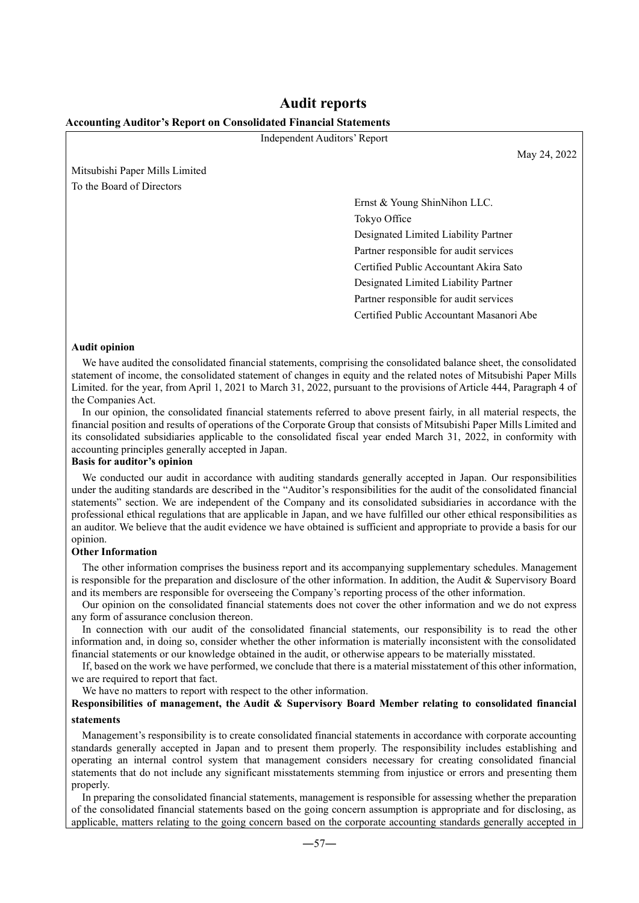# Audit reports

## Accounting Auditor's Report on Consolidated Financial Statements

Independent Auditors' Report

May 24, 2022

Mitsubishi Paper Mills Limited

To the Board of Directors

Ernst & Young ShinNihon LLC.

Tokyo Office

Designated Limited Liability Partner

Partner responsible for audit services

Certified Public Accountant Akira Sato

Designated Limited Liability Partner

Partner responsible for audit services

Certified Public Accountant Masanori Abe

**Audit opinion**

We have audited the consolidated financial statements, comprising the consolidated balance sheet, the consolidated statement of income, the consolidated statement of changes in equity and the related notes of Mitsubishi Paper Mills Limited. for the year, from April 1, 2021 to March 31, 2022, pursuant to the provisions of Article 444, Paragraph 4 of the Companies Act.

In our opinion, the consolidated financial statements referred to above present fairly, in all material respects, the financial position and results of operations of the Corporate Group that consists of Mitsubishi Paper Mills Limited and its consolidated subsidiaries applicable to the consolidated fiscal year ended March 31, 2022, in conformity with accounting principles generally accepted in Japan.

**Basis for auditor's opinion**

We conducted our audit in accordance with auditing standards generally accepted in Japan. Our responsibilities under the auditing standards are described in the "Auditor's responsibilities for the audit of the consolidated financial statements" section. We are independent of the Company and its consolidated subsidiaries in accordance with the professional ethical regulations that are applicable in Japan, and we have fulfilled our other ethical responsibilities as an auditor. We believe that the audit evidence we have obtained is sufficient and appropriate to provide a basis for our opinion.

**Other Information**

The other information comprises the business report and its accompanying supplementary schedules. Management is responsible for the preparation and disclosure of the other information. In addition, the Audit & Supervisory Board and its members are responsible for overseeing the Company's reporting process of the other information.

Our opinion on the consolidated financial statements does not cover the other information and we do not express any form of assurance conclusion thereon.

In connection with our audit of the consolidated financial statements, our responsibility is to read the other information and, in doing so, consider whether the other information is materially inconsistent with the consolidated financial statements or our knowledge obtained in the audit, or otherwise appears to be materially misstated.

If, based on the work we have performed, we conclude that there is a material misstatement of this other information, we are required to report that fact.

We have no matters to report with respect to the other information.

**Responsibilities of management, the Audit & Supervisory Board Member relating to consolidated financial statements**

Management's responsibility is to create consolidated financial statements in accordance with corporate accounting standards generally accepted in Japan and to present them properly. The responsibility includes establishing and operating an internal control system that management considers necessary for creating consolidated financial statements that do not include any significant misstatements stemming from injustice or errors and presenting them properly.

In preparing the consolidated financial statements, management is responsible for assessing whether the preparation of the consolidated financial statements based on the going concern assumption is appropriate and for disclosing, as applicable, matters relating to the going concern based on the corporate accounting standards generally accepted in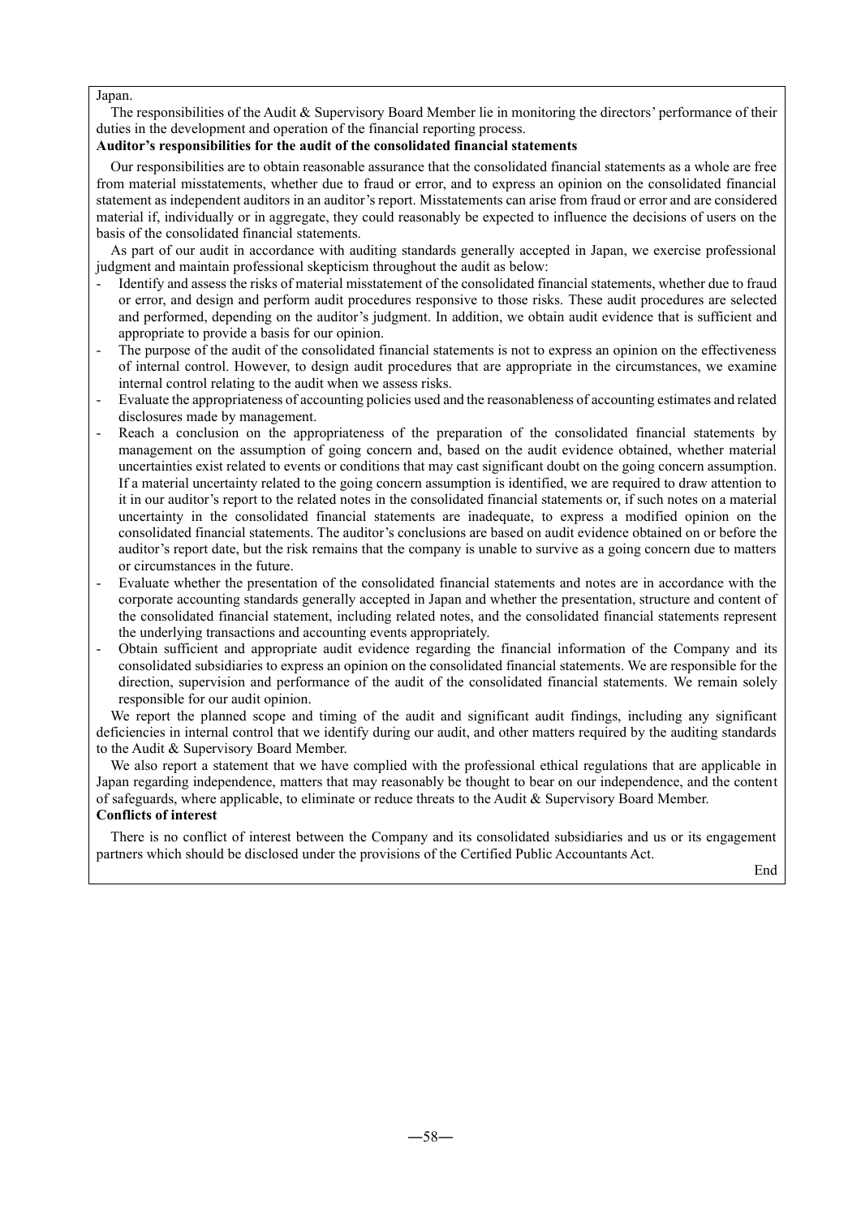Japan.

The responsibilities of the Audit & Supervisory Board Member lie in monitoring the directors' performance of their duties in the development and operation of the financial reporting process.

**Auditor's responsibilities for the audit of the consolidated financial statements**

Our responsibilities are to obtain reasonable assurance that the consolidated financial statements as a whole are free from material misstatements, whether due to fraud or error, and to express an opinion on the consolidated financial statement as independent auditors in an auditor's report. Misstatements can arise from fraud or error and are considered material if, individually or in aggregate, they could reasonably be expected to influence the decisions of users on the basis of the consolidated financial statements.

As part of our audit in accordance with auditing standards generally accepted in Japan, we exercise professional judgment and maintain professional skepticism throughout the audit as below:

- Identify and assess the risks of material misstatement of the consolidated financial statements, whether due to fraud or error, and design and perform audit procedures responsive to those risks. These audit procedures are selected and performed, depending on the auditor's judgment. In addition, we obtain audit evidence that is sufficient and appropriate to provide a basis for our opinion.
- The purpose of the audit of the consolidated financial statements is not to express an opinion on the effectiveness of internal control. However, to design audit procedures that are appropriate in the circumstances, we examine internal control relating to the audit when we assess risks.
- Evaluate the appropriateness of accounting policies used and the reasonableness of accounting estimates and related disclosures made by management.
- Reach a conclusion on the appropriateness of the preparation of the consolidated financial statements by management on the assumption of going concern and, based on the audit evidence obtained, whether material uncertainties exist related to events or conditions that may cast significant doubt on the going concern assumption. If a material uncertainty related to the going concern assumption is identified, we are required to draw attention to it in our auditor's report to the related notes in the consolidated financial statements or, if such notes on a material uncertainty in the consolidated financial statements are inadequate, to express a modified opinion on the consolidated financial statements. The auditor's conclusions are based on audit evidence obtained on or before the auditor's report date, but the risk remains that the company is unable to survive as a going concern due to matters or circumstances in the future.
- Evaluate whether the presentation of the consolidated financial statements and notes are in accordance with the corporate accounting standards generally accepted in Japan and whether the presentation, structure and content of the consolidated financial statement, including related notes, and the consolidated financial statements represent the underlying transactions and accounting events appropriately.
- Obtain sufficient and appropriate audit evidence regarding the financial information of the Company and its consolidated subsidiaries to express an opinion on the consolidated financial statements. We are responsible for the direction, supervision and performance of the audit of the consolidated financial statements. We remain solely responsible for our audit opinion.

We report the planned scope and timing of the audit and significant audit findings, including any significant deficiencies in internal control that we identify during our audit, and other matters required by the auditing standards to the Audit & Supervisory Board Member.

We also report a statement that we have complied with the professional ethical regulations that are applicable in Japan regarding independence, matters that may reasonably be thought to bear on our independence, and the content of safeguards, where applicable, to eliminate or reduce threats to the Audit & Supervisory Board Member.

**Conflicts of interest**

There is no conflict of interest between the Company and its consolidated subsidiaries and us or its engagement partners which should be disclosed under the provisions of the Certified Public Accountants Act.

End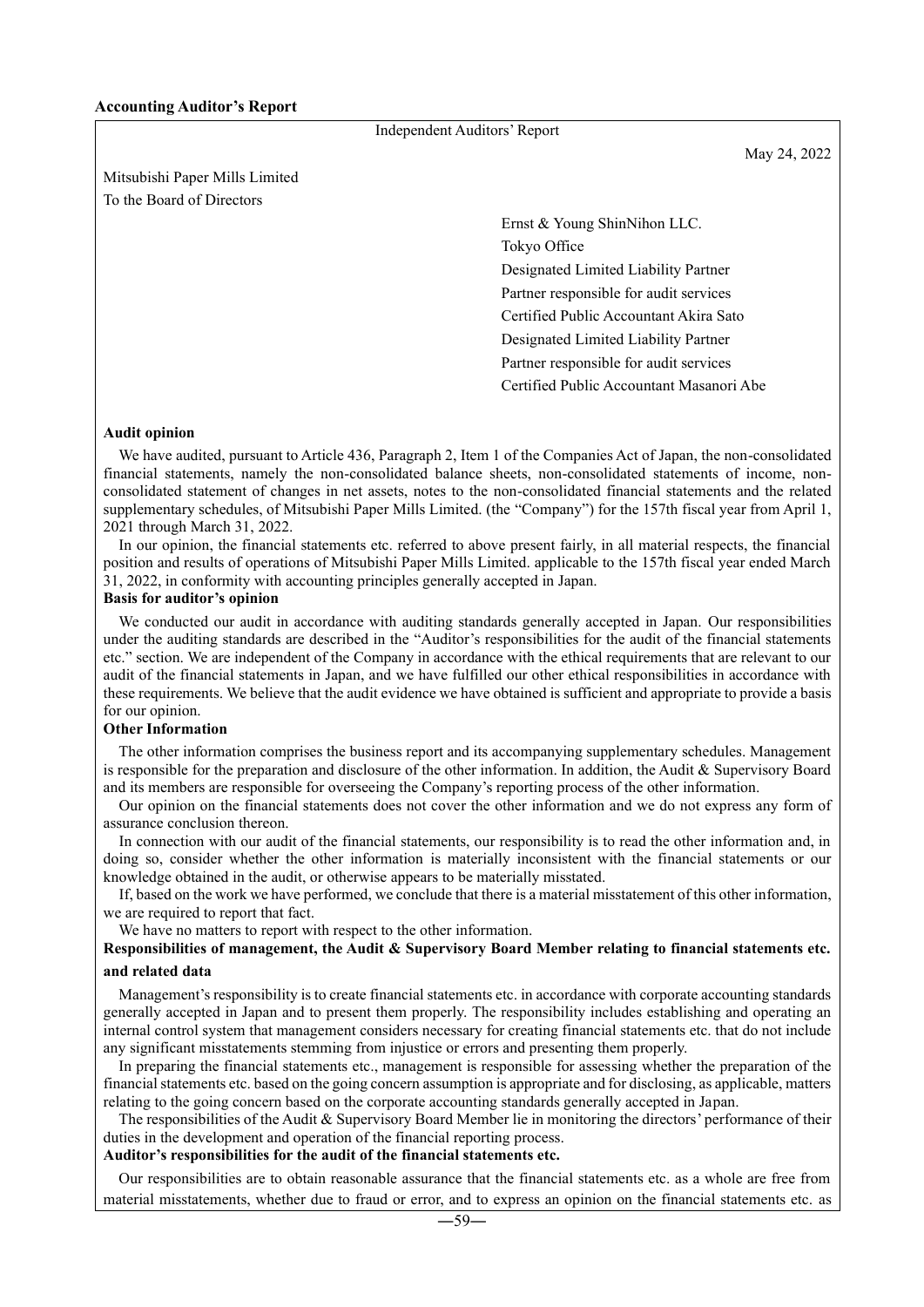**Accounting Auditor's Report**

Independent Auditors' Report

May 24, 2022

Mitsubishi Paper Mills Limited
To the Board of Directors

Ernst & Young ShinNihon LLC.
Tokyo Office
Designated Limited Liability Partner
Partner responsible for audit services
Certified Public Accountant Akira Sato
Designated Limited Liability Partner
Partner responsible for audit services
Certified Public Accountant Masanori Abe

**Audit opinion**

We have audited, pursuant to Article 436, Paragraph 2, Item 1 of the Companies Act of Japan, the non-consolidated financial statements, namely the non-consolidated balance sheets, non-consolidated statements of income, non-consolidated statement of changes in net assets, notes to the non-consolidated financial statements and the related supplementary schedules, of Mitsubishi Paper Mills Limited. (the "Company") for the 157th fiscal year from April 1, 2021 through March 31, 2022.

In our opinion, the financial statements etc. referred to above present fairly, in all material respects, the financial position and results of operations of Mitsubishi Paper Mills Limited. applicable to the 157th fiscal year ended March 31, 2022, in conformity with accounting principles generally accepted in Japan.

**Basis for auditor's opinion**

We conducted our audit in accordance with auditing standards generally accepted in Japan. Our responsibilities under the auditing standards are described in the "Auditor's responsibilities for the audit of the financial statements etc." section. We are independent of the Company in accordance with the ethical requirements that are relevant to our audit of the financial statements in Japan, and we have fulfilled our other ethical responsibilities in accordance with these requirements. We believe that the audit evidence we have obtained is sufficient and appropriate to provide a basis for our opinion.

**Other Information**

The other information comprises the business report and its accompanying supplementary schedules. Management is responsible for the preparation and disclosure of the other information. In addition, the Audit & Supervisory Board and its members are responsible for overseeing the Company's reporting process of the other information.

Our opinion on the financial statements does not cover the other information and we do not express any form of assurance conclusion thereon.

In connection with our audit of the financial statements, our responsibility is to read the other information and, in doing so, consider whether the other information is materially inconsistent with the financial statements or our knowledge obtained in the audit, or otherwise appears to be materially misstated.

If, based on the work we have performed, we conclude that there is a material misstatement of this other information, we are required to report that fact.

We have no matters to report with respect to the other information.

**Responsibilities of management, the Audit & Supervisory Board Member relating to financial statements etc. and related data**

Management's responsibility is to create financial statements etc. in accordance with corporate accounting standards generally accepted in Japan and to present them properly. The responsibility includes establishing and operating an internal control system that management considers necessary for creating financial statements etc. that do not include any significant misstatements stemming from injustice or errors and presenting them properly.

In preparing the financial statements etc., management is responsible for assessing whether the preparation of the financial statements etc. based on the going concern assumption is appropriate and for disclosing, as applicable, matters relating to the going concern based on the corporate accounting standards generally accepted in Japan.

The responsibilities of the Audit & Supervisory Board Member lie in monitoring the directors' performance of their duties in the development and operation of the financial reporting process.

**Auditor's responsibilities for the audit of the financial statements etc.**

Our responsibilities are to obtain reasonable assurance that the financial statements etc. as a whole are free from material misstatements, whether due to fraud or error, and to express an opinion on the financial statements etc. as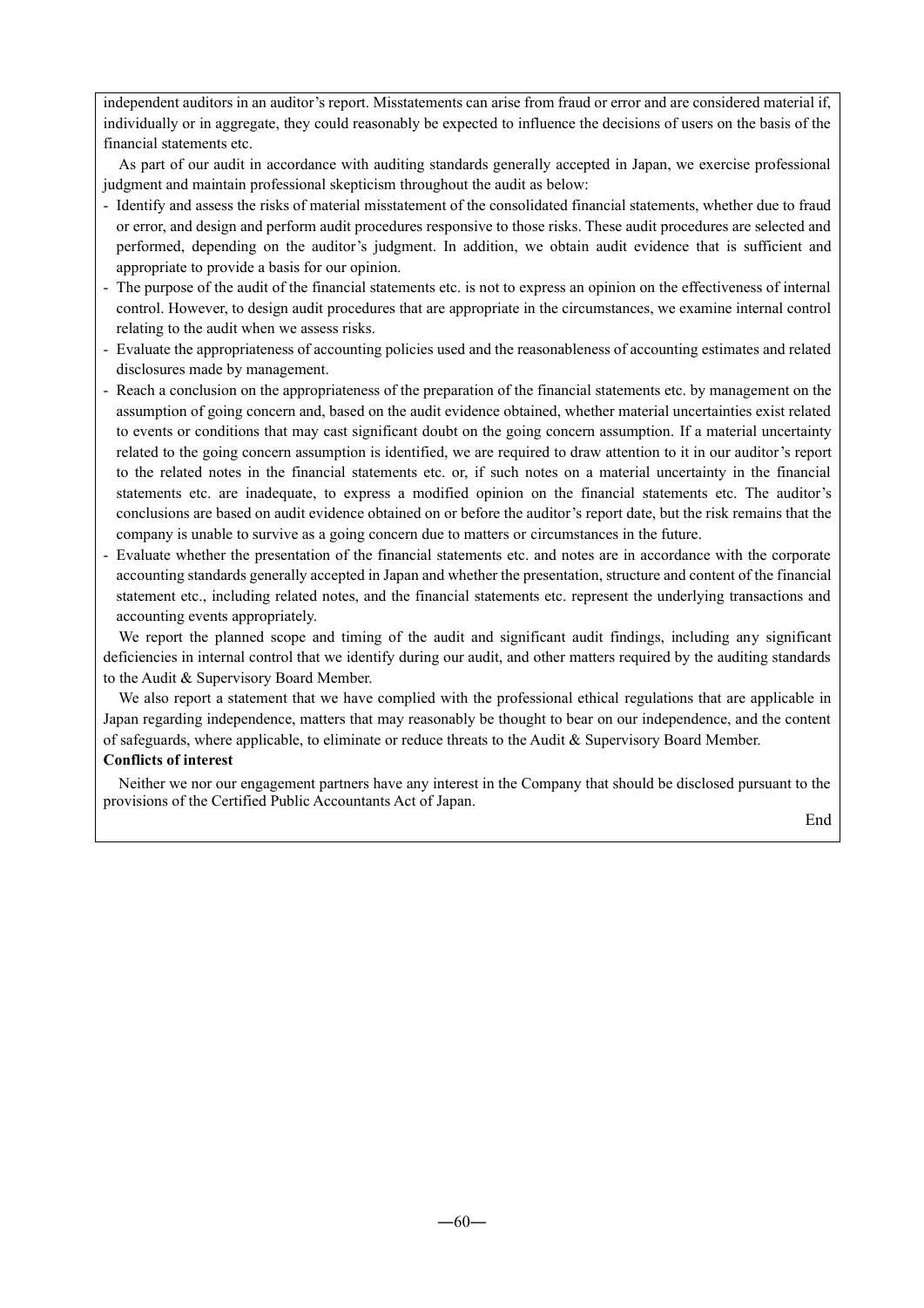independent auditors in an auditor's report. Misstatements can arise from fraud or error and are considered material if, individually or in aggregate, they could reasonably be expected to influence the decisions of users on the basis of the financial statements etc.

As part of our audit in accordance with auditing standards generally accepted in Japan, we exercise professional judgment and maintain professional skepticism throughout the audit as below:

- Identify and assess the risks of material misstatement of the consolidated financial statements, whether due to fraud or error, and design and perform audit procedures responsive to those risks. These audit procedures are selected and performed, depending on the auditor's judgment. In addition, we obtain audit evidence that is sufficient and appropriate to provide a basis for our opinion.
- The purpose of the audit of the financial statements etc. is not to express an opinion on the effectiveness of internal control. However, to design audit procedures that are appropriate in the circumstances, we examine internal control relating to the audit when we assess risks.
- Evaluate the appropriateness of accounting policies used and the reasonableness of accounting estimates and related disclosures made by management.
- Reach a conclusion on the appropriateness of the preparation of the financial statements etc. by management on the assumption of going concern and, based on the audit evidence obtained, whether material uncertainties exist related to events or conditions that may cast significant doubt on the going concern assumption. If a material uncertainty related to the going concern assumption is identified, we are required to draw attention to it in our auditor's report to the related notes in the financial statements etc. or, if such notes on a material uncertainty in the financial statements etc. are inadequate, to express a modified opinion on the financial statements etc. The auditor's conclusions are based on audit evidence obtained on or before the auditor's report date, but the risk remains that the company is unable to survive as a going concern due to matters or circumstances in the future.
- Evaluate whether the presentation of the financial statements etc. and notes are in accordance with the corporate accounting standards generally accepted in Japan and whether the presentation, structure and content of the financial statement etc., including related notes, and the financial statements etc. represent the underlying transactions and accounting events appropriately.

We report the planned scope and timing of the audit and significant audit findings, including any significant deficiencies in internal control that we identify during our audit, and other matters required by the auditing standards to the Audit & Supervisory Board Member.

We also report a statement that we have complied with the professional ethical regulations that are applicable in Japan regarding independence, matters that may reasonably be thought to bear on our independence, and the content of safeguards, where applicable, to eliminate or reduce threats to the Audit & Supervisory Board Member.

**Conflicts of interest**

Neither we nor our engagement partners have any interest in the Company that should be disclosed pursuant to the provisions of the Certified Public Accountants Act of Japan.

End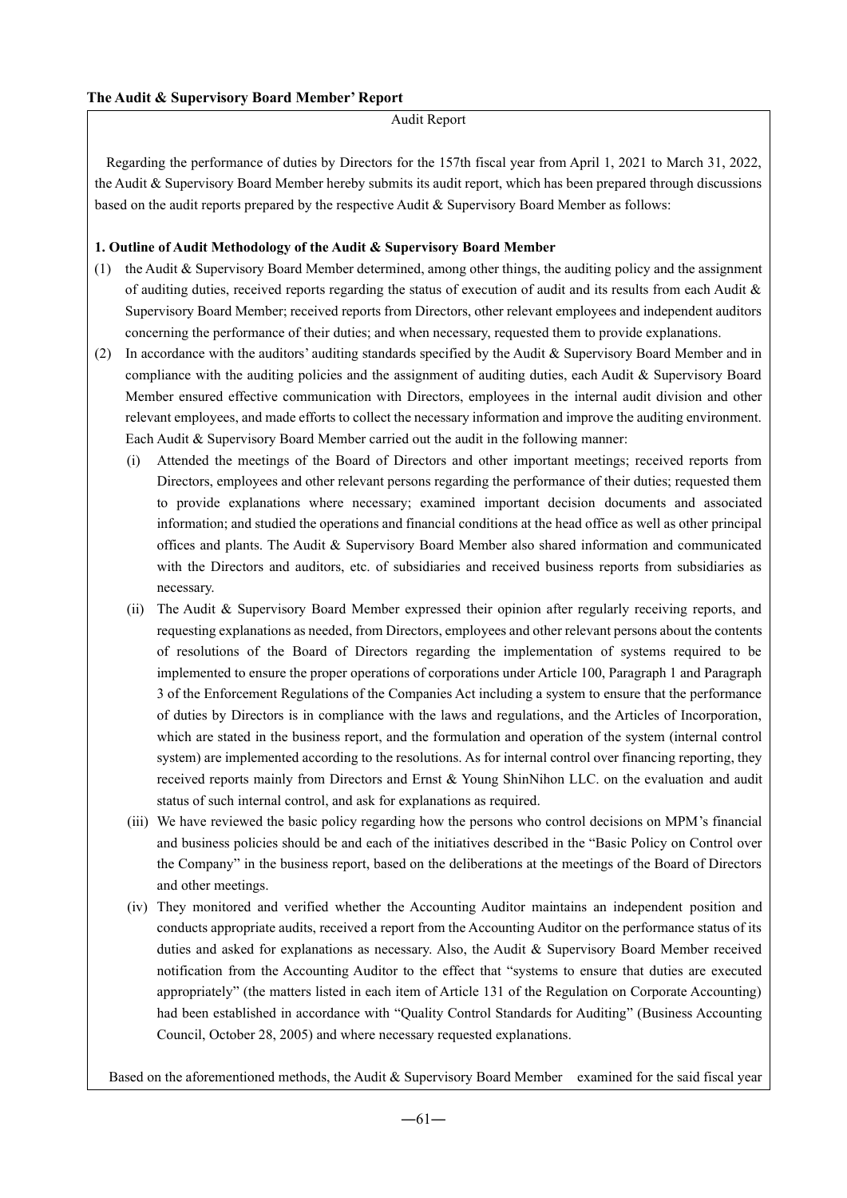**The Audit & Supervisory Board Member' Report**

Audit Report

Regarding the performance of duties by Directors for the 157th fiscal year from April 1, 2021 to March 31, 2022, the Audit & Supervisory Board Member hereby submits its audit report, which has been prepared through discussions based on the audit reports prepared by the respective Audit & Supervisory Board Member as follows:

**1. Outline of Audit Methodology of the Audit & Supervisory Board Member**

(1) the Audit & Supervisory Board Member determined, among other things, the auditing policy and the assignment of auditing duties, received reports regarding the status of execution of audit and its results from each Audit & Supervisory Board Member; received reports from Directors, other relevant employees and independent auditors concerning the performance of their duties; and when necessary, requested them to provide explanations.

(2) In accordance with the auditors' auditing standards specified by the Audit & Supervisory Board Member and in compliance with the auditing policies and the assignment of auditing duties, each Audit & Supervisory Board Member ensured effective communication with Directors, employees in the internal audit division and other relevant employees, and made efforts to collect the necessary information and improve the auditing environment. Each Audit & Supervisory Board Member carried out the audit in the following manner:

(i) Attended the meetings of the Board of Directors and other important meetings; received reports from Directors, employees and other relevant persons regarding the performance of their duties; requested them to provide explanations where necessary; examined important decision documents and associated information; and studied the operations and financial conditions at the head office as well as other principal offices and plants. The Audit & Supervisory Board Member also shared information and communicated with the Directors and auditors, etc. of subsidiaries and received business reports from subsidiaries as necessary.

(ii) The Audit & Supervisory Board Member expressed their opinion after regularly receiving reports, and requesting explanations as needed, from Directors, employees and other relevant persons about the contents of resolutions of the Board of Directors regarding the implementation of systems required to be implemented to ensure the proper operations of corporations under Article 100, Paragraph 1 and Paragraph 3 of the Enforcement Regulations of the Companies Act including a system to ensure that the performance of duties by Directors is in compliance with the laws and regulations, and the Articles of Incorporation, which are stated in the business report, and the formulation and operation of the system (internal control system) are implemented according to the resolutions. As for internal control over financing reporting, they received reports mainly from Directors and Ernst & Young ShinNihon LLC. on the evaluation and audit status of such internal control, and ask for explanations as required.

(iii) We have reviewed the basic policy regarding how the persons who control decisions on MPM's financial and business policies should be and each of the initiatives described in the "Basic Policy on Control over the Company" in the business report, based on the deliberations at the meetings of the Board of Directors and other meetings.

(iv) They monitored and verified whether the Accounting Auditor maintains an independent position and conducts appropriate audits, received a report from the Accounting Auditor on the performance status of its duties and asked for explanations as necessary. Also, the Audit & Supervisory Board Member received notification from the Accounting Auditor to the effect that "systems to ensure that duties are executed appropriately" (the matters listed in each item of Article 131 of the Regulation on Corporate Accounting) had been established in accordance with "Quality Control Standards for Auditing" (Business Accounting Council, October 28, 2005) and where necessary requested explanations.

Based on the aforementioned methods, the Audit & Supervisory Board Member examined for the said fiscal year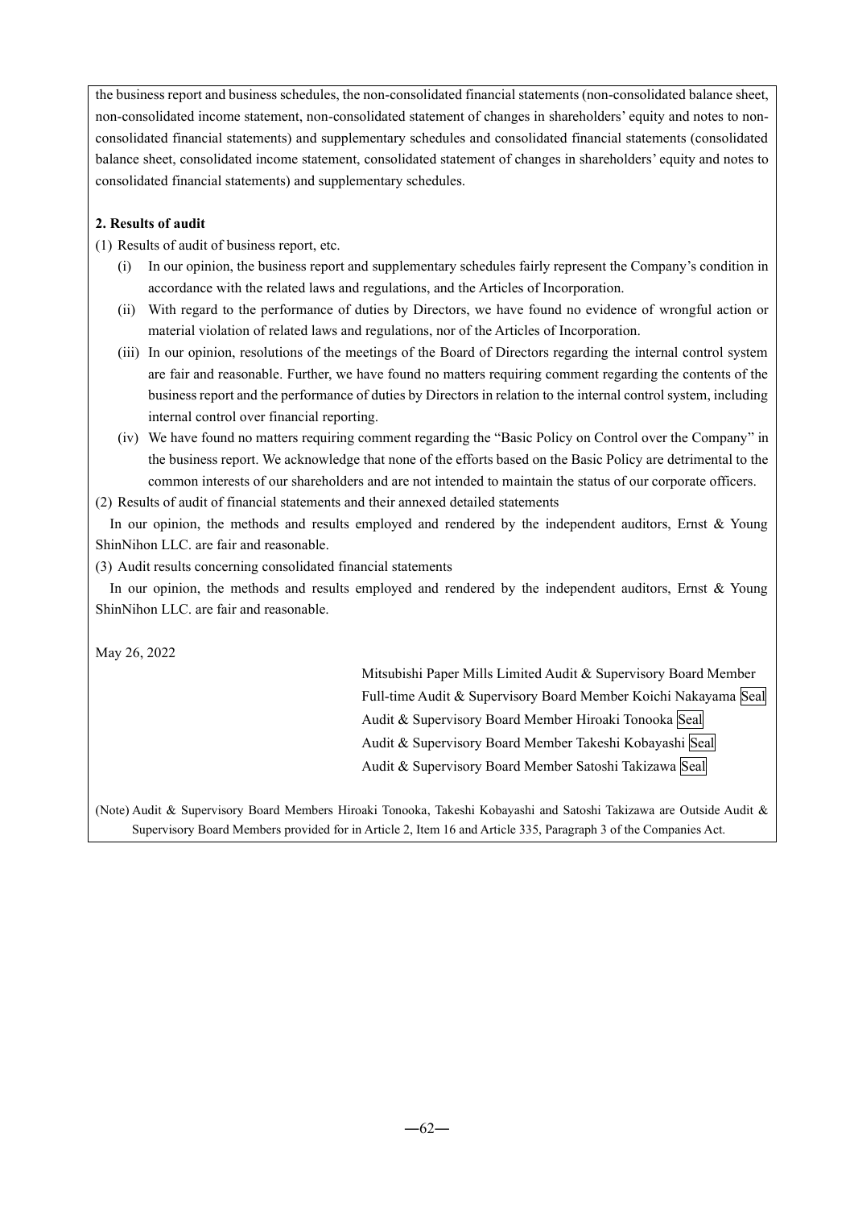the business report and business schedules, the non-consolidated financial statements (non-consolidated balance sheet, non-consolidated income statement, non-consolidated statement of changes in shareholders' equity and notes to non-consolidated financial statements) and supplementary schedules and consolidated financial statements (consolidated balance sheet, consolidated income statement, consolidated statement of changes in shareholders' equity and notes to consolidated financial statements) and supplementary schedules.

**2. Results of audit**

(1) Results of audit of business report, etc.

(i) In our opinion, the business report and supplementary schedules fairly represent the Company's condition in accordance with the related laws and regulations, and the Articles of Incorporation.

(ii) With regard to the performance of duties by Directors, we have found no evidence of wrongful action or material violation of related laws and regulations, nor of the Articles of Incorporation.

(iii) In our opinion, resolutions of the meetings of the Board of Directors regarding the internal control system are fair and reasonable. Further, we have found no matters requiring comment regarding the contents of the business report and the performance of duties by Directors in relation to the internal control system, including internal control over financial reporting.

(iv) We have found no matters requiring comment regarding the "Basic Policy on Control over the Company" in the business report. We acknowledge that none of the efforts based on the Basic Policy are detrimental to the common interests of our shareholders and are not intended to maintain the status of our corporate officers.

(2) Results of audit of financial statements and their annexed detailed statements

In our opinion, the methods and results employed and rendered by the independent auditors, Ernst & Young ShinNihon LLC. are fair and reasonable.

(3) Audit results concerning consolidated financial statements

In our opinion, the methods and results employed and rendered by the independent auditors, Ernst & Young ShinNihon LLC. are fair and reasonable.

May 26, 2022

Mitsubishi Paper Mills Limited Audit & Supervisory Board Member
Full-time Audit & Supervisory Board Member Koichi Nakayama Seal
Audit & Supervisory Board Member Hiroaki Tonooka Seal
Audit & Supervisory Board Member Takeshi Kobayashi Seal
Audit & Supervisory Board Member Satoshi Takizawa Seal

(Note) Audit & Supervisory Board Members Hiroaki Tonooka, Takeshi Kobayashi and Satoshi Takizawa are Outside Audit & Supervisory Board Members provided for in Article 2, Item 16 and Article 335, Paragraph 3 of the Companies Act.